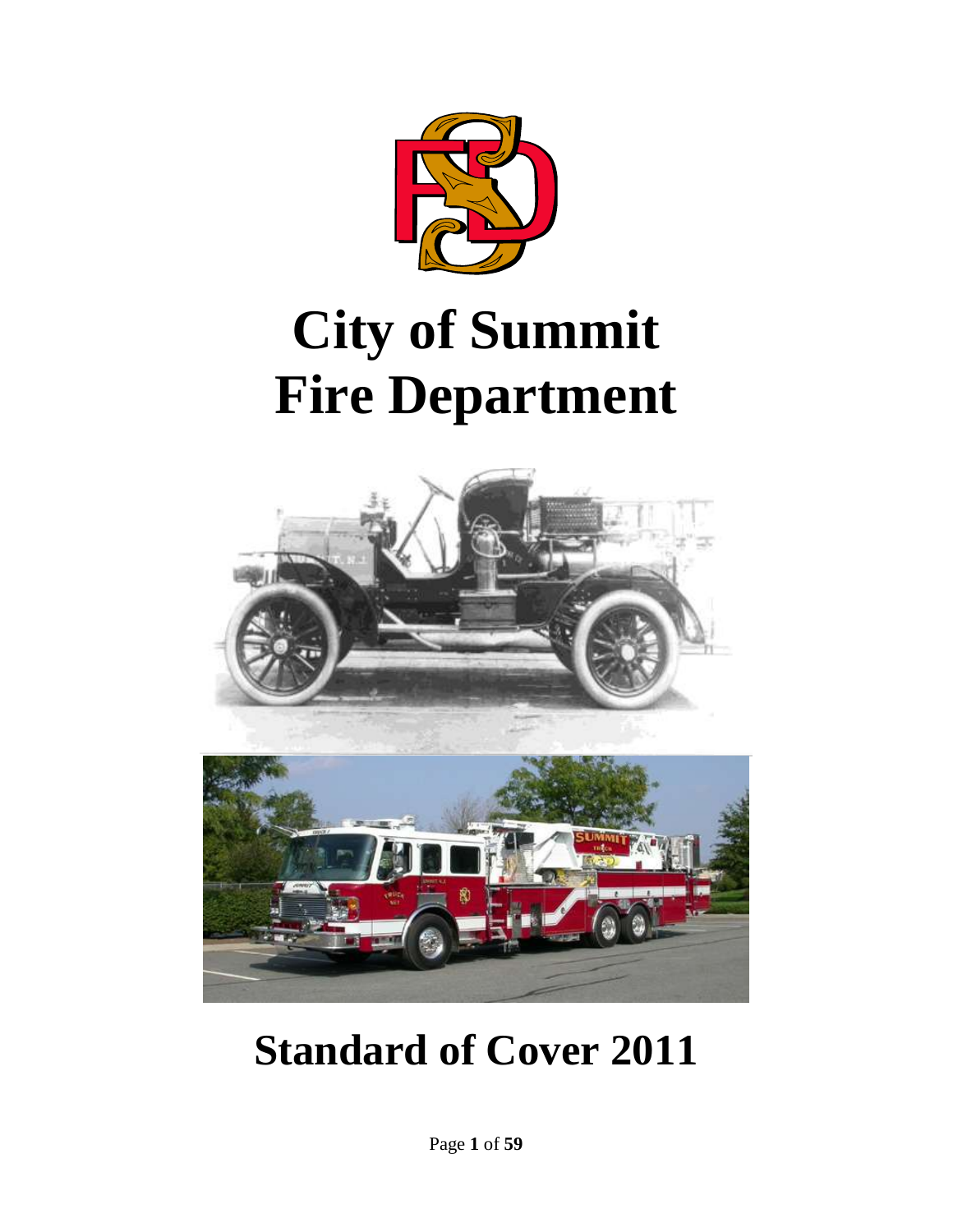# City of Summit Fire Department

# Standard of Cover 2011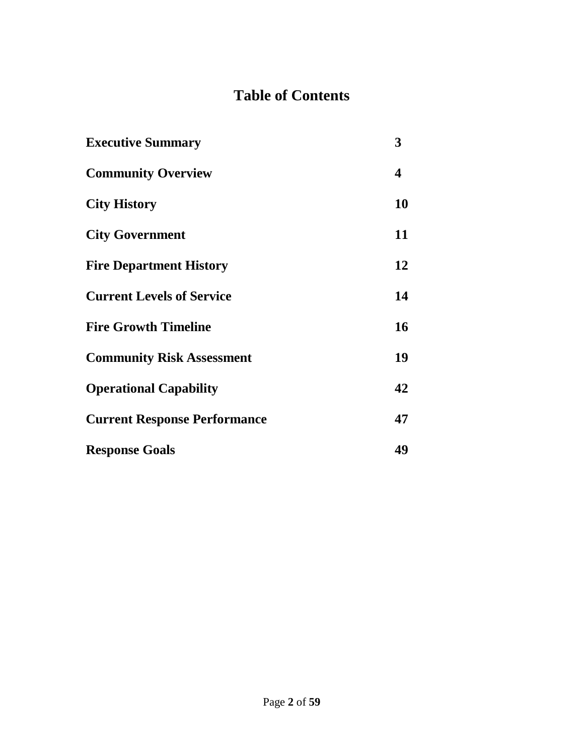# Table of Contents

| | |
|---|---|
| **Executive Summary** | **3** |
| **Community Overview** | **4** |
| **City History** | **10** |
| **City Government** | **11** |
| **Fire Department History** | **12** |
| **Current Levels of Service** | **14** |
| **Fire Growth Timeline** | **16** |
| **Community Risk Assessment** | **19** |
| **Operational Capability** | **42** |
| **Current Response Performance** | **47** |
| **Response Goals** | **49** |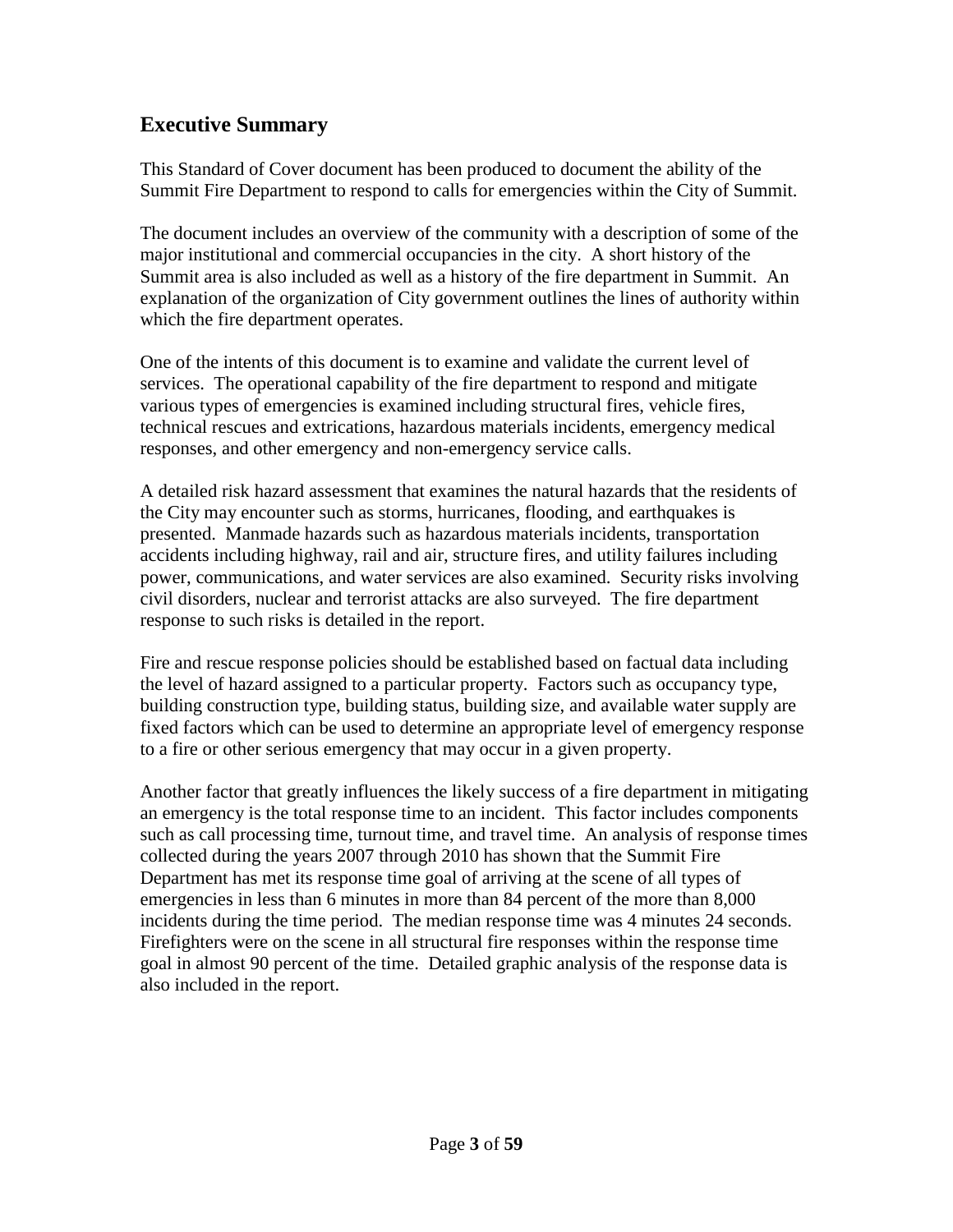## Executive Summary

This Standard of Cover document has been produced to document the ability of the Summit Fire Department to respond to calls for emergencies within the City of Summit.

The document includes an overview of the community with a description of some of the major institutional and commercial occupancies in the city. A short history of the Summit area is also included as well as a history of the fire department in Summit. An explanation of the organization of City government outlines the lines of authority within which the fire department operates.

One of the intents of this document is to examine and validate the current level of services. The operational capability of the fire department to respond and mitigate various types of emergencies is examined including structural fires, vehicle fires, technical rescues and extrications, hazardous materials incidents, emergency medical responses, and other emergency and non-emergency service calls.

A detailed risk hazard assessment that examines the natural hazards that the residents of the City may encounter such as storms, hurricanes, flooding, and earthquakes is presented. Manmade hazards such as hazardous materials incidents, transportation accidents including highway, rail and air, structure fires, and utility failures including power, communications, and water services are also examined. Security risks involving civil disorders, nuclear and terrorist attacks are also surveyed. The fire department response to such risks is detailed in the report.

Fire and rescue response policies should be established based on factual data including the level of hazard assigned to a particular property. Factors such as occupancy type, building construction type, building status, building size, and available water supply are fixed factors which can be used to determine an appropriate level of emergency response to a fire or other serious emergency that may occur in a given property.

Another factor that greatly influences the likely success of a fire department in mitigating an emergency is the total response time to an incident. This factor includes components such as call processing time, turnout time, and travel time. An analysis of response times collected during the years 2007 through 2010 has shown that the Summit Fire Department has met its response time goal of arriving at the scene of all types of emergencies in less than 6 minutes in more than 84 percent of the more than 8,000 incidents during the time period. The median response time was 4 minutes 24 seconds. Firefighters were on the scene in all structural fire responses within the response time goal in almost 90 percent of the time. Detailed graphic analysis of the response data is also included in the report.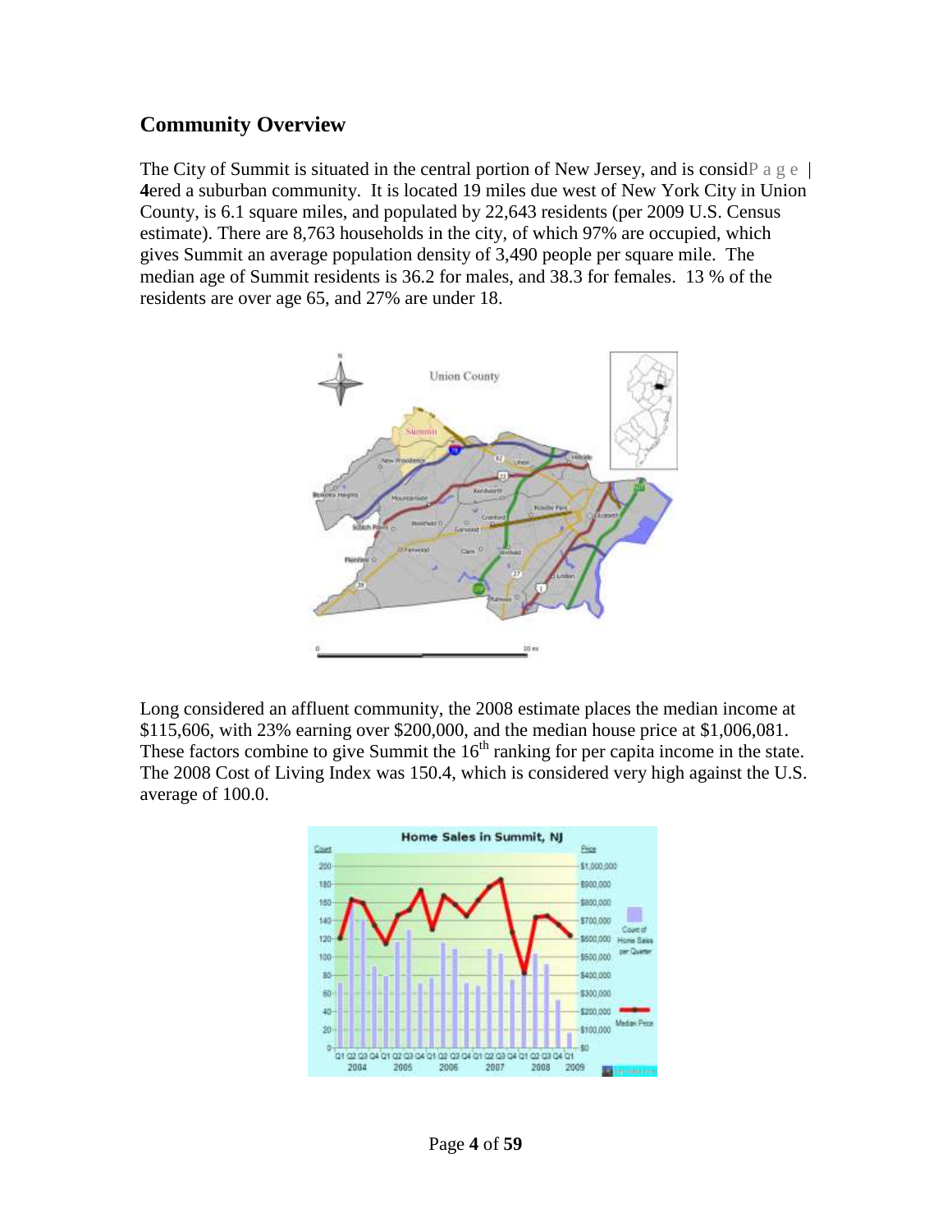## Community Overview

The City of Summit is situated in the central portion of New Jersey, and is considered a suburban community. It is located 19 miles due west of New York City in Union County, is 6.1 square miles, and populated by 22,643 residents (per 2009 U.S. Census estimate). There are 8,763 households in the city, of which 97% are occupied, which gives Summit an average population density of 3,490 people per square mile. The median age of Summit residents is 36.2 for males, and 38.3 for females. 13 % of the residents are over age 65, and 27% are under 18.

Union County

Summit

Long considered an affluent community, the 2008 estimate places the median income at $115,606, with 23% earning over $200,000, and the median house price at $1,006,081. These factors combine to give Summit the 16th ranking for per capita income in the state. The 2008 Cost of Living Index was 150.4, which is considered very high against the U.S. average of 100.0.

Home Sales in Summit, NJ

Count

Price

Count of Home Sales per Quarter

Median Price

2004 2005 2006 2007 2008 2009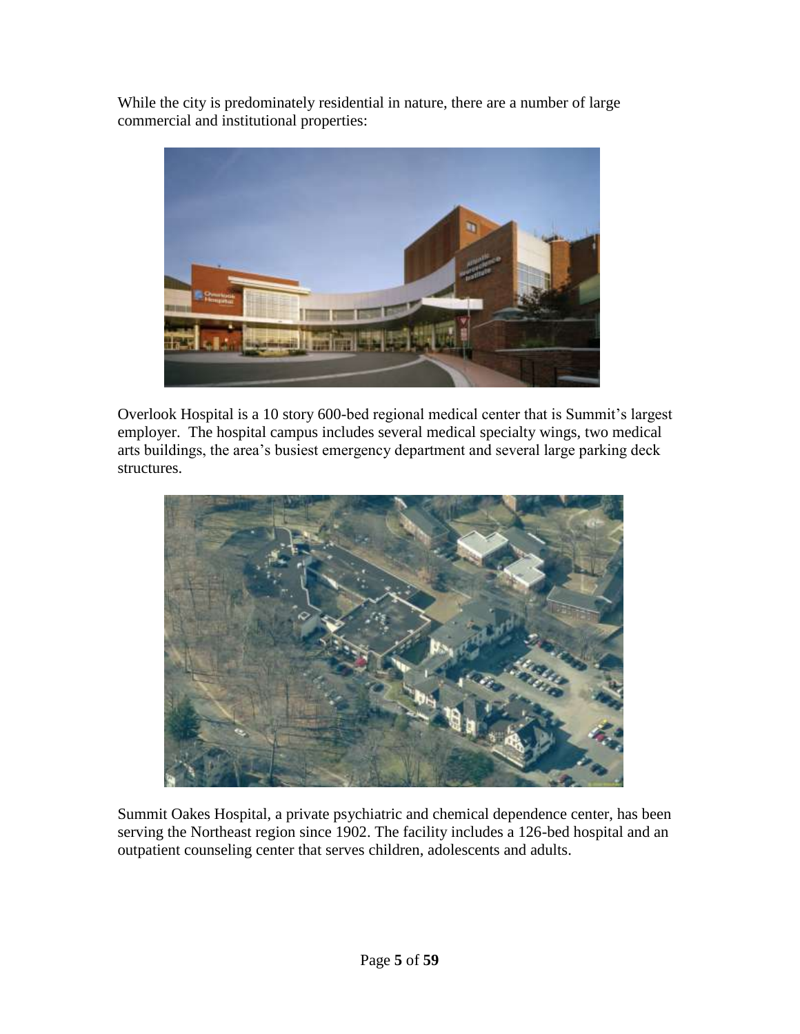While the city is predominately residential in nature, there are a number of large commercial and institutional properties:

Overlook Hospital is a 10 story 600-bed regional medical center that is Summit's largest employer. The hospital campus includes several medical specialty wings, two medical arts buildings, the area's busiest emergency department and several large parking deck structures.

Summit Oakes Hospital, a private psychiatric and chemical dependence center, has been serving the Northeast region since 1902. The facility includes a 126-bed hospital and an outpatient counseling center that serves children, adolescents and adults.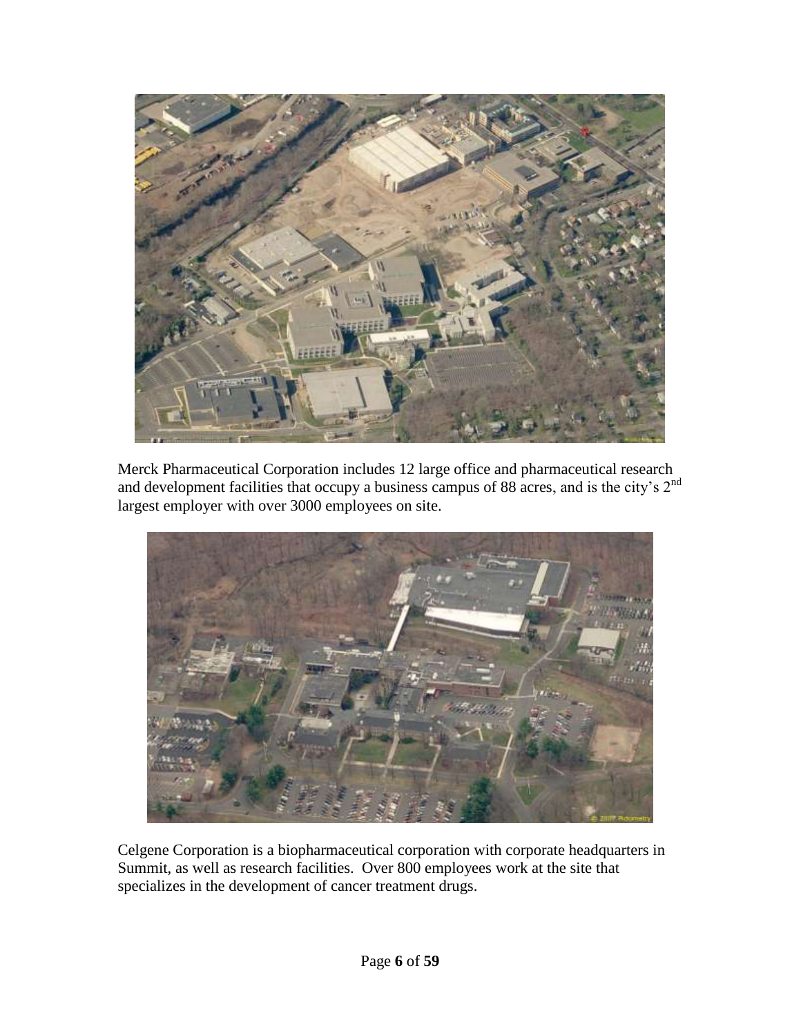Merck Pharmaceutical Corporation includes 12 large office and pharmaceutical research and development facilities that occupy a business campus of 88 acres, and is the city's 2nd largest employer with over 3000 employees on site.

Celgene Corporation is a biopharmaceutical corporation with corporate headquarters in Summit, as well as research facilities. Over 800 employees work at the site that specializes in the development of cancer treatment drugs.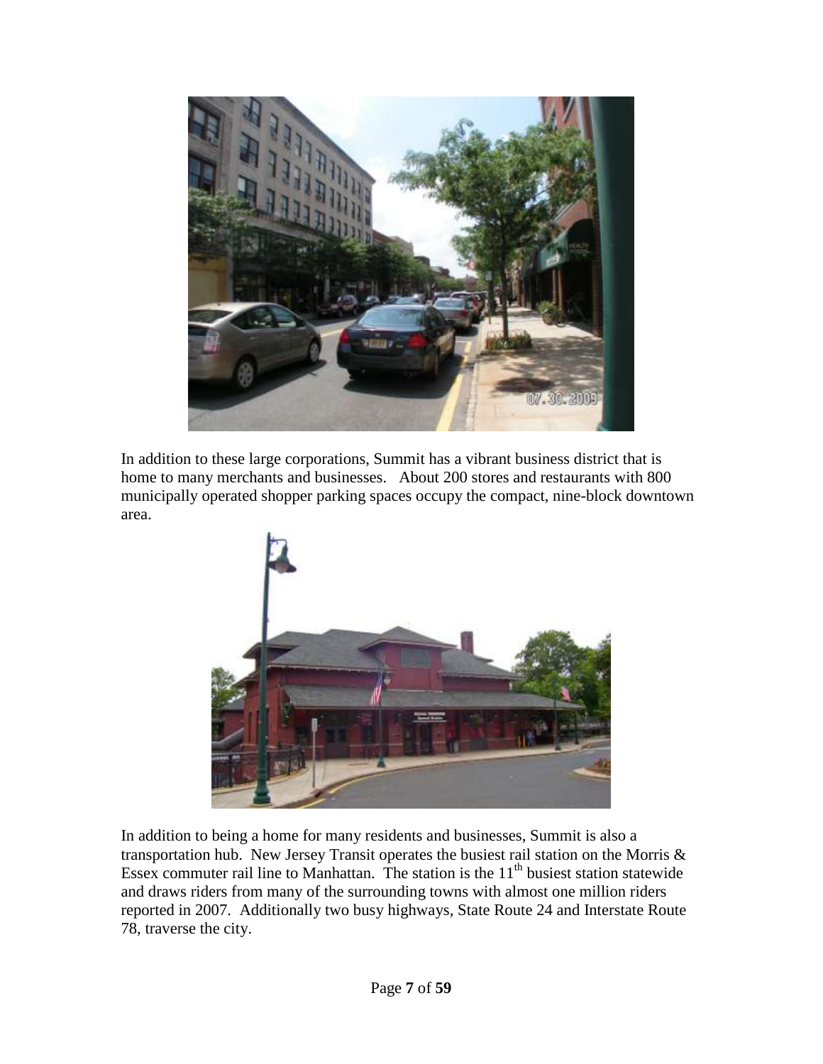In addition to these large corporations, Summit has a vibrant business district that is home to many merchants and businesses. About 200 stores and restaurants with 800 municipally operated shopper parking spaces occupy the compact, nine-block downtown area.

In addition to being a home for many residents and businesses, Summit is also a transportation hub. New Jersey Transit operates the busiest rail station on the Morris & Essex commuter rail line to Manhattan. The station is the 11th busiest station statewide and draws riders from many of the surrounding towns with almost one million riders reported in 2007. Additionally two busy highways, State Route 24 and Interstate Route 78, traverse the city.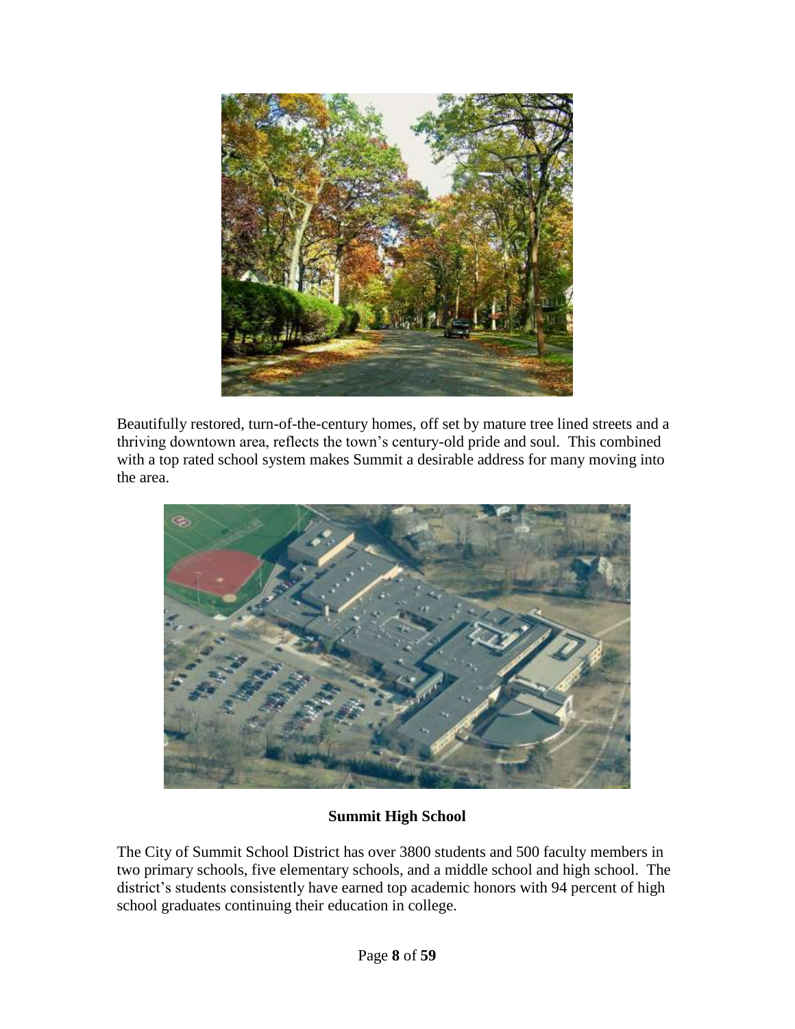Beautifully restored, turn-of-the-century homes, off set by mature tree lined streets and a thriving downtown area, reflects the town's century-old pride and soul. This combined with a top rated school system makes Summit a desirable address for many moving into the area.

**Summit High School**

The City of Summit School District has over 3800 students and 500 faculty members in two primary schools, five elementary schools, and a middle school and high school. The district's students consistently have earned top academic honors with 94 percent of high school graduates continuing their education in college.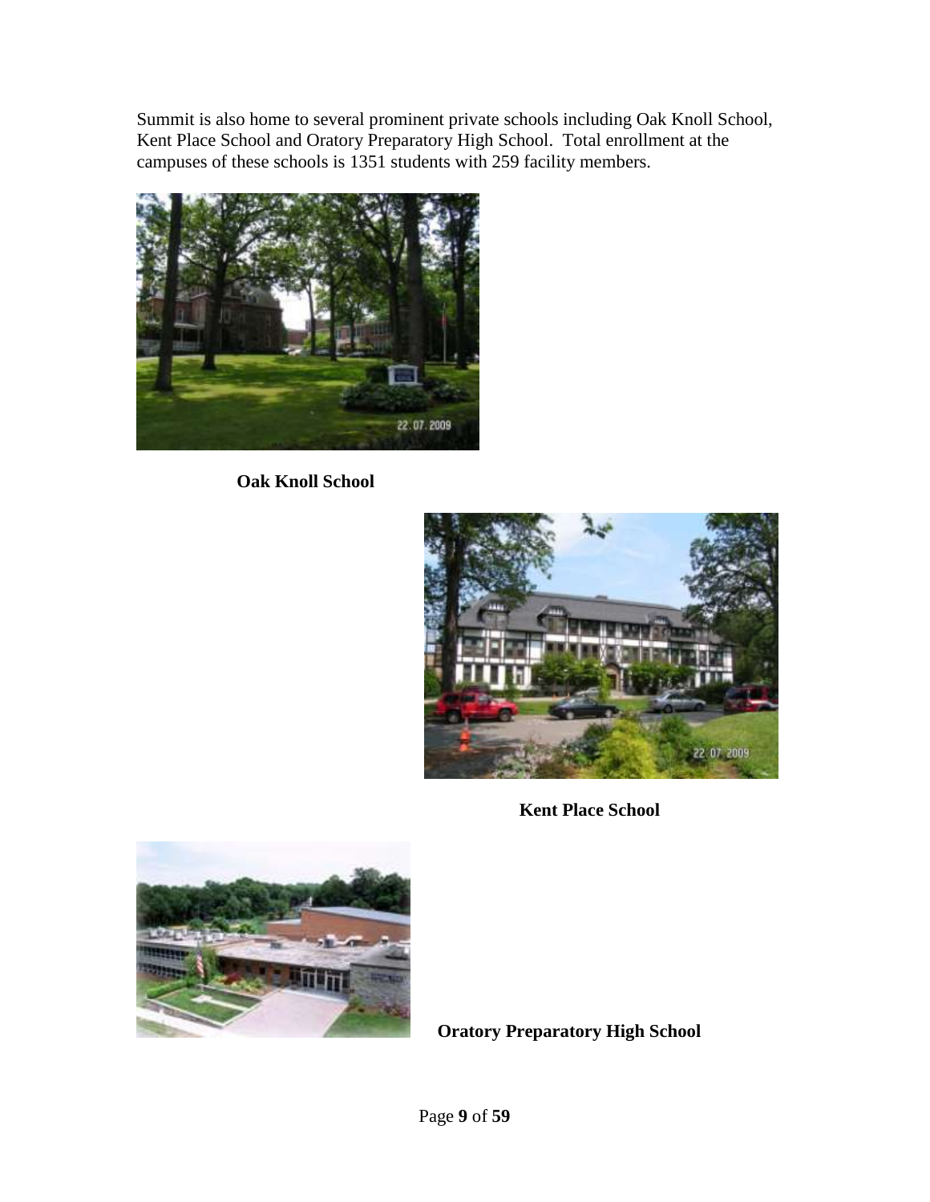Summit is also home to several prominent private schools including Oak Knoll School, Kent Place School and Oratory Preparatory High School. Total enrollment at the campuses of these schools is 1351 students with 259 facility members.

**Oak Knoll School**

**Kent Place School**

**Oratory Preparatory High School**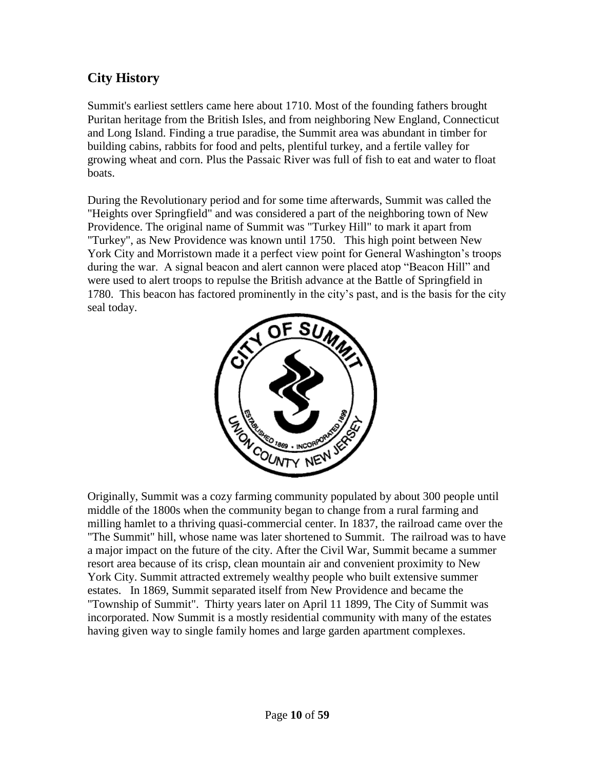## City History

Summit's earliest settlers came here about 1710. Most of the founding fathers brought Puritan heritage from the British Isles, and from neighboring New England, Connecticut and Long Island. Finding a true paradise, the Summit area was abundant in timber for building cabins, rabbits for food and pelts, plentiful turkey, and a fertile valley for growing wheat and corn. Plus the Passaic River was full of fish to eat and water to float boats.

During the Revolutionary period and for some time afterwards, Summit was called the "Heights over Springfield" and was considered a part of the neighboring town of New Providence. The original name of Summit was "Turkey Hill" to mark it apart from "Turkey", as New Providence was known until 1750. This high point between New York City and Morristown made it a perfect view point for General Washington's troops during the war. A signal beacon and alert cannon were placed atop "Beacon Hill" and were used to alert troops to repulse the British advance at the Battle of Springfield in 1780. This beacon has factored prominently in the city's past, and is the basis for the city seal today.

CITY OF SUMMIT

ESTABLISHED 1869 • INCORPORATED 1899

UNION COUNTY NEW JERSEY

Originally, Summit was a cozy farming community populated by about 300 people until middle of the 1800s when the community began to change from a rural farming and milling hamlet to a thriving quasi-commercial center. In 1837, the railroad came over the "The Summit" hill, whose name was later shortened to Summit. The railroad was to have a major impact on the future of the city. After the Civil War, Summit became a summer resort area because of its crisp, clean mountain air and convenient proximity to New York City. Summit attracted extremely wealthy people who built extensive summer estates. In 1869, Summit separated itself from New Providence and became the "Township of Summit". Thirty years later on April 11 1899, The City of Summit was incorporated. Now Summit is a mostly residential community with many of the estates having given way to single family homes and large garden apartment complexes.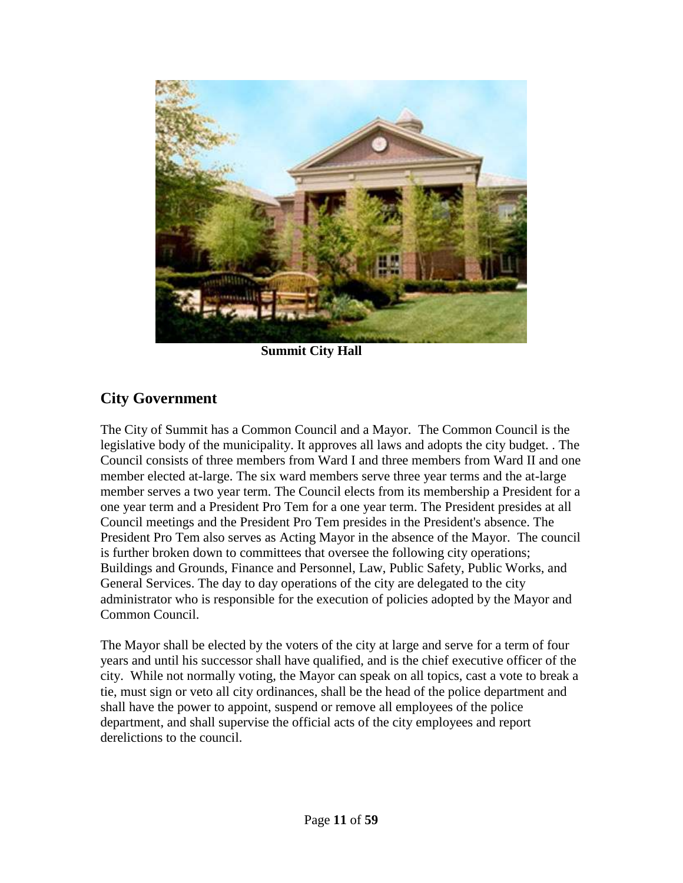Summit City Hall

## City Government

The City of Summit has a Common Council and a Mayor. The Common Council is the legislative body of the municipality. It approves all laws and adopts the city budget. . The Council consists of three members from Ward I and three members from Ward II and one member elected at-large. The six ward members serve three year terms and the at-large member serves a two year term. The Council elects from its membership a President for a one year term and a President Pro Tem for a one year term. The President presides at all Council meetings and the President Pro Tem presides in the President's absence. The President Pro Tem also serves as Acting Mayor in the absence of the Mayor. The council is further broken down to committees that oversee the following city operations; Buildings and Grounds, Finance and Personnel, Law, Public Safety, Public Works, and General Services. The day to day operations of the city are delegated to the city administrator who is responsible for the execution of policies adopted by the Mayor and Common Council.

The Mayor shall be elected by the voters of the city at large and serve for a term of four years and until his successor shall have qualified, and is the chief executive officer of the city. While not normally voting, the Mayor can speak on all topics, cast a vote to break a tie, must sign or veto all city ordinances, shall be the head of the police department and shall have the power to appoint, suspend or remove all employees of the police department, and shall supervise the official acts of the city employees and report derelictions to the council.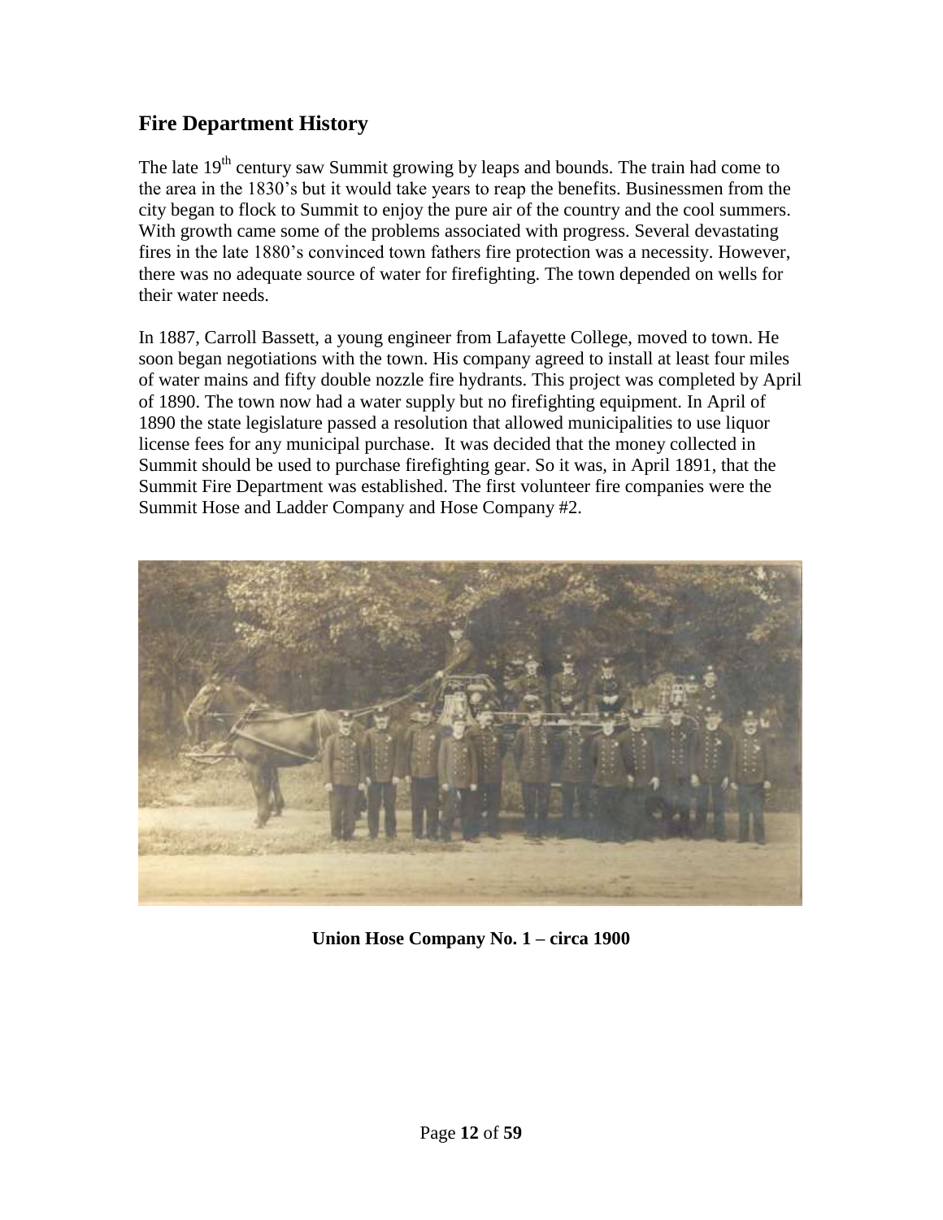## Fire Department History

The late 19th century saw Summit growing by leaps and bounds. The train had come to the area in the 1830's but it would take years to reap the benefits. Businessmen from the city began to flock to Summit to enjoy the pure air of the country and the cool summers. With growth came some of the problems associated with progress. Several devastating fires in the late 1880's convinced town fathers fire protection was a necessity. However, there was no adequate source of water for firefighting. The town depended on wells for their water needs.

In 1887, Carroll Bassett, a young engineer from Lafayette College, moved to town. He soon began negotiations with the town. His company agreed to install at least four miles of water mains and fifty double nozzle fire hydrants. This project was completed by April of 1890. The town now had a water supply but no firefighting equipment. In April of 1890 the state legislature passed a resolution that allowed municipalities to use liquor license fees for any municipal purchase. It was decided that the money collected in Summit should be used to purchase firefighting gear. So it was, in April 1891, that the Summit Fire Department was established. The first volunteer fire companies were the Summit Hose and Ladder Company and Hose Company #2.

**Union Hose Company No. 1 – circa 1900**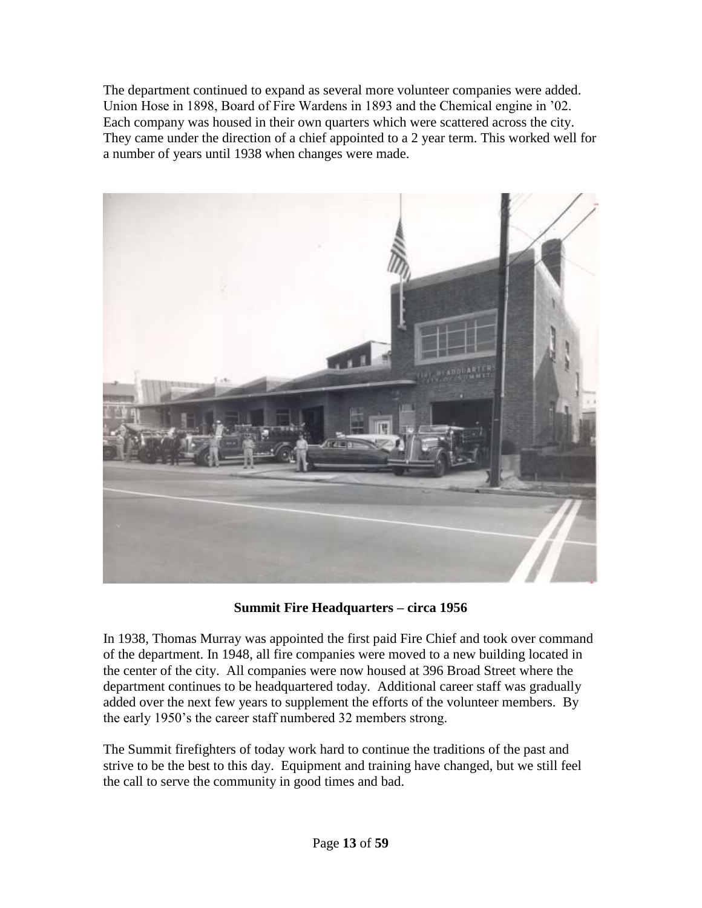The department continued to expand as several more volunteer companies were added. Union Hose in 1898, Board of Fire Wardens in 1893 and the Chemical engine in '02. Each company was housed in their own quarters which were scattered across the city. They came under the direction of a chief appointed to a 2 year term. This worked well for a number of years until 1938 when changes were made.

**Summit Fire Headquarters – circa 1956**

In 1938, Thomas Murray was appointed the first paid Fire Chief and took over command of the department. In 1948, all fire companies were moved to a new building located in the center of the city. All companies were now housed at 396 Broad Street where the department continues to be headquartered today. Additional career staff was gradually added over the next few years to supplement the efforts of the volunteer members. By the early 1950's the career staff numbered 32 members strong.

The Summit firefighters of today work hard to continue the traditions of the past and strive to be the best to this day. Equipment and training have changed, but we still feel the call to serve the community in good times and bad.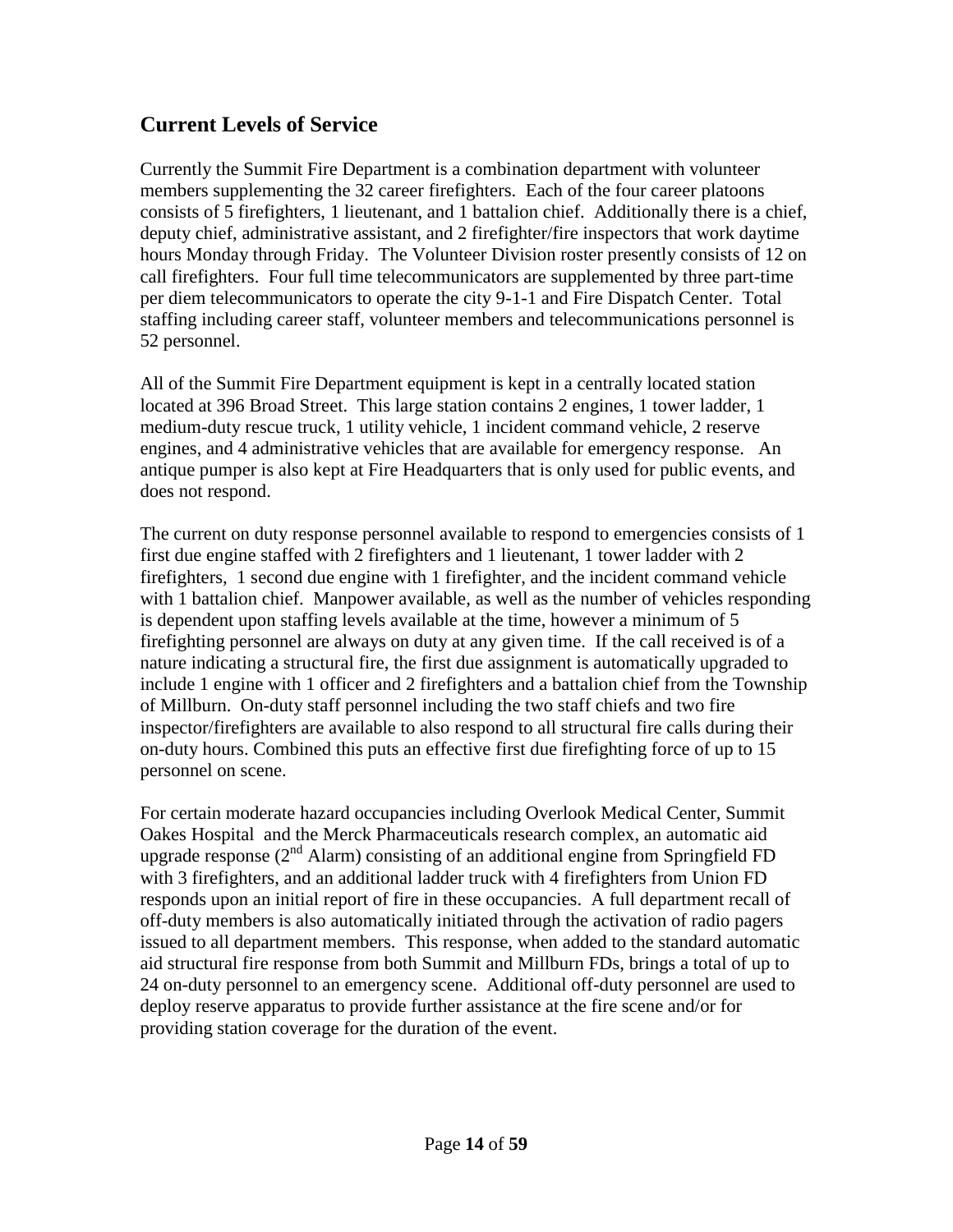## Current Levels of Service

Currently the Summit Fire Department is a combination department with volunteer members supplementing the 32 career firefighters. Each of the four career platoons consists of 5 firefighters, 1 lieutenant, and 1 battalion chief. Additionally there is a chief, deputy chief, administrative assistant, and 2 firefighter/fire inspectors that work daytime hours Monday through Friday. The Volunteer Division roster presently consists of 12 on call firefighters. Four full time telecommunicators are supplemented by three part-time per diem telecommunicators to operate the city 9-1-1 and Fire Dispatch Center. Total staffing including career staff, volunteer members and telecommunications personnel is 52 personnel.

All of the Summit Fire Department equipment is kept in a centrally located station located at 396 Broad Street. This large station contains 2 engines, 1 tower ladder, 1 medium-duty rescue truck, 1 utility vehicle, 1 incident command vehicle, 2 reserve engines, and 4 administrative vehicles that are available for emergency response. An antique pumper is also kept at Fire Headquarters that is only used for public events, and does not respond.

The current on duty response personnel available to respond to emergencies consists of 1 first due engine staffed with 2 firefighters and 1 lieutenant, 1 tower ladder with 2 firefighters, 1 second due engine with 1 firefighter, and the incident command vehicle with 1 battalion chief. Manpower available, as well as the number of vehicles responding is dependent upon staffing levels available at the time, however a minimum of 5 firefighting personnel are always on duty at any given time. If the call received is of a nature indicating a structural fire, the first due assignment is automatically upgraded to include 1 engine with 1 officer and 2 firefighters and a battalion chief from the Township of Millburn. On-duty staff personnel including the two staff chiefs and two fire inspector/firefighters are available to also respond to all structural fire calls during their on-duty hours. Combined this puts an effective first due firefighting force of up to 15 personnel on scene.

For certain moderate hazard occupancies including Overlook Medical Center, Summit Oakes Hospital and the Merck Pharmaceuticals research complex, an automatic aid upgrade response (2nd Alarm) consisting of an additional engine from Springfield FD with 3 firefighters, and an additional ladder truck with 4 firefighters from Union FD responds upon an initial report of fire in these occupancies. A full department recall of off-duty members is also automatically initiated through the activation of radio pagers issued to all department members. This response, when added to the standard automatic aid structural fire response from both Summit and Millburn FDs, brings a total of up to 24 on-duty personnel to an emergency scene. Additional off-duty personnel are used to deploy reserve apparatus to provide further assistance at the fire scene and/or for providing station coverage for the duration of the event.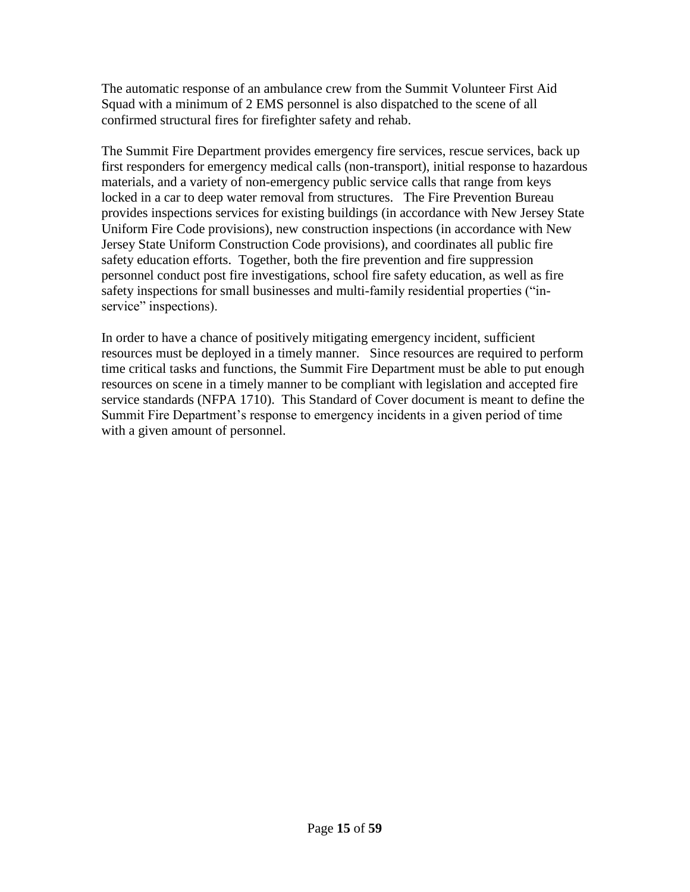The automatic response of an ambulance crew from the Summit Volunteer First Aid Squad with a minimum of 2 EMS personnel is also dispatched to the scene of all confirmed structural fires for firefighter safety and rehab.

The Summit Fire Department provides emergency fire services, rescue services, back up first responders for emergency medical calls (non-transport), initial response to hazardous materials, and a variety of non-emergency public service calls that range from keys locked in a car to deep water removal from structures. The Fire Prevention Bureau provides inspections services for existing buildings (in accordance with New Jersey State Uniform Fire Code provisions), new construction inspections (in accordance with New Jersey State Uniform Construction Code provisions), and coordinates all public fire safety education efforts. Together, both the fire prevention and fire suppression personnel conduct post fire investigations, school fire safety education, as well as fire safety inspections for small businesses and multi-family residential properties ("in-service" inspections).

In order to have a chance of positively mitigating emergency incident, sufficient resources must be deployed in a timely manner. Since resources are required to perform time critical tasks and functions, the Summit Fire Department must be able to put enough resources on scene in a timely manner to be compliant with legislation and accepted fire service standards (NFPA 1710). This Standard of Cover document is meant to define the Summit Fire Department's response to emergency incidents in a given period of time with a given amount of personnel.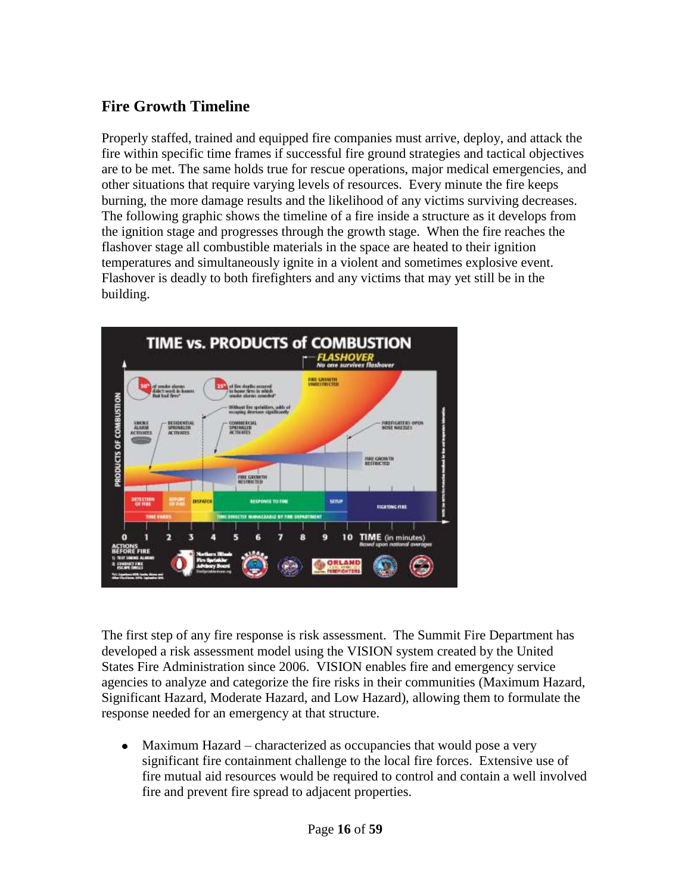## Fire Growth Timeline

Properly staffed, trained and equipped fire companies must arrive, deploy, and attack the fire within specific time frames if successful fire ground strategies and tactical objectives are to be met. The same holds true for rescue operations, major medical emergencies, and other situations that require varying levels of resources. Every minute the fire keeps burning, the more damage results and the likelihood of any victims surviving decreases. The following graphic shows the timeline of a fire inside a structure as it develops from the ignition stage and progresses through the growth stage. When the fire reaches the flashover stage all combustible materials in the space are heated to their ignition temperatures and simultaneously ignite in a violent and sometimes explosive event. Flashover is deadly to both firefighters and any victims that may yet still be in the building.

TIME vs. PRODUCTS of COMBUSTION

FLASHOVER

No one survives flashover

PRODUCTS OF COMBUSTION

SMOKE ALARM ACTIVATES

RESIDENTIAL SPRINKLER ACTIVATES

COMMERCIAL SPRINKLER ACTIVATES

FIRE GROWTH UNRESTRICTED

FIREFIGHTERS OPEN HOSE NOZZLES

FIRE GROWTH RESTRICTED

DETECTION OF FIRE

REPORT OF FIRE

DISPATCH

RESPONSE TO FIRE

SETUP

FIGHTING FIRE

TIME VARIES

TIME DIRECTLY MANAGEABLE BY FIRE DEPARTMENT

0 1 2 3 4 5 6 7 8 9 10 TIME (in minutes)

Based upon national averages

ACTIONS BEFORE FIRE

1) TEST SMOKE ALARMS

2) CONDUCT FIRE ESCAPE DRILLS

Northern Illinois Fire Sprinkler Advisory Board

ORLAND

The first step of any fire response is risk assessment. The Summit Fire Department has developed a risk assessment model using the VISION system created by the United States Fire Administration since 2006. VISION enables fire and emergency service agencies to analyze and categorize the fire risks in their communities (Maximum Hazard, Significant Hazard, Moderate Hazard, and Low Hazard), allowing them to formulate the response needed for an emergency at that structure.

- Maximum Hazard – characterized as occupancies that would pose a very significant fire containment challenge to the local fire forces. Extensive use of fire mutual aid resources would be required to control and contain a well involved fire and prevent fire spread to adjacent properties.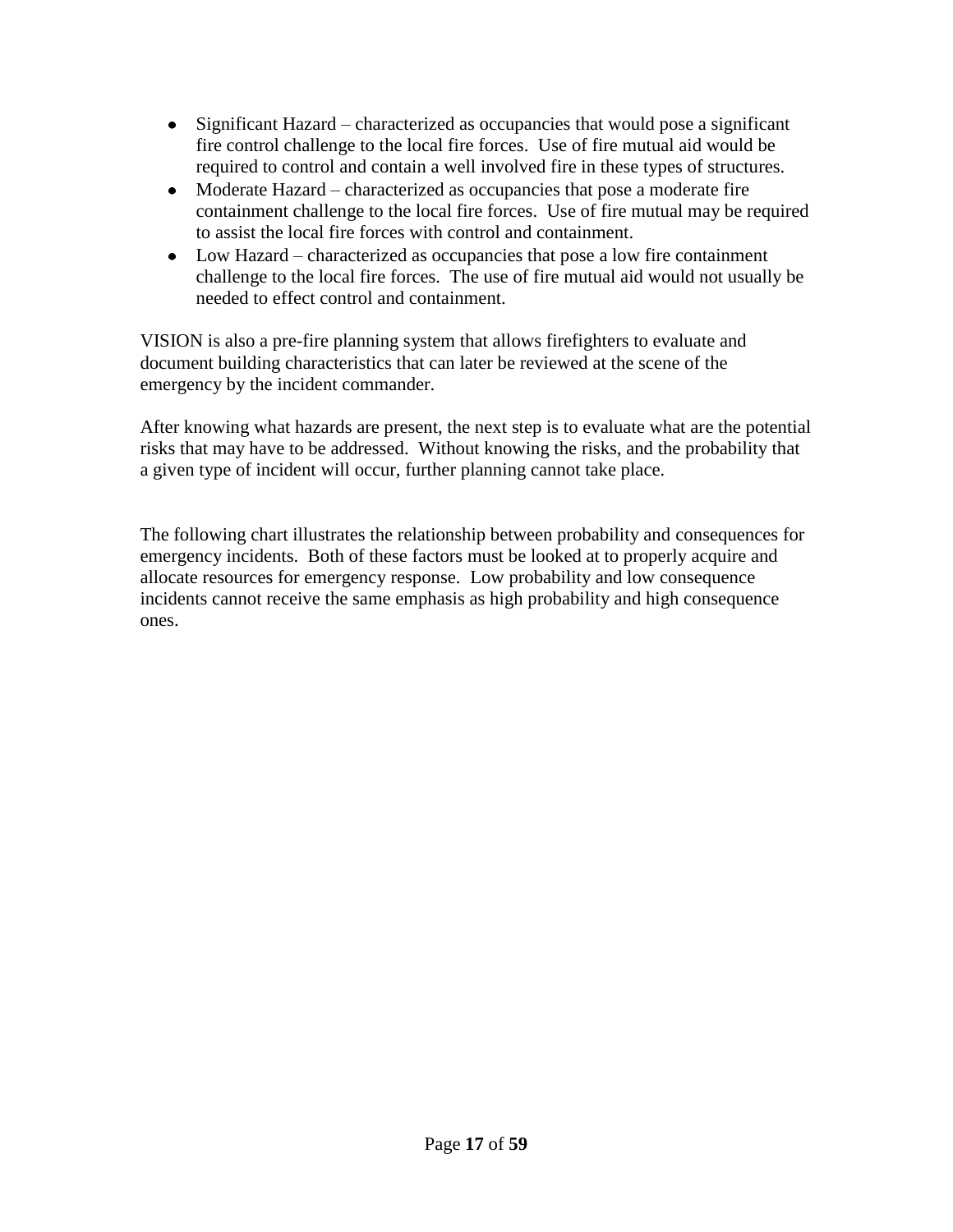- Significant Hazard – characterized as occupancies that would pose a significant fire control challenge to the local fire forces. Use of fire mutual aid would be required to control and contain a well involved fire in these types of structures.
- Moderate Hazard – characterized as occupancies that pose a moderate fire containment challenge to the local fire forces. Use of fire mutual may be required to assist the local fire forces with control and containment.
- Low Hazard – characterized as occupancies that pose a low fire containment challenge to the local fire forces. The use of fire mutual aid would not usually be needed to effect control and containment.

VISION is also a pre-fire planning system that allows firefighters to evaluate and document building characteristics that can later be reviewed at the scene of the emergency by the incident commander.

After knowing what hazards are present, the next step is to evaluate what are the potential risks that may have to be addressed. Without knowing the risks, and the probability that a given type of incident will occur, further planning cannot take place.

The following chart illustrates the relationship between probability and consequences for emergency incidents. Both of these factors must be looked at to properly acquire and allocate resources for emergency response. Low probability and low consequence incidents cannot receive the same emphasis as high probability and high consequence ones.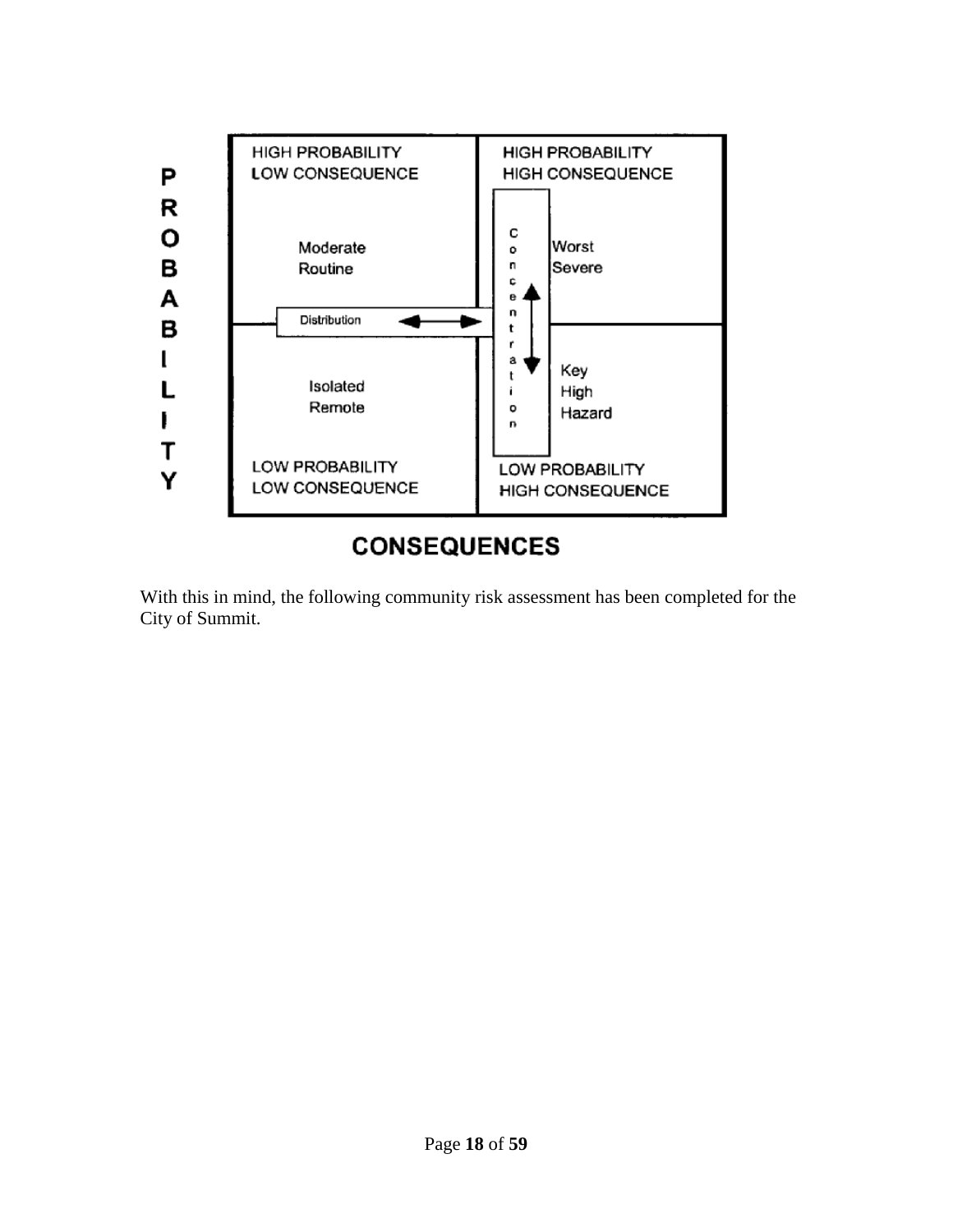PROBABILITY

HIGH PROBABILITY
LOW CONSEQUENCE

Moderate
Routine

HIGH PROBABILITY
HIGH CONSEQUENCE

Worst
Severe

Distribution

Concentration

Isolated
Remote

Key
High
Hazard

LOW PROBABILITY
LOW CONSEQUENCE

LOW PROBABILITY
HIGH CONSEQUENCE

CONSEQUENCES

With this in mind, the following community risk assessment has been completed for the City of Summit.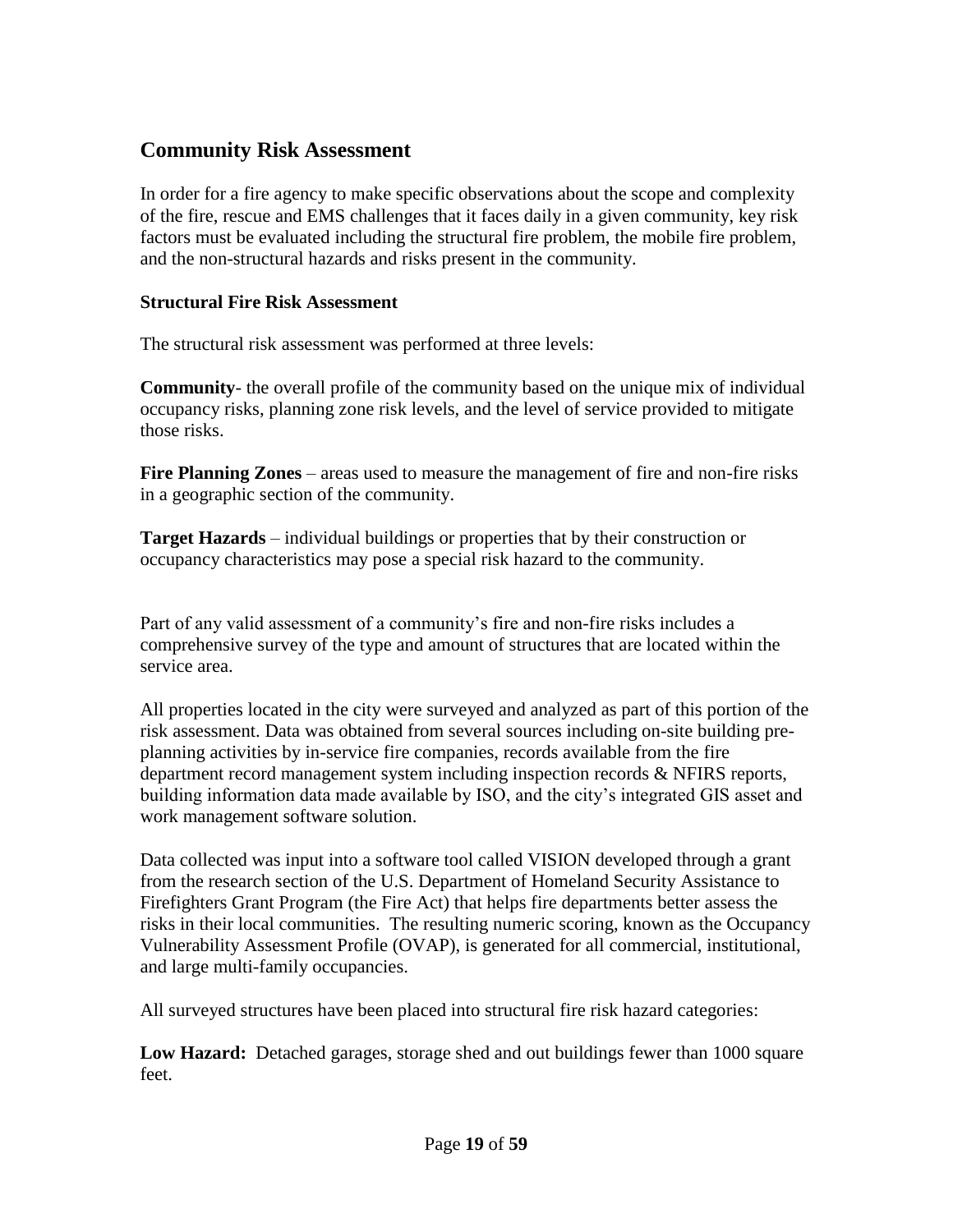## Community Risk Assessment

In order for a fire agency to make specific observations about the scope and complexity of the fire, rescue and EMS challenges that it faces daily in a given community, key risk factors must be evaluated including the structural fire problem, the mobile fire problem, and the non-structural hazards and risks present in the community.

### Structural Fire Risk Assessment

The structural risk assessment was performed at three levels:

**Community**- the overall profile of the community based on the unique mix of individual occupancy risks, planning zone risk levels, and the level of service provided to mitigate those risks.

**Fire Planning Zones** – areas used to measure the management of fire and non-fire risks in a geographic section of the community.

**Target Hazards** – individual buildings or properties that by their construction or occupancy characteristics may pose a special risk hazard to the community.

Part of any valid assessment of a community's fire and non-fire risks includes a comprehensive survey of the type and amount of structures that are located within the service area.

All properties located in the city were surveyed and analyzed as part of this portion of the risk assessment. Data was obtained from several sources including on-site building pre-planning activities by in-service fire companies, records available from the fire department record management system including inspection records & NFIRS reports, building information data made available by ISO, and the city's integrated GIS asset and work management software solution.

Data collected was input into a software tool called VISION developed through a grant from the research section of the U.S. Department of Homeland Security Assistance to Firefighters Grant Program (the Fire Act) that helps fire departments better assess the risks in their local communities. The resulting numeric scoring, known as the Occupancy Vulnerability Assessment Profile (OVAP), is generated for all commercial, institutional, and large multi-family occupancies.

All surveyed structures have been placed into structural fire risk hazard categories:

**Low Hazard:** Detached garages, storage shed and out buildings fewer than 1000 square feet.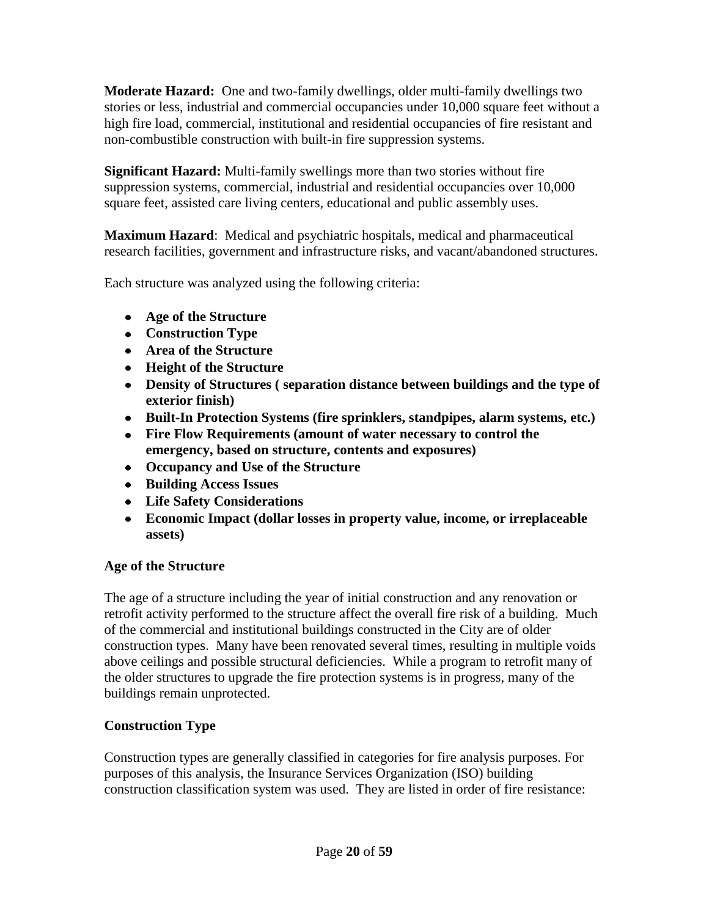**Moderate Hazard:** One and two-family dwellings, older multi-family dwellings two stories or less, industrial and commercial occupancies under 10,000 square feet without a high fire load, commercial, institutional and residential occupancies of fire resistant and non-combustible construction with built-in fire suppression systems.

**Significant Hazard:** Multi-family swellings more than two stories without fire suppression systems, commercial, industrial and residential occupancies over 10,000 square feet, assisted care living centers, educational and public assembly uses.

**Maximum Hazard**: Medical and psychiatric hospitals, medical and pharmaceutical research facilities, government and infrastructure risks, and vacant/abandoned structures.

Each structure was analyzed using the following criteria:

- **Age of the Structure**
- **Construction Type**
- **Area of the Structure**
- **Height of the Structure**
- **Density of Structures ( separation distance between buildings and the type of exterior finish)**
- **Built-In Protection Systems (fire sprinklers, standpipes, alarm systems, etc.)**
- **Fire Flow Requirements (amount of water necessary to control the emergency, based on structure, contents and exposures)**
- **Occupancy and Use of the Structure**
- **Building Access Issues**
- **Life Safety Considerations**
- **Economic Impact (dollar losses in property value, income, or irreplaceable assets)**

### Age of the Structure

The age of a structure including the year of initial construction and any renovation or retrofit activity performed to the structure affect the overall fire risk of a building. Much of the commercial and institutional buildings constructed in the City are of older construction types. Many have been renovated several times, resulting in multiple voids above ceilings and possible structural deficiencies. While a program to retrofit many of the older structures to upgrade the fire protection systems is in progress, many of the buildings remain unprotected.

### Construction Type

Construction types are generally classified in categories for fire analysis purposes. For purposes of this analysis, the Insurance Services Organization (ISO) building construction classification system was used. They are listed in order of fire resistance: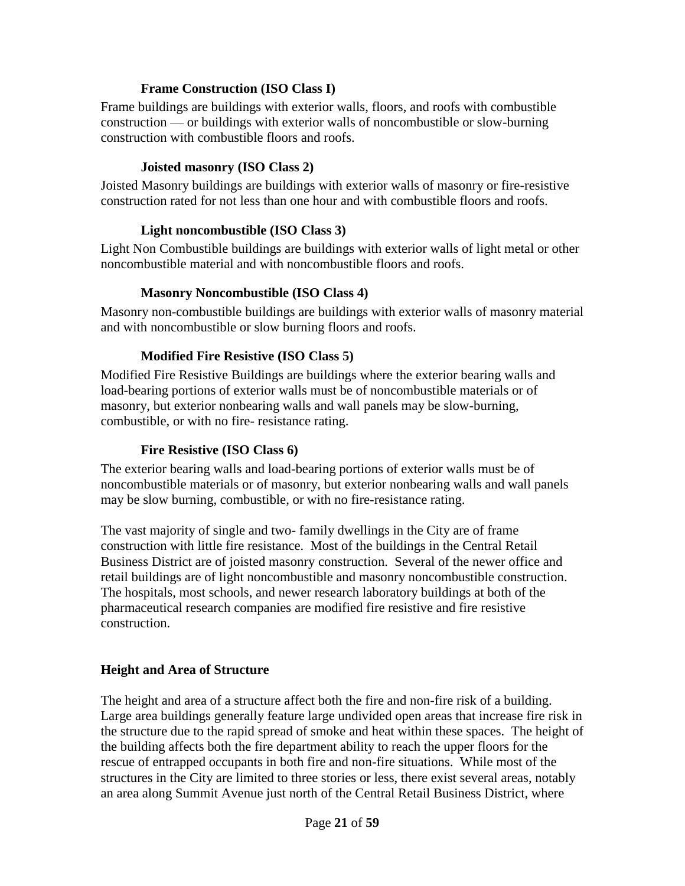### Frame Construction (ISO Class I)

Frame buildings are buildings with exterior walls, floors, and roofs with combustible construction — or buildings with exterior walls of noncombustible or slow-burning construction with combustible floors and roofs.

### Joisted masonry (ISO Class 2)

Joisted Masonry buildings are buildings with exterior walls of masonry or fire-resistive construction rated for not less than one hour and with combustible floors and roofs.

### Light noncombustible (ISO Class 3)

Light Non Combustible buildings are buildings with exterior walls of light metal or other noncombustible material and with noncombustible floors and roofs.

### Masonry Noncombustible (ISO Class 4)

Masonry non-combustible buildings are buildings with exterior walls of masonry material and with noncombustible or slow burning floors and roofs.

### Modified Fire Resistive (ISO Class 5)

Modified Fire Resistive Buildings are buildings where the exterior bearing walls and load-bearing portions of exterior walls must be of noncombustible materials or of masonry, but exterior nonbearing walls and wall panels may be slow-burning, combustible, or with no fire- resistance rating.

### Fire Resistive (ISO Class 6)

The exterior bearing walls and load-bearing portions of exterior walls must be of noncombustible materials or of masonry, but exterior nonbearing walls and wall panels may be slow burning, combustible, or with no fire-resistance rating.

The vast majority of single and two- family dwellings in the City are of frame construction with little fire resistance. Most of the buildings in the Central Retail Business District are of joisted masonry construction. Several of the newer office and retail buildings are of light noncombustible and masonry noncombustible construction. The hospitals, most schools, and newer research laboratory buildings at both of the pharmaceutical research companies are modified fire resistive and fire resistive construction.

## Height and Area of Structure

The height and area of a structure affect both the fire and non-fire risk of a building. Large area buildings generally feature large undivided open areas that increase fire risk in the structure due to the rapid spread of smoke and heat within these spaces. The height of the building affects both the fire department ability to reach the upper floors for the rescue of entrapped occupants in both fire and non-fire situations. While most of the structures in the City are limited to three stories or less, there exist several areas, notably an area along Summit Avenue just north of the Central Retail Business District, where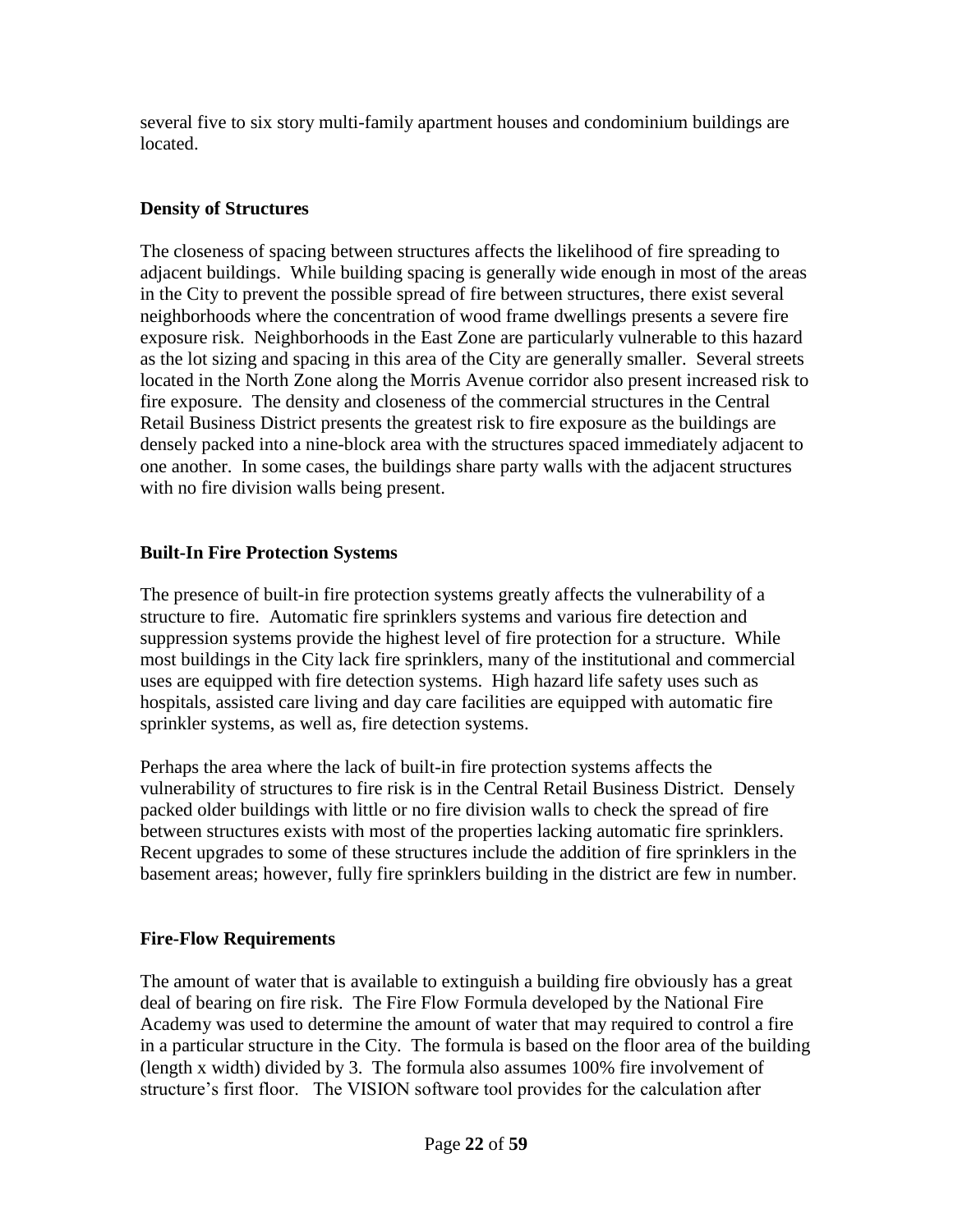several five to six story multi-family apartment houses and condominium buildings are located.

## Density of Structures

The closeness of spacing between structures affects the likelihood of fire spreading to adjacent buildings. While building spacing is generally wide enough in most of the areas in the City to prevent the possible spread of fire between structures, there exist several neighborhoods where the concentration of wood frame dwellings presents a severe fire exposure risk. Neighborhoods in the East Zone are particularly vulnerable to this hazard as the lot sizing and spacing in this area of the City are generally smaller. Several streets located in the North Zone along the Morris Avenue corridor also present increased risk to fire exposure. The density and closeness of the commercial structures in the Central Retail Business District presents the greatest risk to fire exposure as the buildings are densely packed into a nine-block area with the structures spaced immediately adjacent to one another. In some cases, the buildings share party walls with the adjacent structures with no fire division walls being present.

## Built-In Fire Protection Systems

The presence of built-in fire protection systems greatly affects the vulnerability of a structure to fire. Automatic fire sprinklers systems and various fire detection and suppression systems provide the highest level of fire protection for a structure. While most buildings in the City lack fire sprinklers, many of the institutional and commercial uses are equipped with fire detection systems. High hazard life safety uses such as hospitals, assisted care living and day care facilities are equipped with automatic fire sprinkler systems, as well as, fire detection systems.

Perhaps the area where the lack of built-in fire protection systems affects the vulnerability of structures to fire risk is in the Central Retail Business District. Densely packed older buildings with little or no fire division walls to check the spread of fire between structures exists with most of the properties lacking automatic fire sprinklers. Recent upgrades to some of these structures include the addition of fire sprinklers in the basement areas; however, fully fire sprinklers building in the district are few in number.

## Fire-Flow Requirements

The amount of water that is available to extinguish a building fire obviously has a great deal of bearing on fire risk. The Fire Flow Formula developed by the National Fire Academy was used to determine the amount of water that may required to control a fire in a particular structure in the City. The formula is based on the floor area of the building (length x width) divided by 3. The formula also assumes 100% fire involvement of structure's first floor. The VISION software tool provides for the calculation after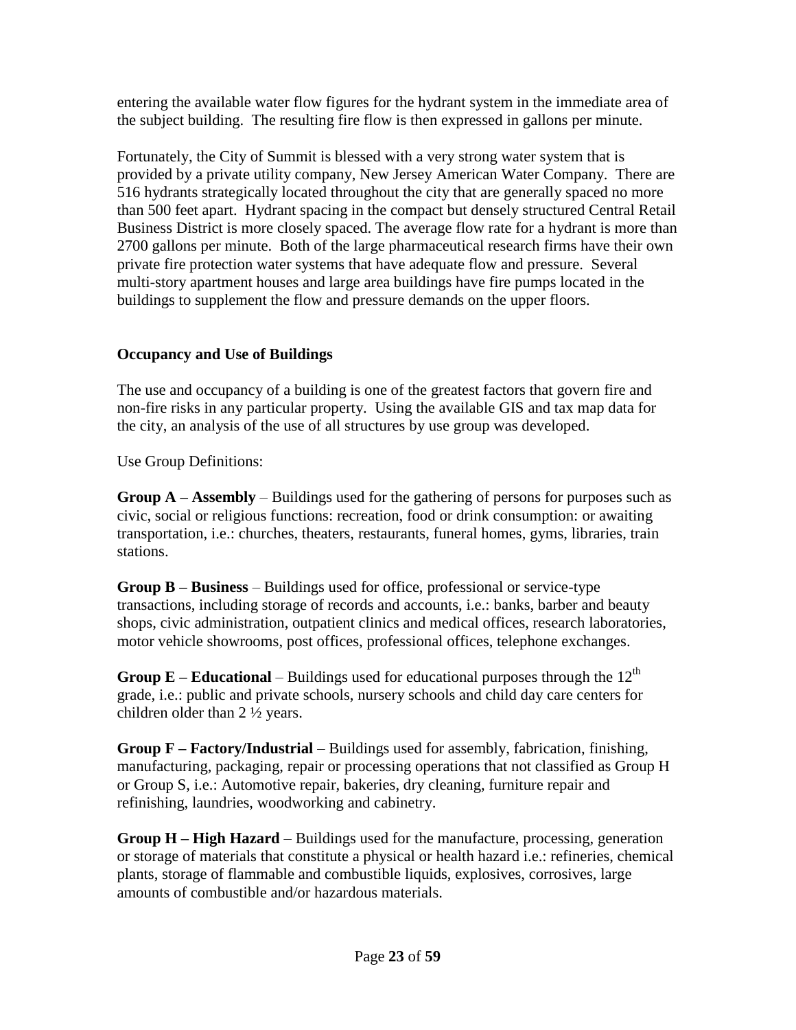entering the available water flow figures for the hydrant system in the immediate area of the subject building. The resulting fire flow is then expressed in gallons per minute.

Fortunately, the City of Summit is blessed with a very strong water system that is provided by a private utility company, New Jersey American Water Company. There are 516 hydrants strategically located throughout the city that are generally spaced no more than 500 feet apart. Hydrant spacing in the compact but densely structured Central Retail Business District is more closely spaced. The average flow rate for a hydrant is more than 2700 gallons per minute. Both of the large pharmaceutical research firms have their own private fire protection water systems that have adequate flow and pressure. Several multi-story apartment houses and large area buildings have fire pumps located in the buildings to supplement the flow and pressure demands on the upper floors.

**Occupancy and Use of Buildings**

The use and occupancy of a building is one of the greatest factors that govern fire and non-fire risks in any particular property. Using the available GIS and tax map data for the city, an analysis of the use of all structures by use group was developed.

Use Group Definitions:

**Group A – Assembly** – Buildings used for the gathering of persons for purposes such as civic, social or religious functions: recreation, food or drink consumption: or awaiting transportation, i.e.: churches, theaters, restaurants, funeral homes, gyms, libraries, train stations.

**Group B – Business** – Buildings used for office, professional or service-type transactions, including storage of records and accounts, i.e.: banks, barber and beauty shops, civic administration, outpatient clinics and medical offices, research laboratories, motor vehicle showrooms, post offices, professional offices, telephone exchanges.

**Group E – Educational** – Buildings used for educational purposes through the 12th grade, i.e.: public and private schools, nursery schools and child day care centers for children older than 2 ½ years.

**Group F – Factory/Industrial** – Buildings used for assembly, fabrication, finishing, manufacturing, packaging, repair or processing operations that not classified as Group H or Group S, i.e.: Automotive repair, bakeries, dry cleaning, furniture repair and refinishing, laundries, woodworking and cabinetry.

**Group H – High Hazard** – Buildings used for the manufacture, processing, generation or storage of materials that constitute a physical or health hazard i.e.: refineries, chemical plants, storage of flammable and combustible liquids, explosives, corrosives, large amounts of combustible and/or hazardous materials.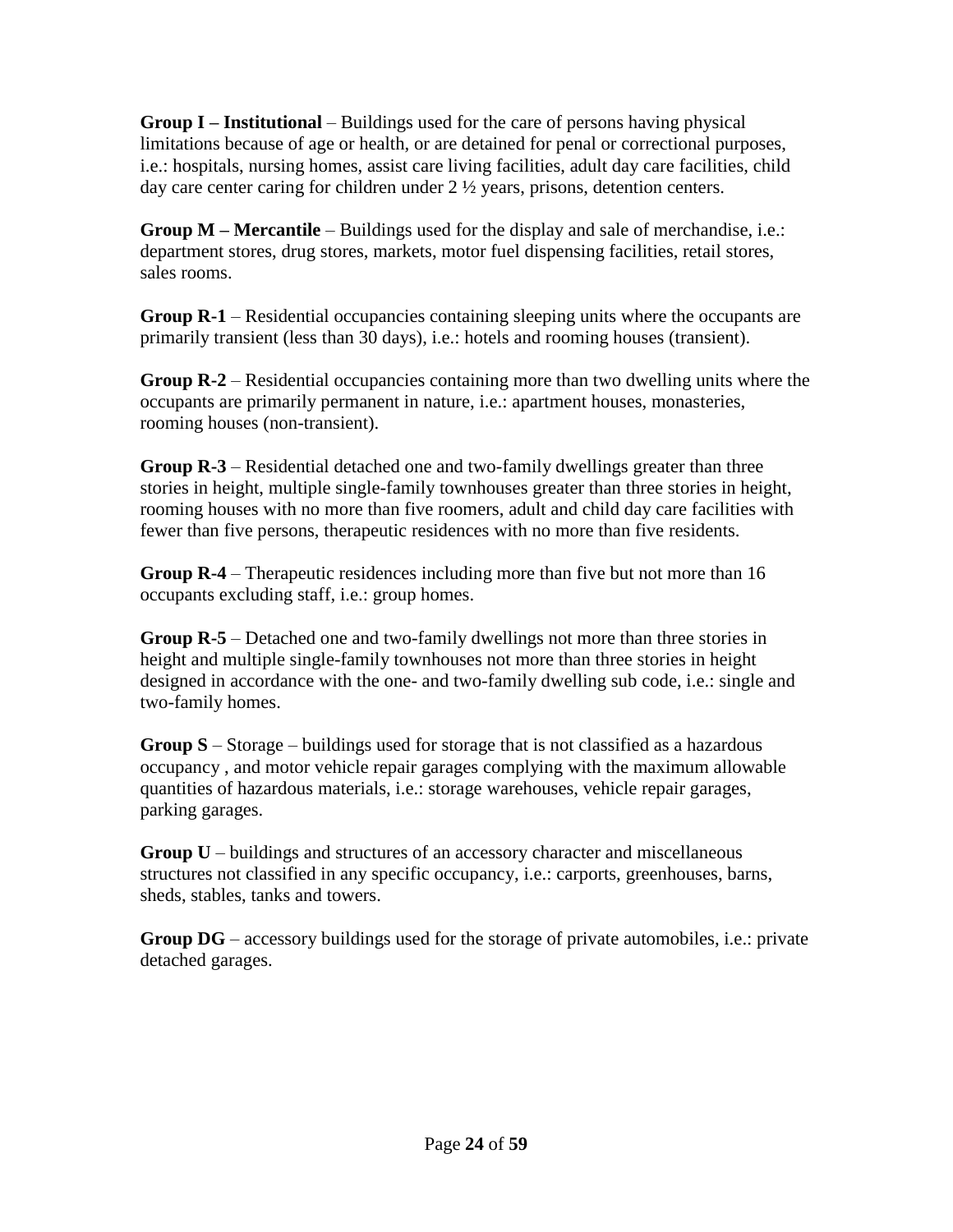**Group I – Institutional** – Buildings used for the care of persons having physical limitations because of age or health, or are detained for penal or correctional purposes, i.e.: hospitals, nursing homes, assist care living facilities, adult day care facilities, child day care center caring for children under 2 ½ years, prisons, detention centers.

**Group M – Mercantile** – Buildings used for the display and sale of merchandise, i.e.: department stores, drug stores, markets, motor fuel dispensing facilities, retail stores, sales rooms.

**Group R-1** – Residential occupancies containing sleeping units where the occupants are primarily transient (less than 30 days), i.e.: hotels and rooming houses (transient).

**Group R-2** – Residential occupancies containing more than two dwelling units where the occupants are primarily permanent in nature, i.e.: apartment houses, monasteries, rooming houses (non-transient).

**Group R-3** – Residential detached one and two-family dwellings greater than three stories in height, multiple single-family townhouses greater than three stories in height, rooming houses with no more than five roomers, adult and child day care facilities with fewer than five persons, therapeutic residences with no more than five residents.

**Group R-4** – Therapeutic residences including more than five but not more than 16 occupants excluding staff, i.e.: group homes.

**Group R-5** – Detached one and two-family dwellings not more than three stories in height and multiple single-family townhouses not more than three stories in height designed in accordance with the one- and two-family dwelling sub code, i.e.: single and two-family homes.

**Group S** – Storage – buildings used for storage that is not classified as a hazardous occupancy , and motor vehicle repair garages complying with the maximum allowable quantities of hazardous materials, i.e.: storage warehouses, vehicle repair garages, parking garages.

**Group U** – buildings and structures of an accessory character and miscellaneous structures not classified in any specific occupancy, i.e.: carports, greenhouses, barns, sheds, stables, tanks and towers.

**Group DG** – accessory buildings used for the storage of private automobiles, i.e.: private detached garages.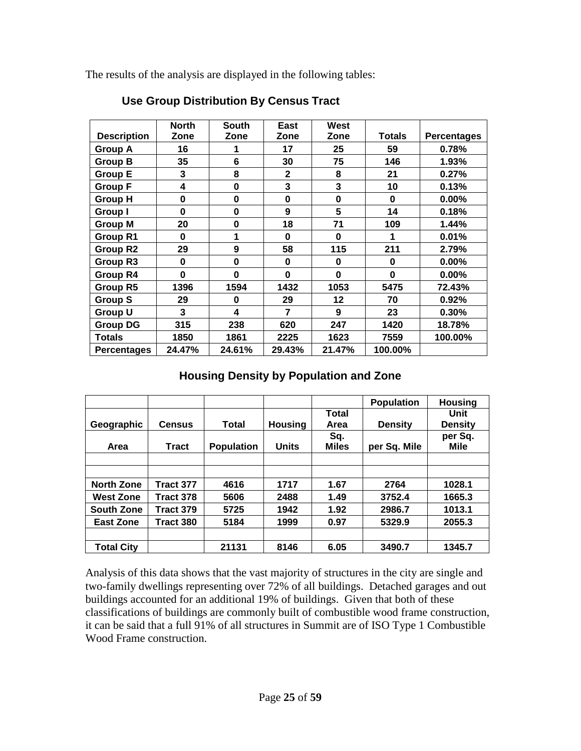The results of the analysis are displayed in the following tables:

## Use Group Distribution By Census Tract

| Description | North Zone | South Zone | East Zone | West Zone | Totals | Percentages |
|---|---|---|---|---|---|---|
| Group A | 16 | 1 | 17 | 25 | 59 | 0.78% |
| Group B | 35 | 6 | 30 | 75 | 146 | 1.93% |
| Group E | 3 | 8 | 2 | 8 | 21 | 0.27% |
| Group F | 4 | 0 | 3 | 3 | 10 | 0.13% |
| Group H | 0 | 0 | 0 | 0 | 0 | 0.00% |
| Group I | 0 | 0 | 9 | 5 | 14 | 0.18% |
| Group M | 20 | 0 | 18 | 71 | 109 | 1.44% |
| Group R1 | 0 | 1 | 0 | 0 | 1 | 0.01% |
| Group R2 | 29 | 9 | 58 | 115 | 211 | 2.79% |
| Group R3 | 0 | 0 | 0 | 0 | 0 | 0.00% |
| Group R4 | 0 | 0 | 0 | 0 | 0 | 0.00% |
| Group R5 | 1396 | 1594 | 1432 | 1053 | 5475 | 72.43% |
| Group S | 29 | 0 | 29 | 12 | 70 | 0.92% |
| Group U | 3 | 4 | 7 | 9 | 23 | 0.30% |
| Group DG | 315 | 238 | 620 | 247 | 1420 | 18.78% |
| Totals | 1850 | 1861 | 2225 | 1623 | 7559 | 100.00% |
| Percentages | 24.47% | 24.61% | 29.43% | 21.47% | 100.00% | |

## Housing Density by Population and Zone

| Geographic Area | Census Tract | Total Population | Housing Units | Total Area Sq. Miles | Population Density per Sq. Mile | Housing Unit Density per Sq. Mile |
|---|---|---|---|---|---|---|
| | | | | | | |
| | | | | | | |
| North Zone | Tract 377 | 4616 | 1717 | 1.67 | 2764 | 1028.1 |
| West Zone | Tract 378 | 5606 | 2488 | 1.49 | 3752.4 | 1665.3 |
| South Zone | Tract 379 | 5725 | 1942 | 1.92 | 2986.7 | 1013.1 |
| East Zone | Tract 380 | 5184 | 1999 | 0.97 | 5329.9 | 2055.3 |
| | | | | | | |
| Total City | | 21131 | 8146 | 6.05 | 3490.7 | 1345.7 |

Analysis of this data shows that the vast majority of structures in the city are single and two-family dwellings representing over 72% of all buildings. Detached garages and out buildings accounted for an additional 19% of buildings. Given that both of these classifications of buildings are commonly built of combustible wood frame construction, it can be said that a full 91% of all structures in Summit are of ISO Type 1 Combustible Wood Frame construction.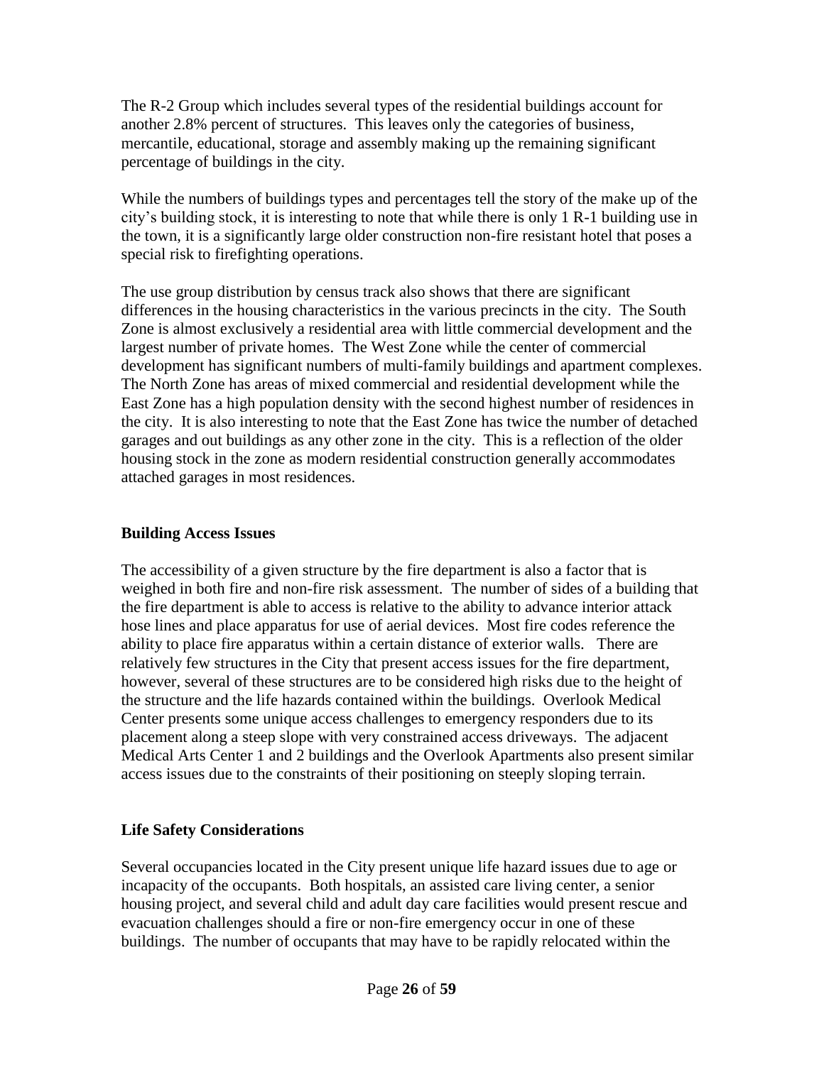The R-2 Group which includes several types of the residential buildings account for another 2.8% percent of structures. This leaves only the categories of business, mercantile, educational, storage and assembly making up the remaining significant percentage of buildings in the city.

While the numbers of buildings types and percentages tell the story of the make up of the city's building stock, it is interesting to note that while there is only 1 R-1 building use in the town, it is a significantly large older construction non-fire resistant hotel that poses a special risk to firefighting operations.

The use group distribution by census track also shows that there are significant differences in the housing characteristics in the various precincts in the city. The South Zone is almost exclusively a residential area with little commercial development and the largest number of private homes. The West Zone while the center of commercial development has significant numbers of multi-family buildings and apartment complexes. The North Zone has areas of mixed commercial and residential development while the East Zone has a high population density with the second highest number of residences in the city. It is also interesting to note that the East Zone has twice the number of detached garages and out buildings as any other zone in the city. This is a reflection of the older housing stock in the zone as modern residential construction generally accommodates attached garages in most residences.

**Building Access Issues**

The accessibility of a given structure by the fire department is also a factor that is weighed in both fire and non-fire risk assessment. The number of sides of a building that the fire department is able to access is relative to the ability to advance interior attack hose lines and place apparatus for use of aerial devices. Most fire codes reference the ability to place fire apparatus within a certain distance of exterior walls. There are relatively few structures in the City that present access issues for the fire department, however, several of these structures are to be considered high risks due to the height of the structure and the life hazards contained within the buildings. Overlook Medical Center presents some unique access challenges to emergency responders due to its placement along a steep slope with very constrained access driveways. The adjacent Medical Arts Center 1 and 2 buildings and the Overlook Apartments also present similar access issues due to the constraints of their positioning on steeply sloping terrain.

**Life Safety Considerations**

Several occupancies located in the City present unique life hazard issues due to age or incapacity of the occupants. Both hospitals, an assisted care living center, a senior housing project, and several child and adult day care facilities would present rescue and evacuation challenges should a fire or non-fire emergency occur in one of these buildings. The number of occupants that may have to be rapidly relocated within the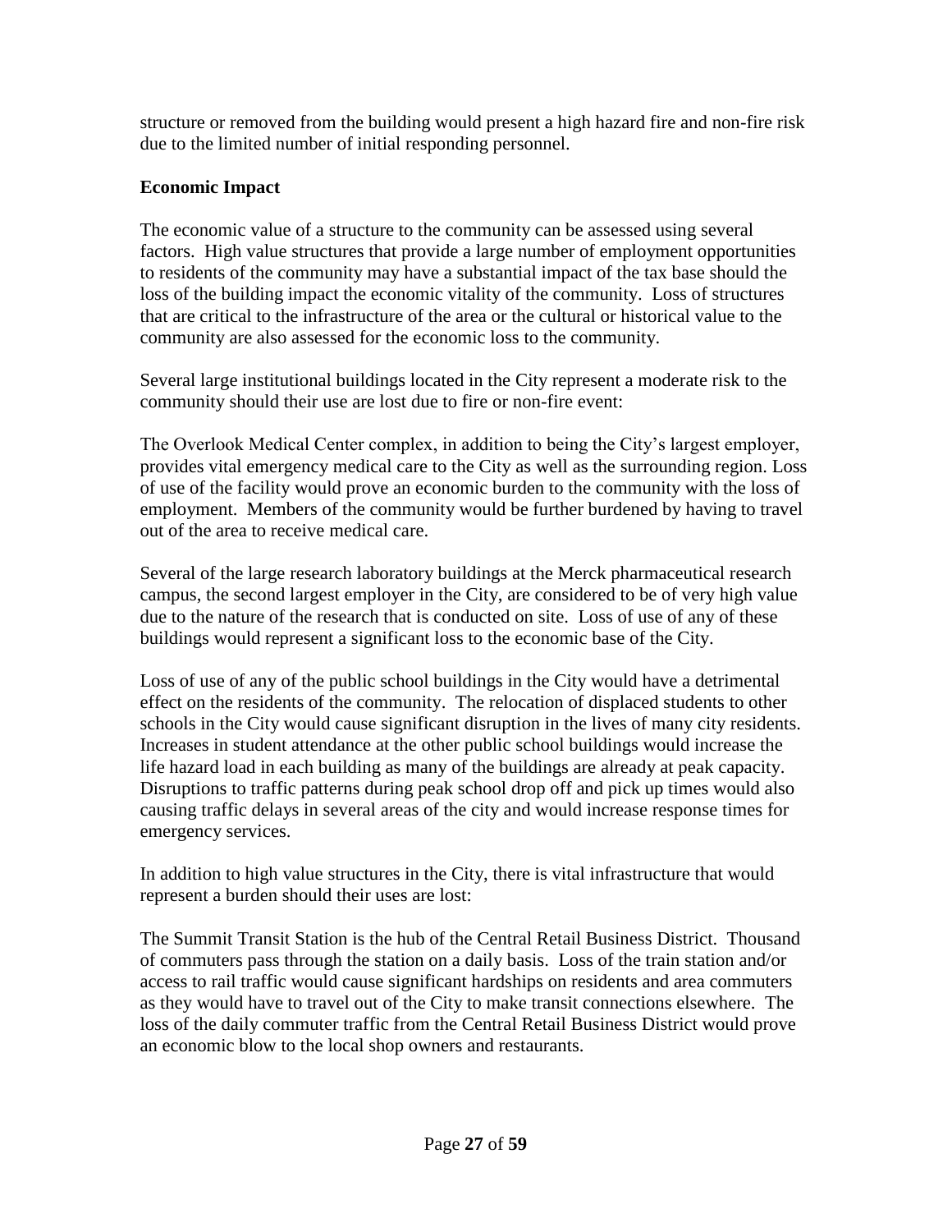structure or removed from the building would present a high hazard fire and non-fire risk due to the limited number of initial responding personnel.

**Economic Impact**

The economic value of a structure to the community can be assessed using several factors. High value structures that provide a large number of employment opportunities to residents of the community may have a substantial impact of the tax base should the loss of the building impact the economic vitality of the community. Loss of structures that are critical to the infrastructure of the area or the cultural or historical value to the community are also assessed for the economic loss to the community.

Several large institutional buildings located in the City represent a moderate risk to the community should their use are lost due to fire or non-fire event:

The Overlook Medical Center complex, in addition to being the City's largest employer, provides vital emergency medical care to the City as well as the surrounding region. Loss of use of the facility would prove an economic burden to the community with the loss of employment. Members of the community would be further burdened by having to travel out of the area to receive medical care.

Several of the large research laboratory buildings at the Merck pharmaceutical research campus, the second largest employer in the City, are considered to be of very high value due to the nature of the research that is conducted on site. Loss of use of any of these buildings would represent a significant loss to the economic base of the City.

Loss of use of any of the public school buildings in the City would have a detrimental effect on the residents of the community. The relocation of displaced students to other schools in the City would cause significant disruption in the lives of many city residents. Increases in student attendance at the other public school buildings would increase the life hazard load in each building as many of the buildings are already at peak capacity. Disruptions to traffic patterns during peak school drop off and pick up times would also causing traffic delays in several areas of the city and would increase response times for emergency services.

In addition to high value structures in the City, there is vital infrastructure that would represent a burden should their uses are lost:

The Summit Transit Station is the hub of the Central Retail Business District. Thousand of commuters pass through the station on a daily basis. Loss of the train station and/or access to rail traffic would cause significant hardships on residents and area commuters as they would have to travel out of the City to make transit connections elsewhere. The loss of the daily commuter traffic from the Central Retail Business District would prove an economic blow to the local shop owners and restaurants.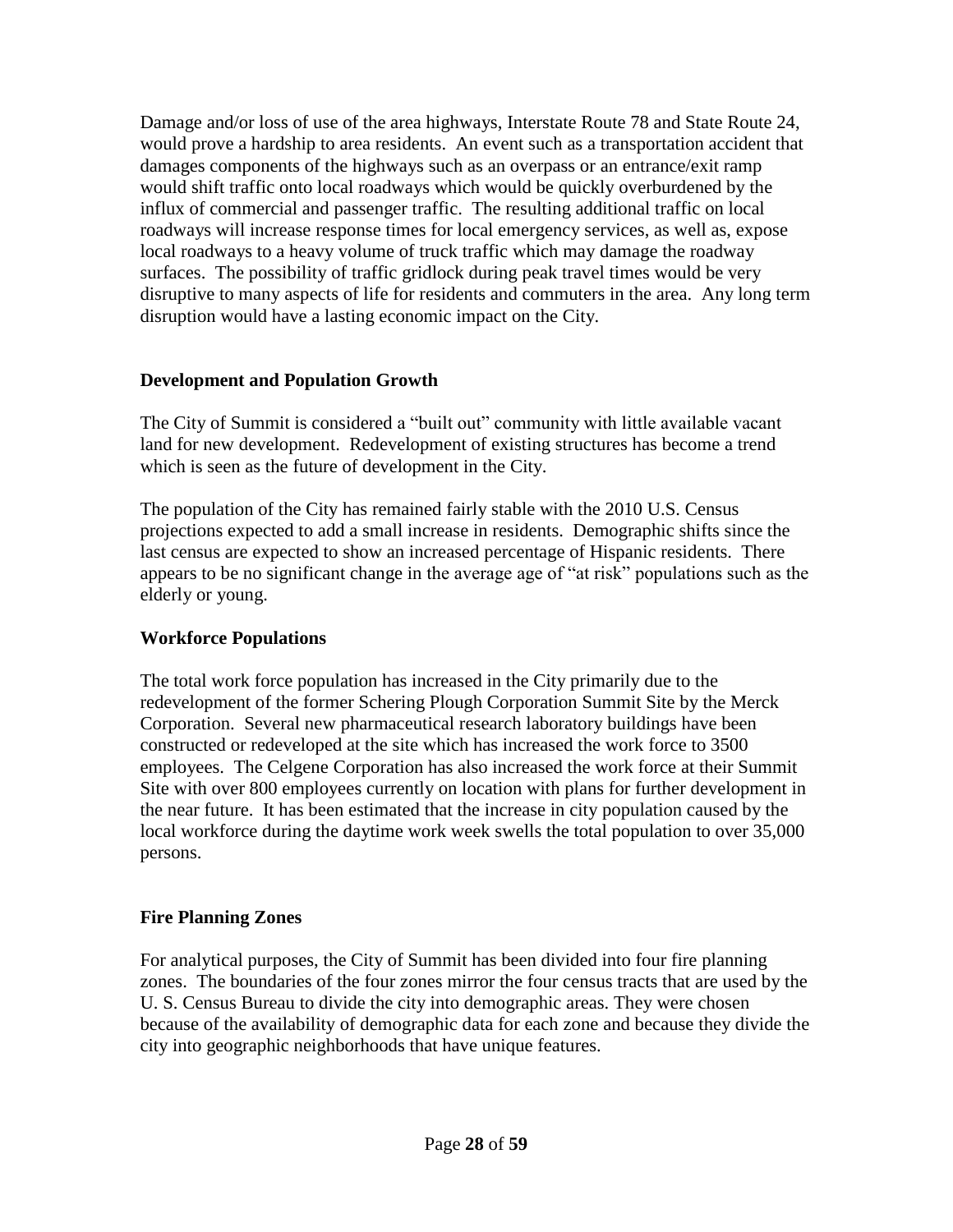Damage and/or loss of use of the area highways, Interstate Route 78 and State Route 24, would prove a hardship to area residents. An event such as a transportation accident that damages components of the highways such as an overpass or an entrance/exit ramp would shift traffic onto local roadways which would be quickly overburdened by the influx of commercial and passenger traffic. The resulting additional traffic on local roadways will increase response times for local emergency services, as well as, expose local roadways to a heavy volume of truck traffic which may damage the roadway surfaces. The possibility of traffic gridlock during peak travel times would be very disruptive to many aspects of life for residents and commuters in the area. Any long term disruption would have a lasting economic impact on the City.

**Development and Population Growth**

The City of Summit is considered a "built out" community with little available vacant land for new development. Redevelopment of existing structures has become a trend which is seen as the future of development in the City.

The population of the City has remained fairly stable with the 2010 U.S. Census projections expected to add a small increase in residents. Demographic shifts since the last census are expected to show an increased percentage of Hispanic residents. There appears to be no significant change in the average age of "at risk" populations such as the elderly or young.

**Workforce Populations**

The total work force population has increased in the City primarily due to the redevelopment of the former Schering Plough Corporation Summit Site by the Merck Corporation. Several new pharmaceutical research laboratory buildings have been constructed or redeveloped at the site which has increased the work force to 3500 employees. The Celgene Corporation has also increased the work force at their Summit Site with over 800 employees currently on location with plans for further development in the near future. It has been estimated that the increase in city population caused by the local workforce during the daytime work week swells the total population to over 35,000 persons.

**Fire Planning Zones**

For analytical purposes, the City of Summit has been divided into four fire planning zones. The boundaries of the four zones mirror the four census tracts that are used by the U. S. Census Bureau to divide the city into demographic areas. They were chosen because of the availability of demographic data for each zone and because they divide the city into geographic neighborhoods that have unique features.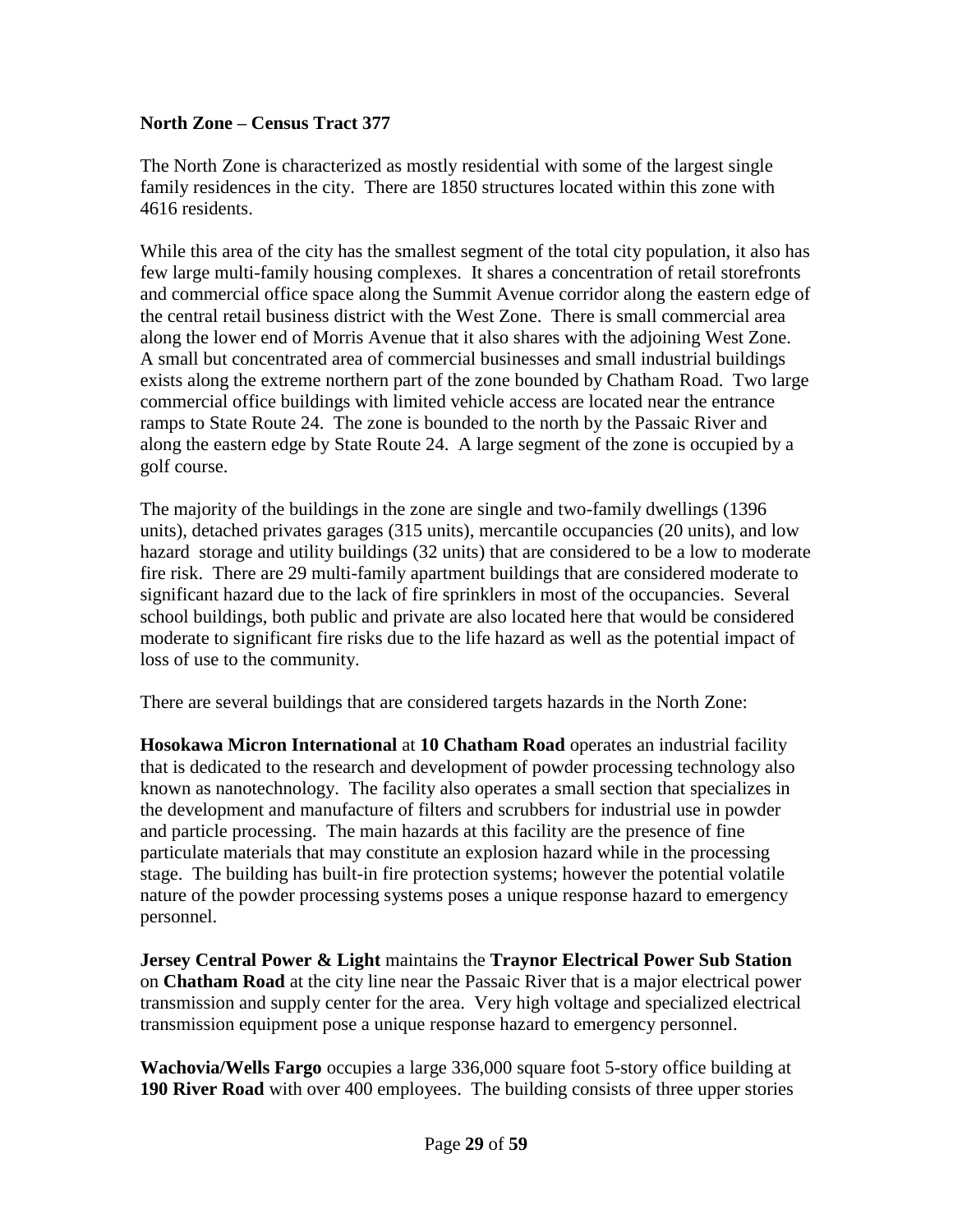**North Zone – Census Tract 377**

The North Zone is characterized as mostly residential with some of the largest single family residences in the city. There are 1850 structures located within this zone with 4616 residents.

While this area of the city has the smallest segment of the total city population, it also has few large multi-family housing complexes. It shares a concentration of retail storefronts and commercial office space along the Summit Avenue corridor along the eastern edge of the central retail business district with the West Zone. There is small commercial area along the lower end of Morris Avenue that it also shares with the adjoining West Zone. A small but concentrated area of commercial businesses and small industrial buildings exists along the extreme northern part of the zone bounded by Chatham Road. Two large commercial office buildings with limited vehicle access are located near the entrance ramps to State Route 24. The zone is bounded to the north by the Passaic River and along the eastern edge by State Route 24. A large segment of the zone is occupied by a golf course.

The majority of the buildings in the zone are single and two-family dwellings (1396 units), detached privates garages (315 units), mercantile occupancies (20 units), and low hazard storage and utility buildings (32 units) that are considered to be a low to moderate fire risk. There are 29 multi-family apartment buildings that are considered moderate to significant hazard due to the lack of fire sprinklers in most of the occupancies. Several school buildings, both public and private are also located here that would be considered moderate to significant fire risks due to the life hazard as well as the potential impact of loss of use to the community.

There are several buildings that are considered targets hazards in the North Zone:

**Hosokawa Micron International** at **10 Chatham Road** operates an industrial facility that is dedicated to the research and development of powder processing technology also known as nanotechnology. The facility also operates a small section that specializes in the development and manufacture of filters and scrubbers for industrial use in powder and particle processing. The main hazards at this facility are the presence of fine particulate materials that may constitute an explosion hazard while in the processing stage. The building has built-in fire protection systems; however the potential volatile nature of the powder processing systems poses a unique response hazard to emergency personnel.

**Jersey Central Power & Light** maintains the **Traynor Electrical Power Sub Station** on **Chatham Road** at the city line near the Passaic River that is a major electrical power transmission and supply center for the area. Very high voltage and specialized electrical transmission equipment pose a unique response hazard to emergency personnel.

**Wachovia/Wells Fargo** occupies a large 336,000 square foot 5-story office building at **190 River Road** with over 400 employees. The building consists of three upper stories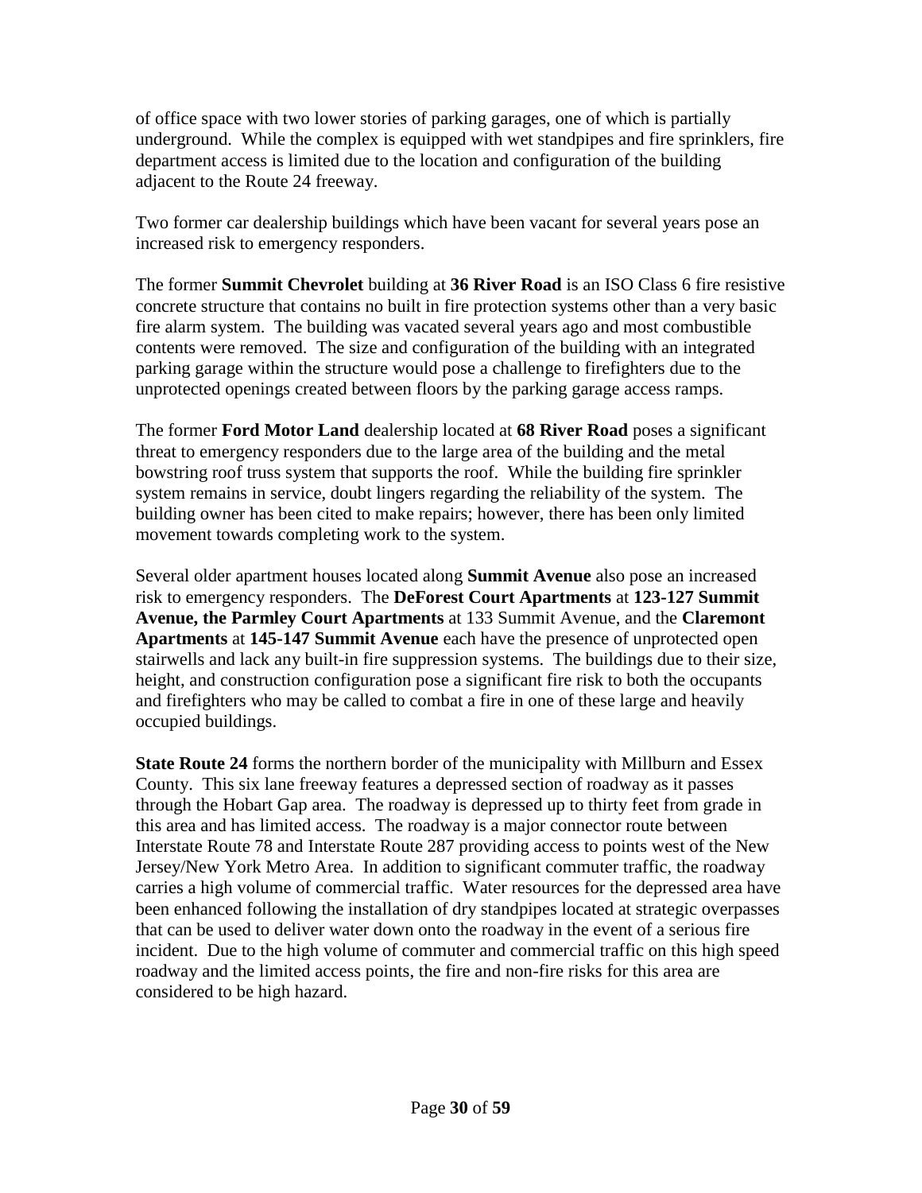of office space with two lower stories of parking garages, one of which is partially underground. While the complex is equipped with wet standpipes and fire sprinklers, fire department access is limited due to the location and configuration of the building adjacent to the Route 24 freeway.

Two former car dealership buildings which have been vacant for several years pose an increased risk to emergency responders.

The former **Summit Chevrolet** building at **36 River Road** is an ISO Class 6 fire resistive concrete structure that contains no built in fire protection systems other than a very basic fire alarm system. The building was vacated several years ago and most combustible contents were removed. The size and configuration of the building with an integrated parking garage within the structure would pose a challenge to firefighters due to the unprotected openings created between floors by the parking garage access ramps.

The former **Ford Motor Land** dealership located at **68 River Road** poses a significant threat to emergency responders due to the large area of the building and the metal bowstring roof truss system that supports the roof. While the building fire sprinkler system remains in service, doubt lingers regarding the reliability of the system. The building owner has been cited to make repairs; however, there has been only limited movement towards completing work to the system.

Several older apartment houses located along **Summit Avenue** also pose an increased risk to emergency responders. The **DeForest Court Apartments** at **123-127 Summit Avenue, the Parmley Court Apartments** at 133 Summit Avenue, and the **Claremont Apartments** at **145-147 Summit Avenue** each have the presence of unprotected open stairwells and lack any built-in fire suppression systems. The buildings due to their size, height, and construction configuration pose a significant fire risk to both the occupants and firefighters who may be called to combat a fire in one of these large and heavily occupied buildings.

**State Route 24** forms the northern border of the municipality with Millburn and Essex County. This six lane freeway features a depressed section of roadway as it passes through the Hobart Gap area. The roadway is depressed up to thirty feet from grade in this area and has limited access. The roadway is a major connector route between Interstate Route 78 and Interstate Route 287 providing access to points west of the New Jersey/New York Metro Area. In addition to significant commuter traffic, the roadway carries a high volume of commercial traffic. Water resources for the depressed area have been enhanced following the installation of dry standpipes located at strategic overpasses that can be used to deliver water down onto the roadway in the event of a serious fire incident. Due to the high volume of commuter and commercial traffic on this high speed roadway and the limited access points, the fire and non-fire risks for this area are considered to be high hazard.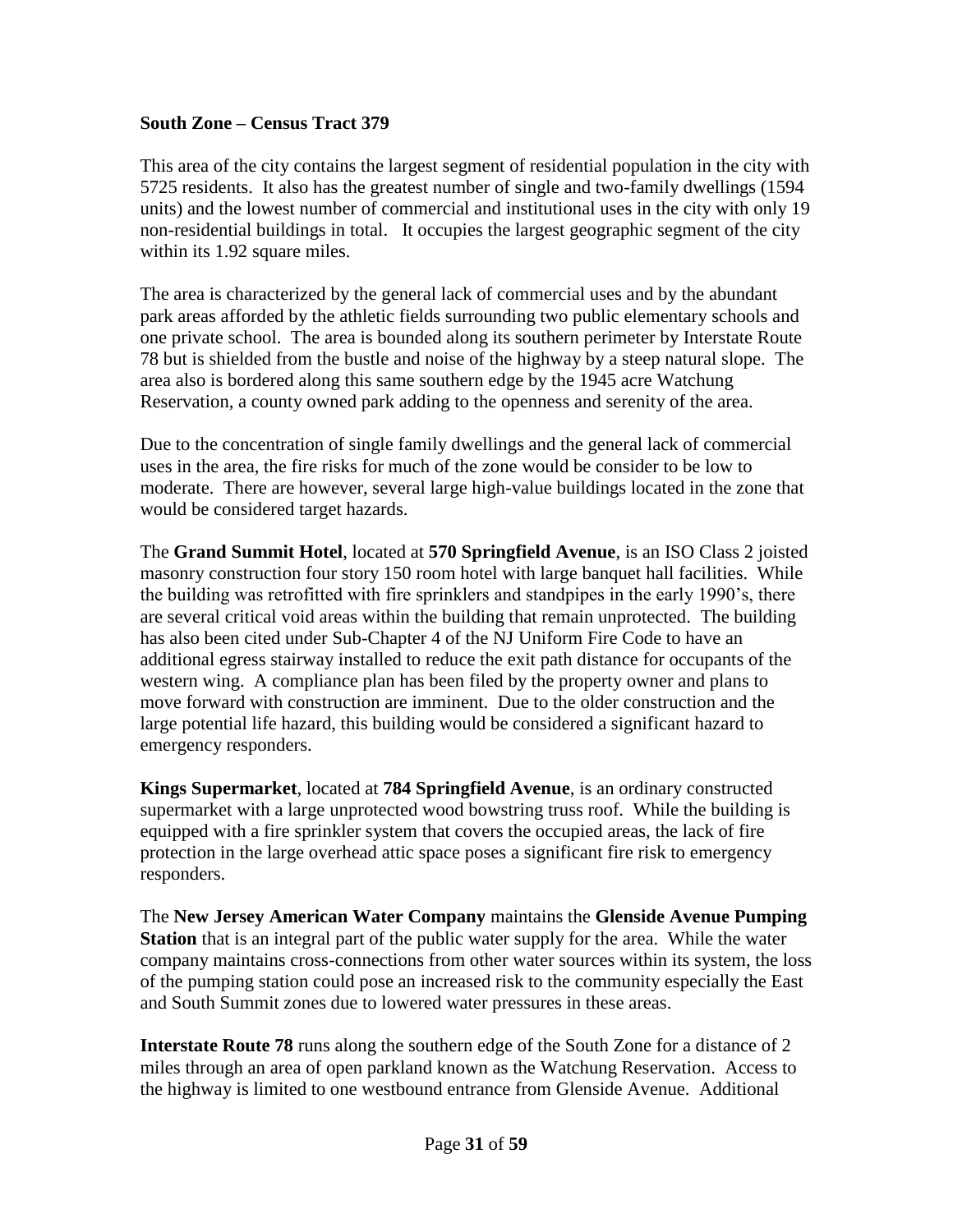**South Zone – Census Tract 379**

This area of the city contains the largest segment of residential population in the city with 5725 residents. It also has the greatest number of single and two-family dwellings (1594 units) and the lowest number of commercial and institutional uses in the city with only 19 non-residential buildings in total. It occupies the largest geographic segment of the city within its 1.92 square miles.

The area is characterized by the general lack of commercial uses and by the abundant park areas afforded by the athletic fields surrounding two public elementary schools and one private school. The area is bounded along its southern perimeter by Interstate Route 78 but is shielded from the bustle and noise of the highway by a steep natural slope. The area also is bordered along this same southern edge by the 1945 acre Watchung Reservation, a county owned park adding to the openness and serenity of the area.

Due to the concentration of single family dwellings and the general lack of commercial uses in the area, the fire risks for much of the zone would be consider to be low to moderate. There are however, several large high-value buildings located in the zone that would be considered target hazards.

The **Grand Summit Hotel**, located at **570 Springfield Avenue**, is an ISO Class 2 joisted masonry construction four story 150 room hotel with large banquet hall facilities. While the building was retrofitted with fire sprinklers and standpipes in the early 1990's, there are several critical void areas within the building that remain unprotected. The building has also been cited under Sub-Chapter 4 of the NJ Uniform Fire Code to have an additional egress stairway installed to reduce the exit path distance for occupants of the western wing. A compliance plan has been filed by the property owner and plans to move forward with construction are imminent. Due to the older construction and the large potential life hazard, this building would be considered a significant hazard to emergency responders.

**Kings Supermarket**, located at **784 Springfield Avenue**, is an ordinary constructed supermarket with a large unprotected wood bowstring truss roof. While the building is equipped with a fire sprinkler system that covers the occupied areas, the lack of fire protection in the large overhead attic space poses a significant fire risk to emergency responders.

The **New Jersey American Water Company** maintains the **Glenside Avenue Pumping Station** that is an integral part of the public water supply for the area. While the water company maintains cross-connections from other water sources within its system, the loss of the pumping station could pose an increased risk to the community especially the East and South Summit zones due to lowered water pressures in these areas.

**Interstate Route 78** runs along the southern edge of the South Zone for a distance of 2 miles through an area of open parkland known as the Watchung Reservation. Access to the highway is limited to one westbound entrance from Glenside Avenue. Additional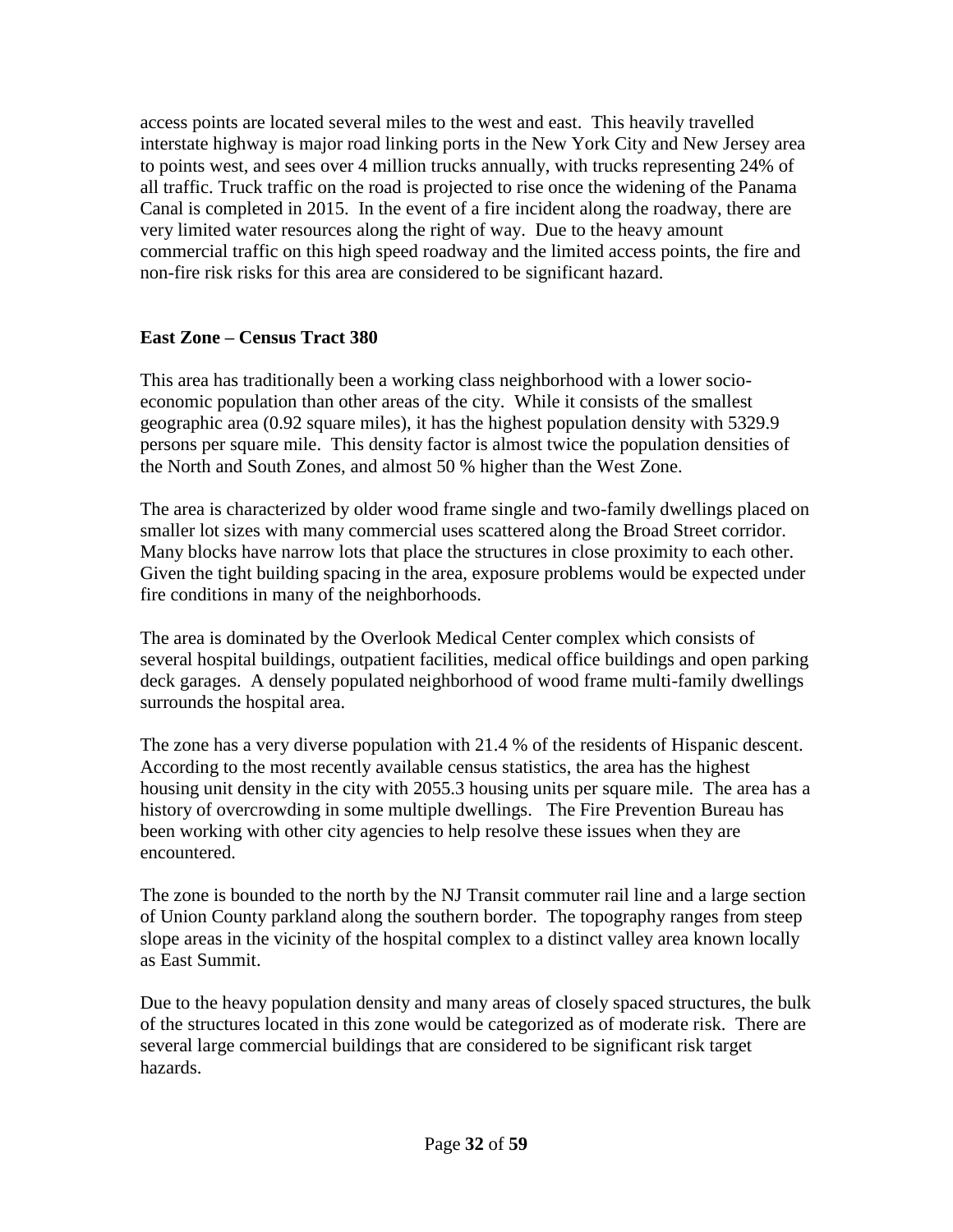access points are located several miles to the west and east. This heavily travelled interstate highway is major road linking ports in the New York City and New Jersey area to points west, and sees over 4 million trucks annually, with trucks representing 24% of all traffic. Truck traffic on the road is projected to rise once the widening of the Panama Canal is completed in 2015. In the event of a fire incident along the roadway, there are very limited water resources along the right of way. Due to the heavy amount commercial traffic on this high speed roadway and the limited access points, the fire and non-fire risk risks for this area are considered to be significant hazard.

**East Zone – Census Tract 380**

This area has traditionally been a working class neighborhood with a lower socio-economic population than other areas of the city. While it consists of the smallest geographic area (0.92 square miles), it has the highest population density with 5329.9 persons per square mile. This density factor is almost twice the population densities of the North and South Zones, and almost 50 % higher than the West Zone.

The area is characterized by older wood frame single and two-family dwellings placed on smaller lot sizes with many commercial uses scattered along the Broad Street corridor. Many blocks have narrow lots that place the structures in close proximity to each other. Given the tight building spacing in the area, exposure problems would be expected under fire conditions in many of the neighborhoods.

The area is dominated by the Overlook Medical Center complex which consists of several hospital buildings, outpatient facilities, medical office buildings and open parking deck garages. A densely populated neighborhood of wood frame multi-family dwellings surrounds the hospital area.

The zone has a very diverse population with 21.4 % of the residents of Hispanic descent. According to the most recently available census statistics, the area has the highest housing unit density in the city with 2055.3 housing units per square mile. The area has a history of overcrowding in some multiple dwellings. The Fire Prevention Bureau has been working with other city agencies to help resolve these issues when they are encountered.

The zone is bounded to the north by the NJ Transit commuter rail line and a large section of Union County parkland along the southern border. The topography ranges from steep slope areas in the vicinity of the hospital complex to a distinct valley area known locally as East Summit.

Due to the heavy population density and many areas of closely spaced structures, the bulk of the structures located in this zone would be categorized as of moderate risk. There are several large commercial buildings that are considered to be significant risk target hazards.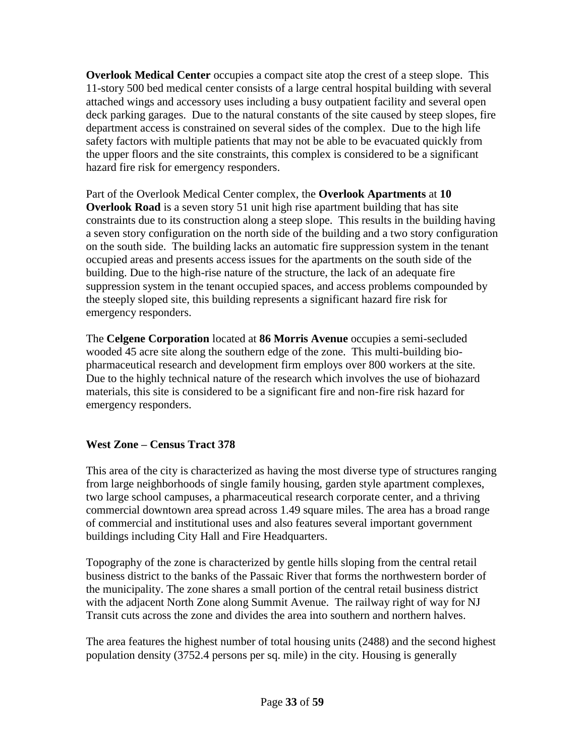**Overlook Medical Center** occupies a compact site atop the crest of a steep slope. This 11-story 500 bed medical center consists of a large central hospital building with several attached wings and accessory uses including a busy outpatient facility and several open deck parking garages. Due to the natural constants of the site caused by steep slopes, fire department access is constrained on several sides of the complex. Due to the high life safety factors with multiple patients that may not be able to be evacuated quickly from the upper floors and the site constraints, this complex is considered to be a significant hazard fire risk for emergency responders.

Part of the Overlook Medical Center complex, the **Overlook Apartments** at **10 Overlook Road** is a seven story 51 unit high rise apartment building that has site constraints due to its construction along a steep slope. This results in the building having a seven story configuration on the north side of the building and a two story configuration on the south side. The building lacks an automatic fire suppression system in the tenant occupied areas and presents access issues for the apartments on the south side of the building. Due to the high-rise nature of the structure, the lack of an adequate fire suppression system in the tenant occupied spaces, and access problems compounded by the steeply sloped site, this building represents a significant hazard fire risk for emergency responders.

The **Celgene Corporation** located at **86 Morris Avenue** occupies a semi-secluded wooded 45 acre site along the southern edge of the zone. This multi-building bio-pharmaceutical research and development firm employs over 800 workers at the site. Due to the highly technical nature of the research which involves the use of biohazard materials, this site is considered to be a significant fire and non-fire risk hazard for emergency responders.

**West Zone – Census Tract 378**

This area of the city is characterized as having the most diverse type of structures ranging from large neighborhoods of single family housing, garden style apartment complexes, two large school campuses, a pharmaceutical research corporate center, and a thriving commercial downtown area spread across 1.49 square miles. The area has a broad range of commercial and institutional uses and also features several important government buildings including City Hall and Fire Headquarters.

Topography of the zone is characterized by gentle hills sloping from the central retail business district to the banks of the Passaic River that forms the northwestern border of the municipality. The zone shares a small portion of the central retail business district with the adjacent North Zone along Summit Avenue. The railway right of way for NJ Transit cuts across the zone and divides the area into southern and northern halves.

The area features the highest number of total housing units (2488) and the second highest population density (3752.4 persons per sq. mile) in the city. Housing is generally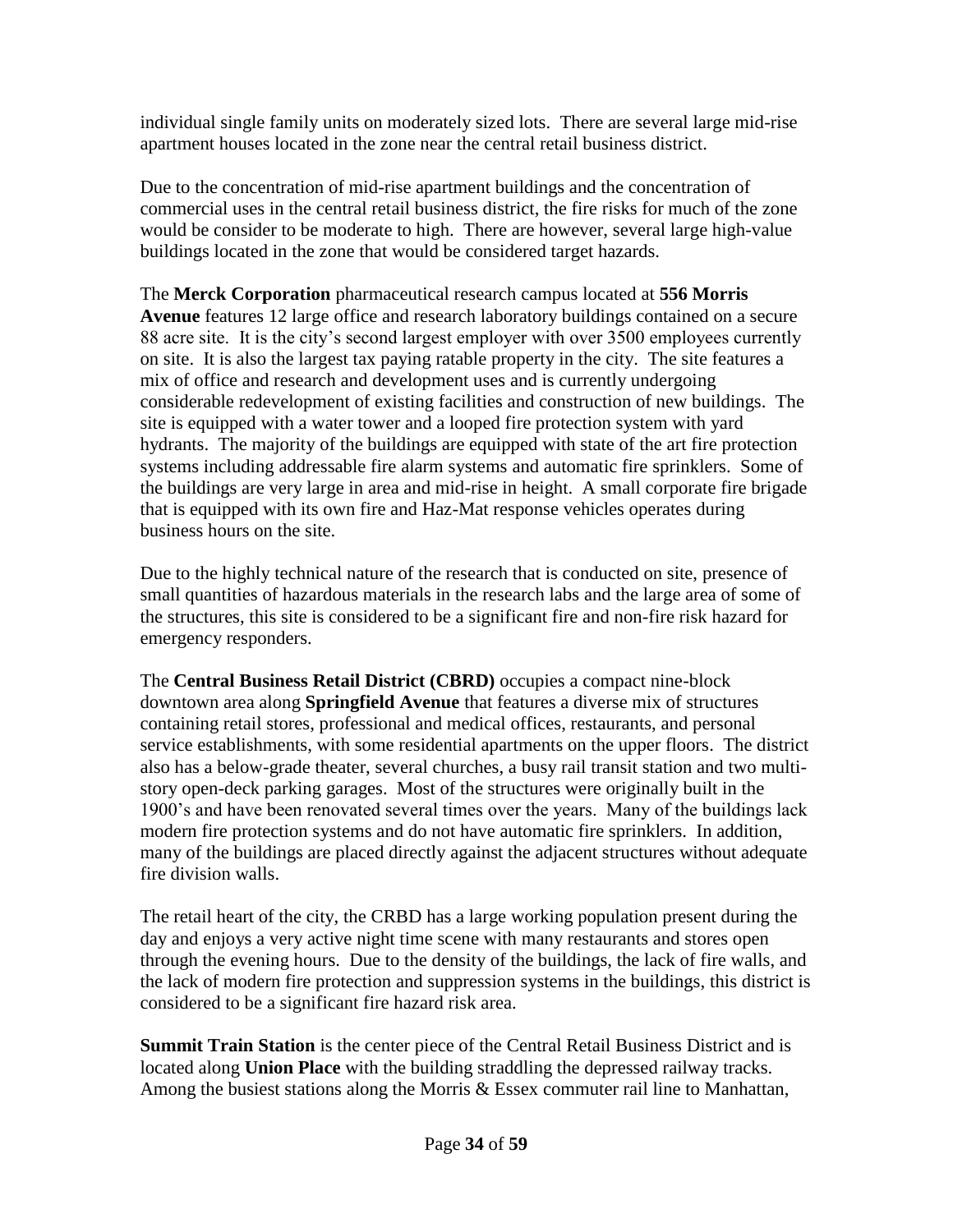individual single family units on moderately sized lots. There are several large mid-rise apartment houses located in the zone near the central retail business district.

Due to the concentration of mid-rise apartment buildings and the concentration of commercial uses in the central retail business district, the fire risks for much of the zone would be consider to be moderate to high. There are however, several large high-value buildings located in the zone that would be considered target hazards.

The **Merck Corporation** pharmaceutical research campus located at **556 Morris Avenue** features 12 large office and research laboratory buildings contained on a secure 88 acre site. It is the city's second largest employer with over 3500 employees currently on site. It is also the largest tax paying ratable property in the city. The site features a mix of office and research and development uses and is currently undergoing considerable redevelopment of existing facilities and construction of new buildings. The site is equipped with a water tower and a looped fire protection system with yard hydrants. The majority of the buildings are equipped with state of the art fire protection systems including addressable fire alarm systems and automatic fire sprinklers. Some of the buildings are very large in area and mid-rise in height. A small corporate fire brigade that is equipped with its own fire and Haz-Mat response vehicles operates during business hours on the site.

Due to the highly technical nature of the research that is conducted on site, presence of small quantities of hazardous materials in the research labs and the large area of some of the structures, this site is considered to be a significant fire and non-fire risk hazard for emergency responders.

The **Central Business Retail District (CBRD)** occupies a compact nine-block downtown area along **Springfield Avenue** that features a diverse mix of structures containing retail stores, professional and medical offices, restaurants, and personal service establishments, with some residential apartments on the upper floors. The district also has a below-grade theater, several churches, a busy rail transit station and two multi-story open-deck parking garages. Most of the structures were originally built in the 1900's and have been renovated several times over the years. Many of the buildings lack modern fire protection systems and do not have automatic fire sprinklers. In addition, many of the buildings are placed directly against the adjacent structures without adequate fire division walls.

The retail heart of the city, the CRBD has a large working population present during the day and enjoys a very active night time scene with many restaurants and stores open through the evening hours. Due to the density of the buildings, the lack of fire walls, and the lack of modern fire protection and suppression systems in the buildings, this district is considered to be a significant fire hazard risk area.

**Summit Train Station** is the center piece of the Central Retail Business District and is located along **Union Place** with the building straddling the depressed railway tracks. Among the busiest stations along the Morris & Essex commuter rail line to Manhattan,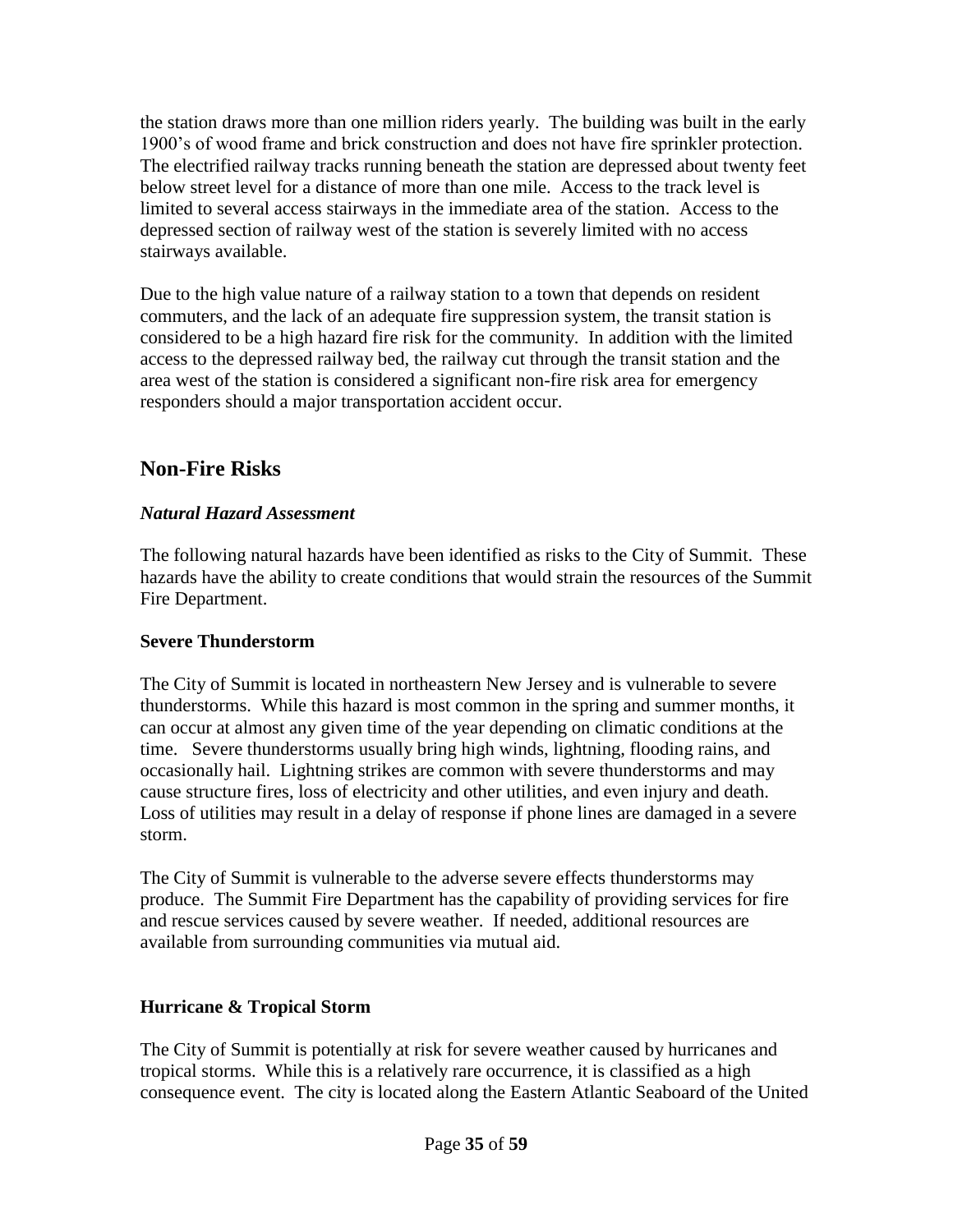the station draws more than one million riders yearly. The building was built in the early 1900's of wood frame and brick construction and does not have fire sprinkler protection. The electrified railway tracks running beneath the station are depressed about twenty feet below street level for a distance of more than one mile. Access to the track level is limited to several access stairways in the immediate area of the station. Access to the depressed section of railway west of the station is severely limited with no access stairways available.

Due to the high value nature of a railway station to a town that depends on resident commuters, and the lack of an adequate fire suppression system, the transit station is considered to be a high hazard fire risk for the community. In addition with the limited access to the depressed railway bed, the railway cut through the transit station and the area west of the station is considered a significant non-fire risk area for emergency responders should a major transportation accident occur.

## Non-Fire Risks

### *Natural Hazard Assessment*

The following natural hazards have been identified as risks to the City of Summit. These hazards have the ability to create conditions that would strain the resources of the Summit Fire Department.

#### Severe Thunderstorm

The City of Summit is located in northeastern New Jersey and is vulnerable to severe thunderstorms. While this hazard is most common in the spring and summer months, it can occur at almost any given time of the year depending on climatic conditions at the time. Severe thunderstorms usually bring high winds, lightning, flooding rains, and occasionally hail. Lightning strikes are common with severe thunderstorms and may cause structure fires, loss of electricity and other utilities, and even injury and death. Loss of utilities may result in a delay of response if phone lines are damaged in a severe storm.

The City of Summit is vulnerable to the adverse severe effects thunderstorms may produce. The Summit Fire Department has the capability of providing services for fire and rescue services caused by severe weather. If needed, additional resources are available from surrounding communities via mutual aid.

#### Hurricane & Tropical Storm

The City of Summit is potentially at risk for severe weather caused by hurricanes and tropical storms. While this is a relatively rare occurrence, it is classified as a high consequence event. The city is located along the Eastern Atlantic Seaboard of the United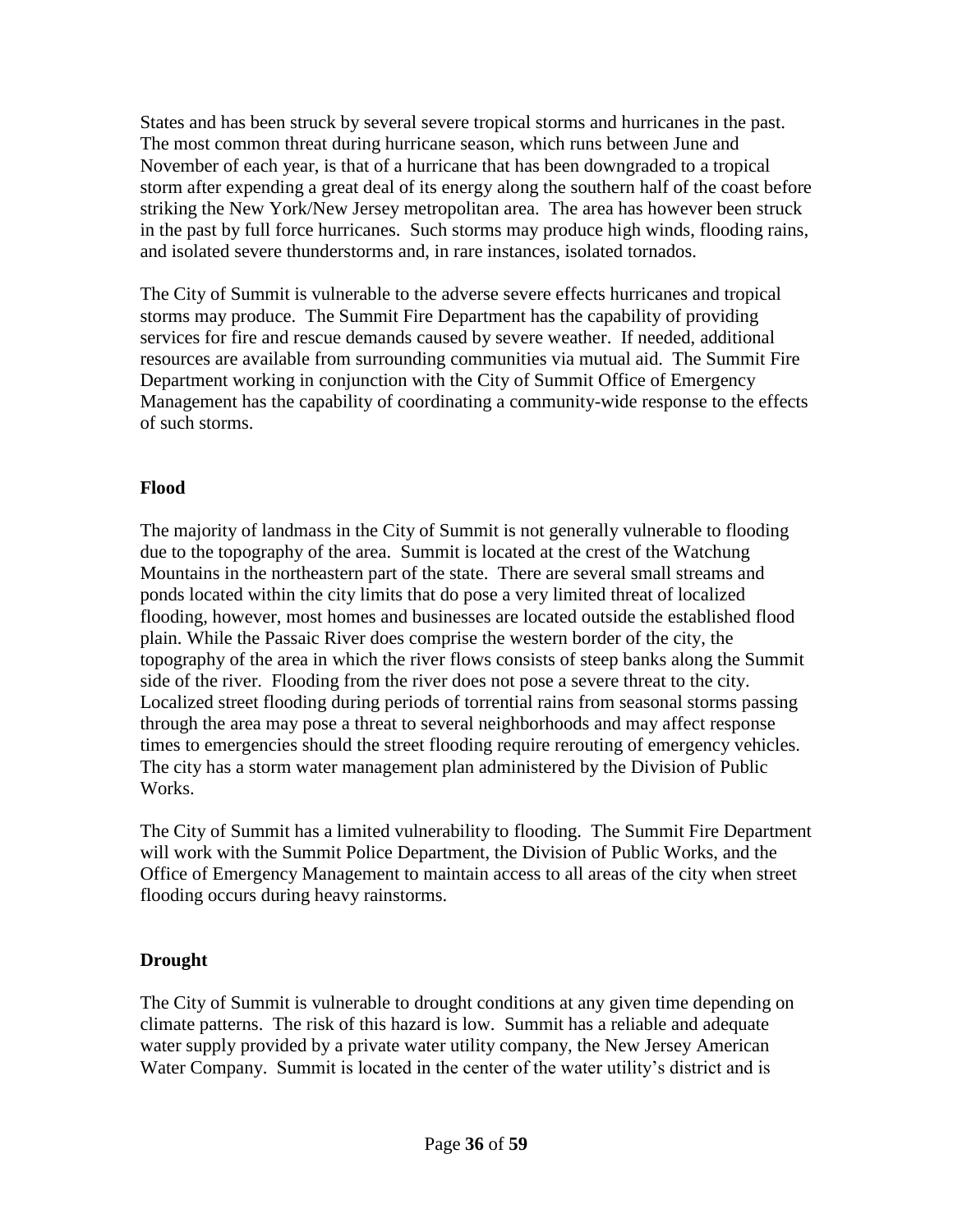States and has been struck by several severe tropical storms and hurricanes in the past. The most common threat during hurricane season, which runs between June and November of each year, is that of a hurricane that has been downgraded to a tropical storm after expending a great deal of its energy along the southern half of the coast before striking the New York/New Jersey metropolitan area. The area has however been struck in the past by full force hurricanes. Such storms may produce high winds, flooding rains, and isolated severe thunderstorms and, in rare instances, isolated tornados.

The City of Summit is vulnerable to the adverse severe effects hurricanes and tropical storms may produce. The Summit Fire Department has the capability of providing services for fire and rescue demands caused by severe weather. If needed, additional resources are available from surrounding communities via mutual aid. The Summit Fire Department working in conjunction with the City of Summit Office of Emergency Management has the capability of coordinating a community-wide response to the effects of such storms.

**Flood**

The majority of landmass in the City of Summit is not generally vulnerable to flooding due to the topography of the area. Summit is located at the crest of the Watchung Mountains in the northeastern part of the state. There are several small streams and ponds located within the city limits that do pose a very limited threat of localized flooding, however, most homes and businesses are located outside the established flood plain. While the Passaic River does comprise the western border of the city, the topography of the area in which the river flows consists of steep banks along the Summit side of the river. Flooding from the river does not pose a severe threat to the city. Localized street flooding during periods of torrential rains from seasonal storms passing through the area may pose a threat to several neighborhoods and may affect response times to emergencies should the street flooding require rerouting of emergency vehicles. The city has a storm water management plan administered by the Division of Public Works.

The City of Summit has a limited vulnerability to flooding. The Summit Fire Department will work with the Summit Police Department, the Division of Public Works, and the Office of Emergency Management to maintain access to all areas of the city when street flooding occurs during heavy rainstorms.

**Drought**

The City of Summit is vulnerable to drought conditions at any given time depending on climate patterns. The risk of this hazard is low. Summit has a reliable and adequate water supply provided by a private water utility company, the New Jersey American Water Company. Summit is located in the center of the water utility's district and is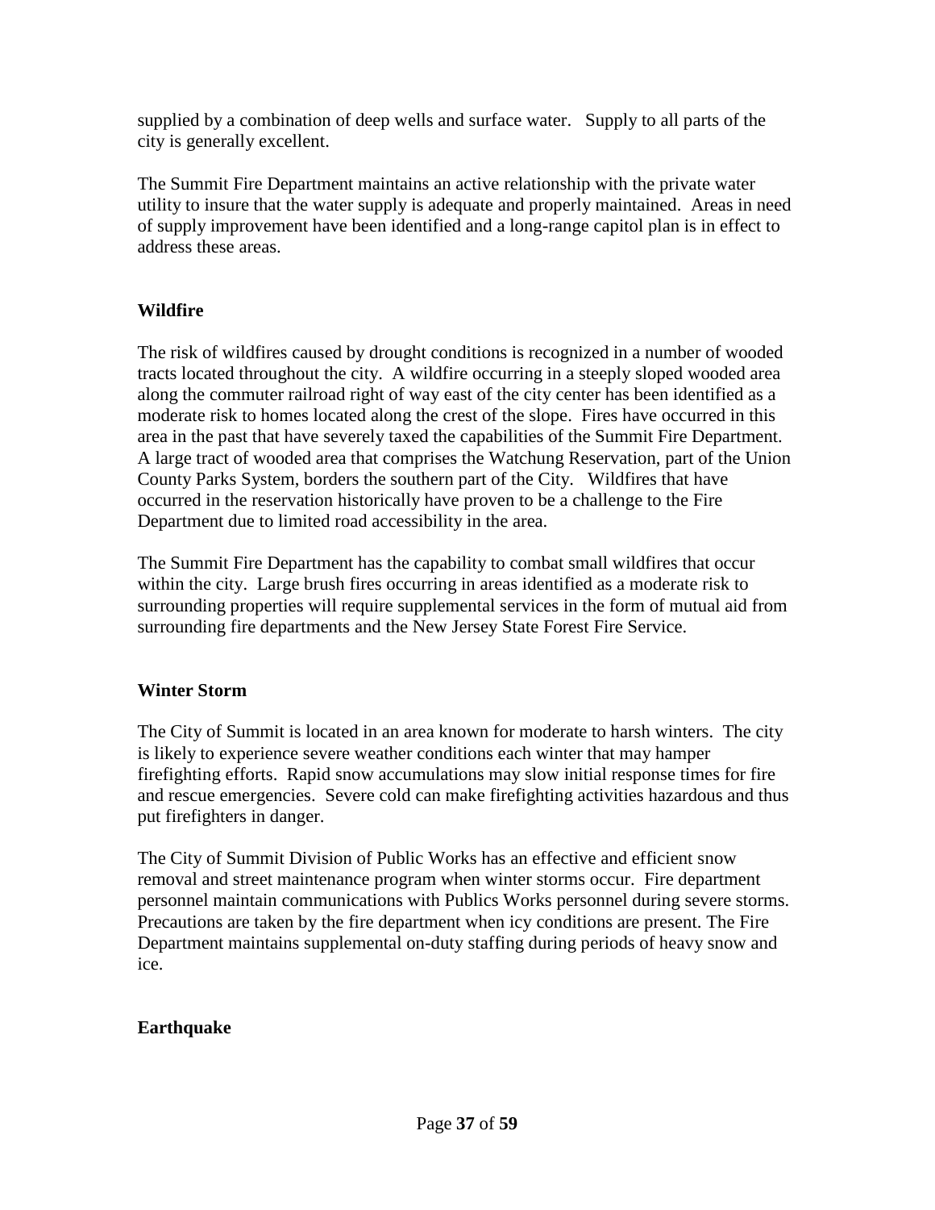supplied by a combination of deep wells and surface water. Supply to all parts of the city is generally excellent.

The Summit Fire Department maintains an active relationship with the private water utility to insure that the water supply is adequate and properly maintained. Areas in need of supply improvement have been identified and a long-range capitol plan is in effect to address these areas.

**Wildfire**

The risk of wildfires caused by drought conditions is recognized in a number of wooded tracts located throughout the city. A wildfire occurring in a steeply sloped wooded area along the commuter railroad right of way east of the city center has been identified as a moderate risk to homes located along the crest of the slope. Fires have occurred in this area in the past that have severely taxed the capabilities of the Summit Fire Department. A large tract of wooded area that comprises the Watchung Reservation, part of the Union County Parks System, borders the southern part of the City. Wildfires that have occurred in the reservation historically have proven to be a challenge to the Fire Department due to limited road accessibility in the area.

The Summit Fire Department has the capability to combat small wildfires that occur within the city. Large brush fires occurring in areas identified as a moderate risk to surrounding properties will require supplemental services in the form of mutual aid from surrounding fire departments and the New Jersey State Forest Fire Service.

**Winter Storm**

The City of Summit is located in an area known for moderate to harsh winters. The city is likely to experience severe weather conditions each winter that may hamper firefighting efforts. Rapid snow accumulations may slow initial response times for fire and rescue emergencies. Severe cold can make firefighting activities hazardous and thus put firefighters in danger.

The City of Summit Division of Public Works has an effective and efficient snow removal and street maintenance program when winter storms occur. Fire department personnel maintain communications with Publics Works personnel during severe storms. Precautions are taken by the fire department when icy conditions are present. The Fire Department maintains supplemental on-duty staffing during periods of heavy snow and ice.

**Earthquake**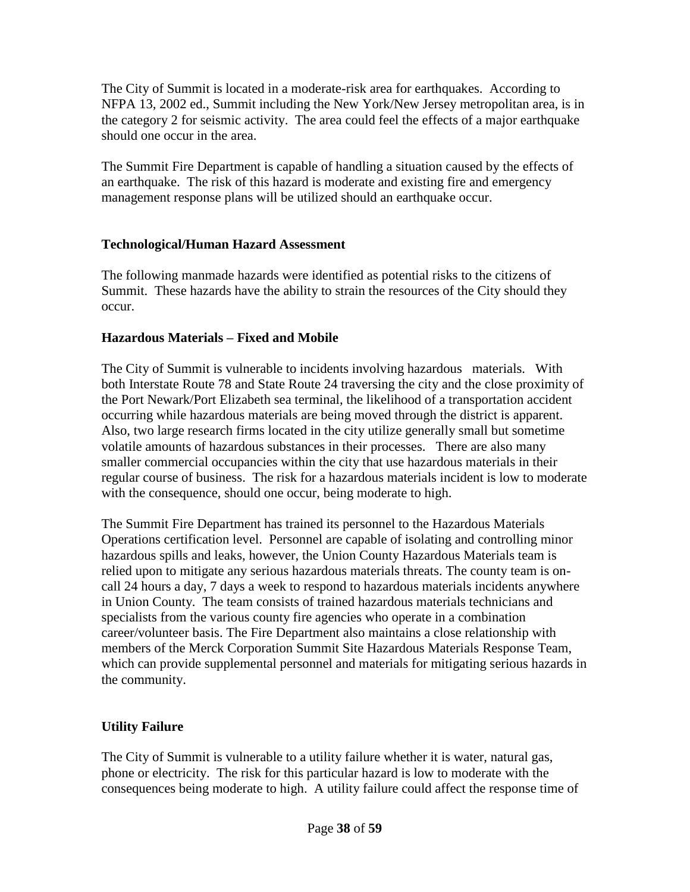The City of Summit is located in a moderate-risk area for earthquakes. According to NFPA 13, 2002 ed., Summit including the New York/New Jersey metropolitan area, is in the category 2 for seismic activity. The area could feel the effects of a major earthquake should one occur in the area.

The Summit Fire Department is capable of handling a situation caused by the effects of an earthquake. The risk of this hazard is moderate and existing fire and emergency management response plans will be utilized should an earthquake occur.

## Technological/Human Hazard Assessment

The following manmade hazards were identified as potential risks to the citizens of Summit. These hazards have the ability to strain the resources of the City should they occur.

### Hazardous Materials – Fixed and Mobile

The City of Summit is vulnerable to incidents involving hazardous materials. With both Interstate Route 78 and State Route 24 traversing the city and the close proximity of the Port Newark/Port Elizabeth sea terminal, the likelihood of a transportation accident occurring while hazardous materials are being moved through the district is apparent. Also, two large research firms located in the city utilize generally small but sometime volatile amounts of hazardous substances in their processes. There are also many smaller commercial occupancies within the city that use hazardous materials in their regular course of business. The risk for a hazardous materials incident is low to moderate with the consequence, should one occur, being moderate to high.

The Summit Fire Department has trained its personnel to the Hazardous Materials Operations certification level. Personnel are capable of isolating and controlling minor hazardous spills and leaks, however, the Union County Hazardous Materials team is relied upon to mitigate any serious hazardous materials threats. The county team is on-call 24 hours a day, 7 days a week to respond to hazardous materials incidents anywhere in Union County. The team consists of trained hazardous materials technicians and specialists from the various county fire agencies who operate in a combination career/volunteer basis. The Fire Department also maintains a close relationship with members of the Merck Corporation Summit Site Hazardous Materials Response Team, which can provide supplemental personnel and materials for mitigating serious hazards in the community.

### Utility Failure

The City of Summit is vulnerable to a utility failure whether it is water, natural gas, phone or electricity. The risk for this particular hazard is low to moderate with the consequences being moderate to high. A utility failure could affect the response time of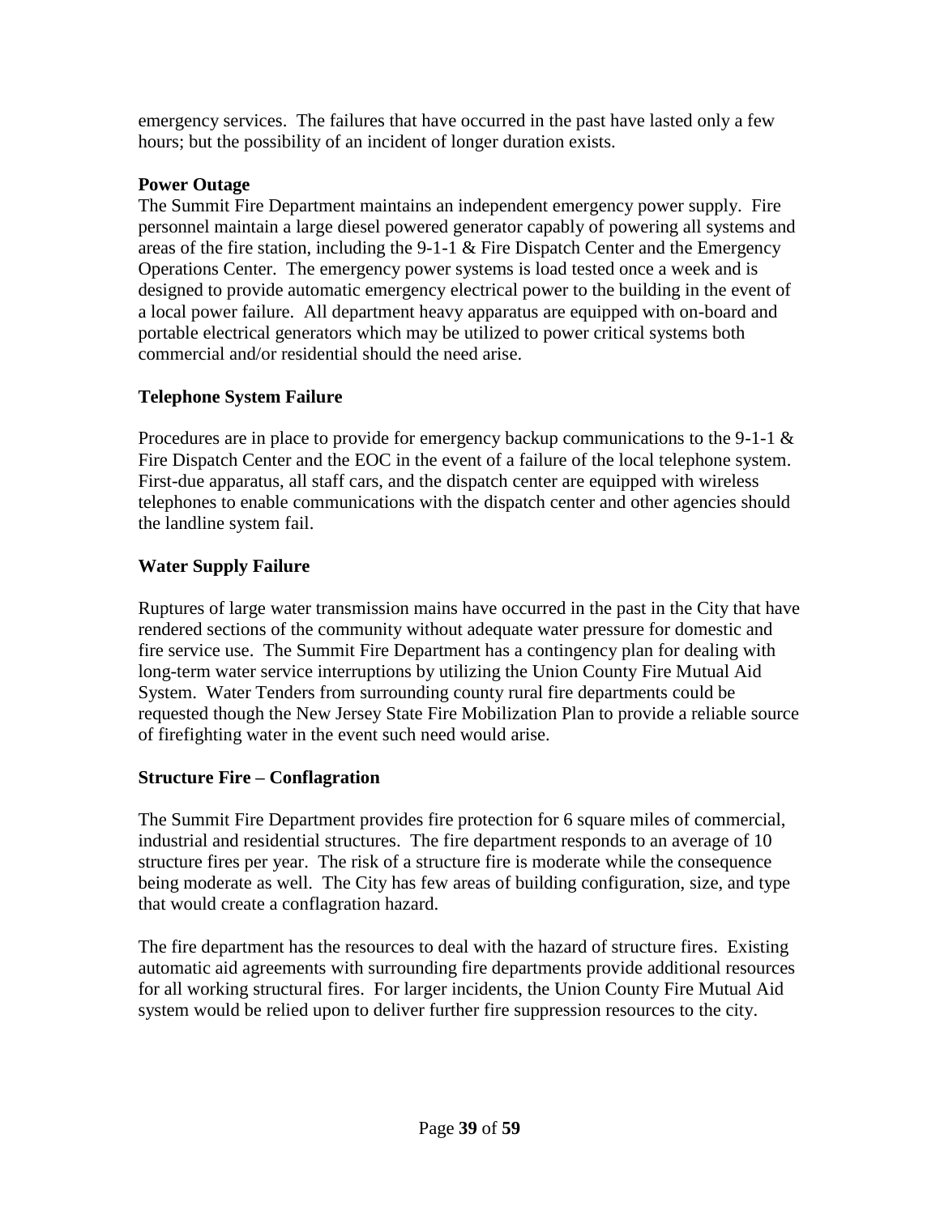emergency services. The failures that have occurred in the past have lasted only a few hours; but the possibility of an incident of longer duration exists.

**Power Outage**

The Summit Fire Department maintains an independent emergency power supply. Fire personnel maintain a large diesel powered generator capably of powering all systems and areas of the fire station, including the 9-1-1 & Fire Dispatch Center and the Emergency Operations Center. The emergency power systems is load tested once a week and is designed to provide automatic emergency electrical power to the building in the event of a local power failure. All department heavy apparatus are equipped with on-board and portable electrical generators which may be utilized to power critical systems both commercial and/or residential should the need arise.

**Telephone System Failure**

Procedures are in place to provide for emergency backup communications to the 9-1-1 & Fire Dispatch Center and the EOC in the event of a failure of the local telephone system. First-due apparatus, all staff cars, and the dispatch center are equipped with wireless telephones to enable communications with the dispatch center and other agencies should the landline system fail.

**Water Supply Failure**

Ruptures of large water transmission mains have occurred in the past in the City that have rendered sections of the community without adequate water pressure for domestic and fire service use. The Summit Fire Department has a contingency plan for dealing with long-term water service interruptions by utilizing the Union County Fire Mutual Aid System. Water Tenders from surrounding county rural fire departments could be requested though the New Jersey State Fire Mobilization Plan to provide a reliable source of firefighting water in the event such need would arise.

**Structure Fire – Conflagration**

The Summit Fire Department provides fire protection for 6 square miles of commercial, industrial and residential structures. The fire department responds to an average of 10 structure fires per year. The risk of a structure fire is moderate while the consequence being moderate as well. The City has few areas of building configuration, size, and type that would create a conflagration hazard.

The fire department has the resources to deal with the hazard of structure fires. Existing automatic aid agreements with surrounding fire departments provide additional resources for all working structural fires. For larger incidents, the Union County Fire Mutual Aid system would be relied upon to deliver further fire suppression resources to the city.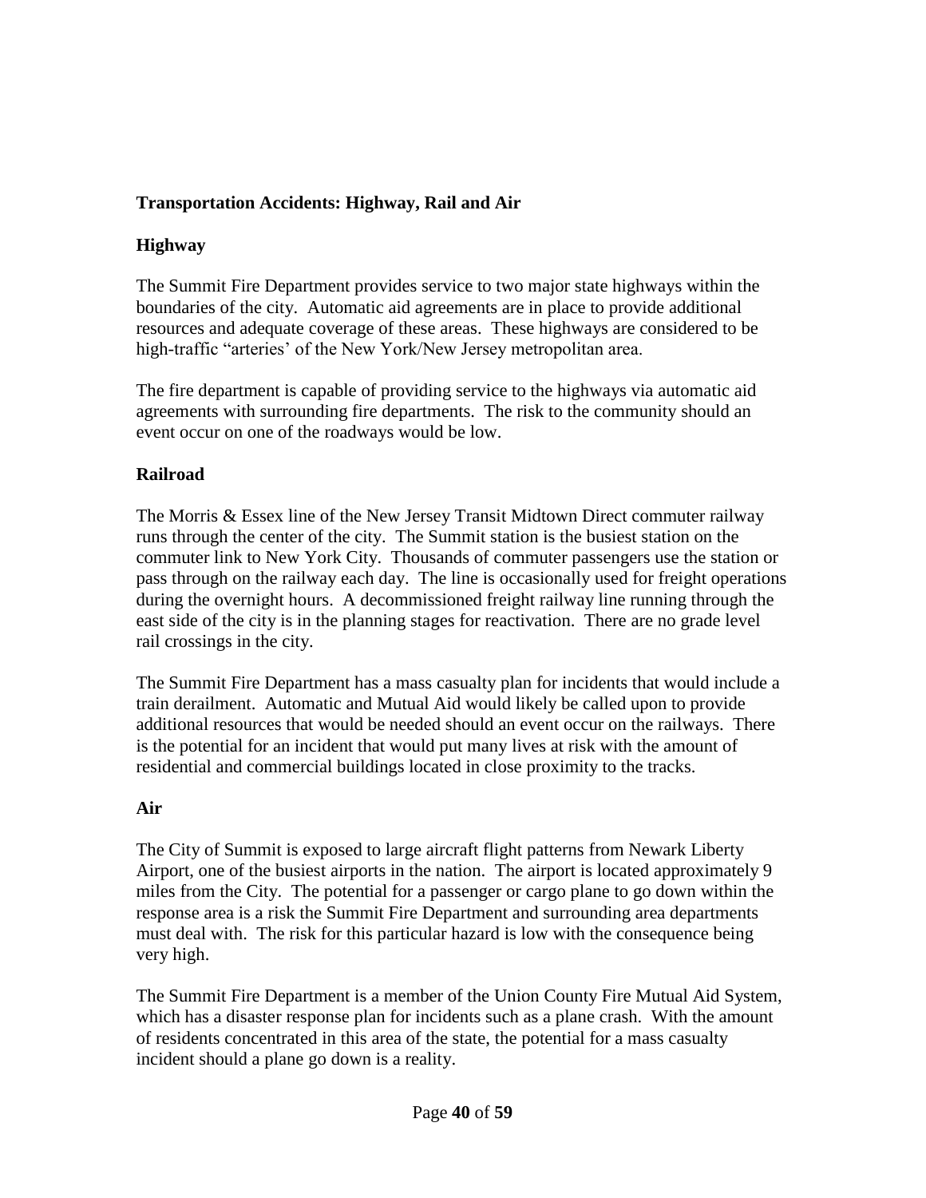## Transportation Accidents: Highway, Rail and Air

### Highway

The Summit Fire Department provides service to two major state highways within the boundaries of the city. Automatic aid agreements are in place to provide additional resources and adequate coverage of these areas. These highways are considered to be high-traffic "arteries' of the New York/New Jersey metropolitan area.

The fire department is capable of providing service to the highways via automatic aid agreements with surrounding fire departments. The risk to the community should an event occur on one of the roadways would be low.

### Railroad

The Morris & Essex line of the New Jersey Transit Midtown Direct commuter railway runs through the center of the city. The Summit station is the busiest station on the commuter link to New York City. Thousands of commuter passengers use the station or pass through on the railway each day. The line is occasionally used for freight operations during the overnight hours. A decommissioned freight railway line running through the east side of the city is in the planning stages for reactivation. There are no grade level rail crossings in the city.

The Summit Fire Department has a mass casualty plan for incidents that would include a train derailment. Automatic and Mutual Aid would likely be called upon to provide additional resources that would be needed should an event occur on the railways. There is the potential for an incident that would put many lives at risk with the amount of residential and commercial buildings located in close proximity to the tracks.

### Air

The City of Summit is exposed to large aircraft flight patterns from Newark Liberty Airport, one of the busiest airports in the nation. The airport is located approximately 9 miles from the City. The potential for a passenger or cargo plane to go down within the response area is a risk the Summit Fire Department and surrounding area departments must deal with. The risk for this particular hazard is low with the consequence being very high.

The Summit Fire Department is a member of the Union County Fire Mutual Aid System, which has a disaster response plan for incidents such as a plane crash. With the amount of residents concentrated in this area of the state, the potential for a mass casualty incident should a plane go down is a reality.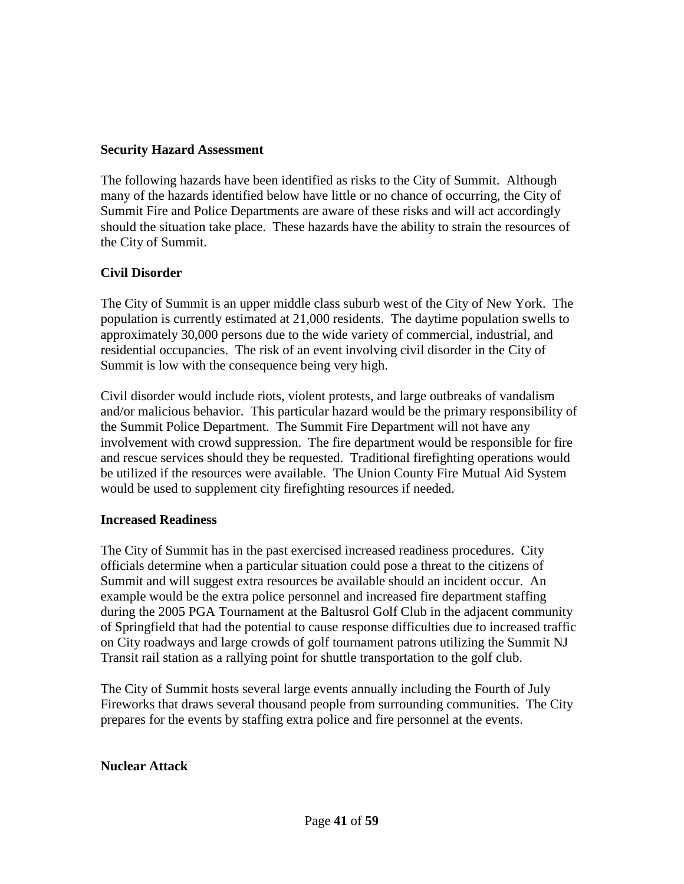**Security Hazard Assessment**

The following hazards have been identified as risks to the City of Summit. Although many of the hazards identified below have little or no chance of occurring, the City of Summit Fire and Police Departments are aware of these risks and will act accordingly should the situation take place. These hazards have the ability to strain the resources of the City of Summit.

**Civil Disorder**

The City of Summit is an upper middle class suburb west of the City of New York. The population is currently estimated at 21,000 residents. The daytime population swells to approximately 30,000 persons due to the wide variety of commercial, industrial, and residential occupancies. The risk of an event involving civil disorder in the City of Summit is low with the consequence being very high.

Civil disorder would include riots, violent protests, and large outbreaks of vandalism and/or malicious behavior. This particular hazard would be the primary responsibility of the Summit Police Department. The Summit Fire Department will not have any involvement with crowd suppression. The fire department would be responsible for fire and rescue services should they be requested. Traditional firefighting operations would be utilized if the resources were available. The Union County Fire Mutual Aid System would be used to supplement city firefighting resources if needed.

**Increased Readiness**

The City of Summit has in the past exercised increased readiness procedures. City officials determine when a particular situation could pose a threat to the citizens of Summit and will suggest extra resources be available should an incident occur. An example would be the extra police personnel and increased fire department staffing during the 2005 PGA Tournament at the Baltusrol Golf Club in the adjacent community of Springfield that had the potential to cause response difficulties due to increased traffic on City roadways and large crowds of golf tournament patrons utilizing the Summit NJ Transit rail station as a rallying point for shuttle transportation to the golf club.

The City of Summit hosts several large events annually including the Fourth of July Fireworks that draws several thousand people from surrounding communities. The City prepares for the events by staffing extra police and fire personnel at the events.

**Nuclear Attack**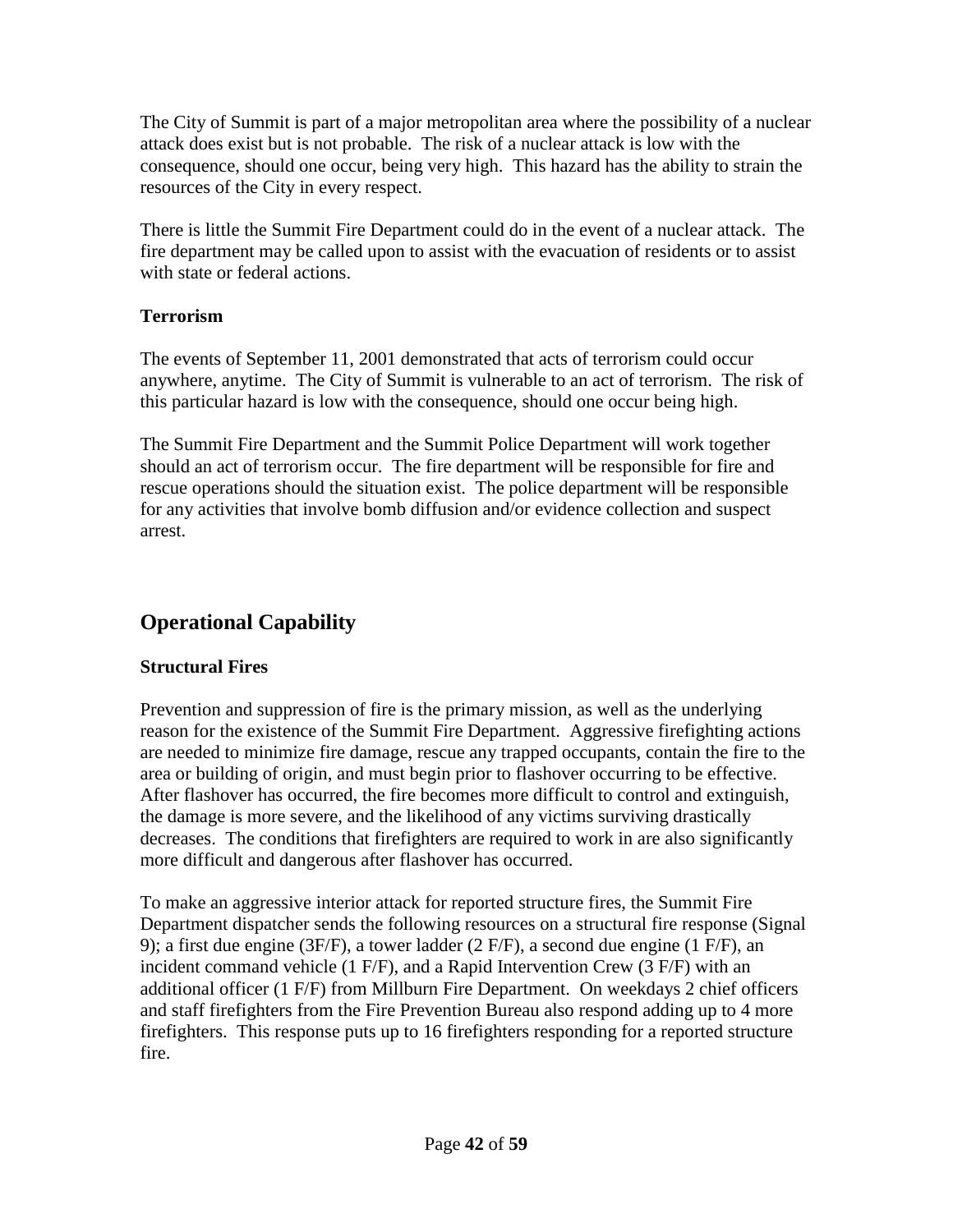The City of Summit is part of a major metropolitan area where the possibility of a nuclear attack does exist but is not probable. The risk of a nuclear attack is low with the consequence, should one occur, being very high. This hazard has the ability to strain the resources of the City in every respect.

There is little the Summit Fire Department could do in the event of a nuclear attack. The fire department may be called upon to assist with the evacuation of residents or to assist with state or federal actions.

### Terrorism

The events of September 11, 2001 demonstrated that acts of terrorism could occur anywhere, anytime. The City of Summit is vulnerable to an act of terrorism. The risk of this particular hazard is low with the consequence, should one occur being high.

The Summit Fire Department and the Summit Police Department will work together should an act of terrorism occur. The fire department will be responsible for fire and rescue operations should the situation exist. The police department will be responsible for any activities that involve bomb diffusion and/or evidence collection and suspect arrest.

## Operational Capability

### Structural Fires

Prevention and suppression of fire is the primary mission, as well as the underlying reason for the existence of the Summit Fire Department. Aggressive firefighting actions are needed to minimize fire damage, rescue any trapped occupants, contain the fire to the area or building of origin, and must begin prior to flashover occurring to be effective. After flashover has occurred, the fire becomes more difficult to control and extinguish, the damage is more severe, and the likelihood of any victims surviving drastically decreases. The conditions that firefighters are required to work in are also significantly more difficult and dangerous after flashover has occurred.

To make an aggressive interior attack for reported structure fires, the Summit Fire Department dispatcher sends the following resources on a structural fire response (Signal 9); a first due engine (3F/F), a tower ladder (2 F/F), a second due engine (1 F/F), an incident command vehicle (1 F/F), and a Rapid Intervention Crew (3 F/F) with an additional officer (1 F/F) from Millburn Fire Department. On weekdays 2 chief officers and staff firefighters from the Fire Prevention Bureau also respond adding up to 4 more firefighters. This response puts up to 16 firefighters responding for a reported structure fire.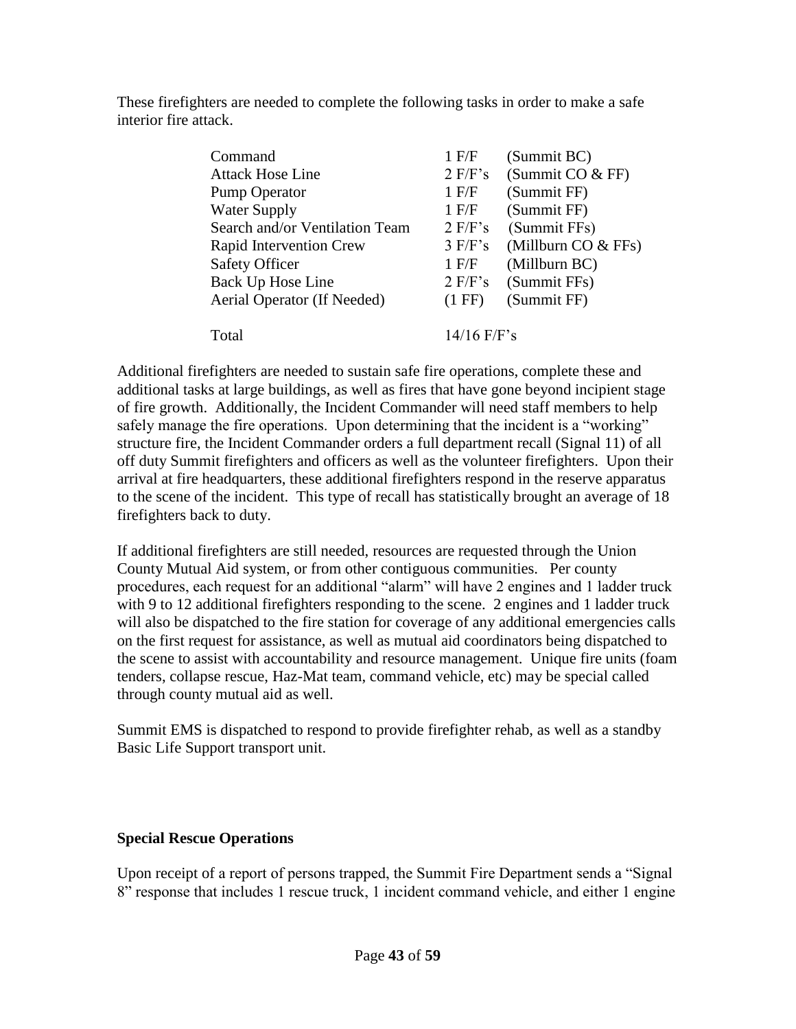These firefighters are needed to complete the following tasks in order to make a safe interior fire attack.

| | | |
|---|---|---|
| Command | 1 F/F | (Summit BC) |
| Attack Hose Line | 2 F/F's | (Summit CO & FF) |
| Pump Operator | 1 F/F | (Summit FF) |
| Water Supply | 1 F/F | (Summit FF) |
| Search and/or Ventilation Team | 2 F/F's | (Summit FFs) |
| Rapid Intervention Crew | 3 F/F's | (Millburn CO & FFs) |
| Safety Officer | 1 F/F | (Millburn BC) |
| Back Up Hose Line | 2 F/F's | (Summit FFs) |
| Aerial Operator (If Needed) | (1 FF) | (Summit FF) |
| Total | 14/16 F/F's | |

Additional firefighters are needed to sustain safe fire operations, complete these and additional tasks at large buildings, as well as fires that have gone beyond incipient stage of fire growth. Additionally, the Incident Commander will need staff members to help safely manage the fire operations. Upon determining that the incident is a "working" structure fire, the Incident Commander orders a full department recall (Signal 11) of all off duty Summit firefighters and officers as well as the volunteer firefighters. Upon their arrival at fire headquarters, these additional firefighters respond in the reserve apparatus to the scene of the incident. This type of recall has statistically brought an average of 18 firefighters back to duty.

If additional firefighters are still needed, resources are requested through the Union County Mutual Aid system, or from other contiguous communities. Per county procedures, each request for an additional "alarm" will have 2 engines and 1 ladder truck with 9 to 12 additional firefighters responding to the scene. 2 engines and 1 ladder truck will also be dispatched to the fire station for coverage of any additional emergencies calls on the first request for assistance, as well as mutual aid coordinators being dispatched to the scene to assist with accountability and resource management. Unique fire units (foam tenders, collapse rescue, Haz-Mat team, command vehicle, etc) may be special called through county mutual aid as well.

Summit EMS is dispatched to respond to provide firefighter rehab, as well as a standby Basic Life Support transport unit.

**Special Rescue Operations**

Upon receipt of a report of persons trapped, the Summit Fire Department sends a "Signal 8" response that includes 1 rescue truck, 1 incident command vehicle, and either 1 engine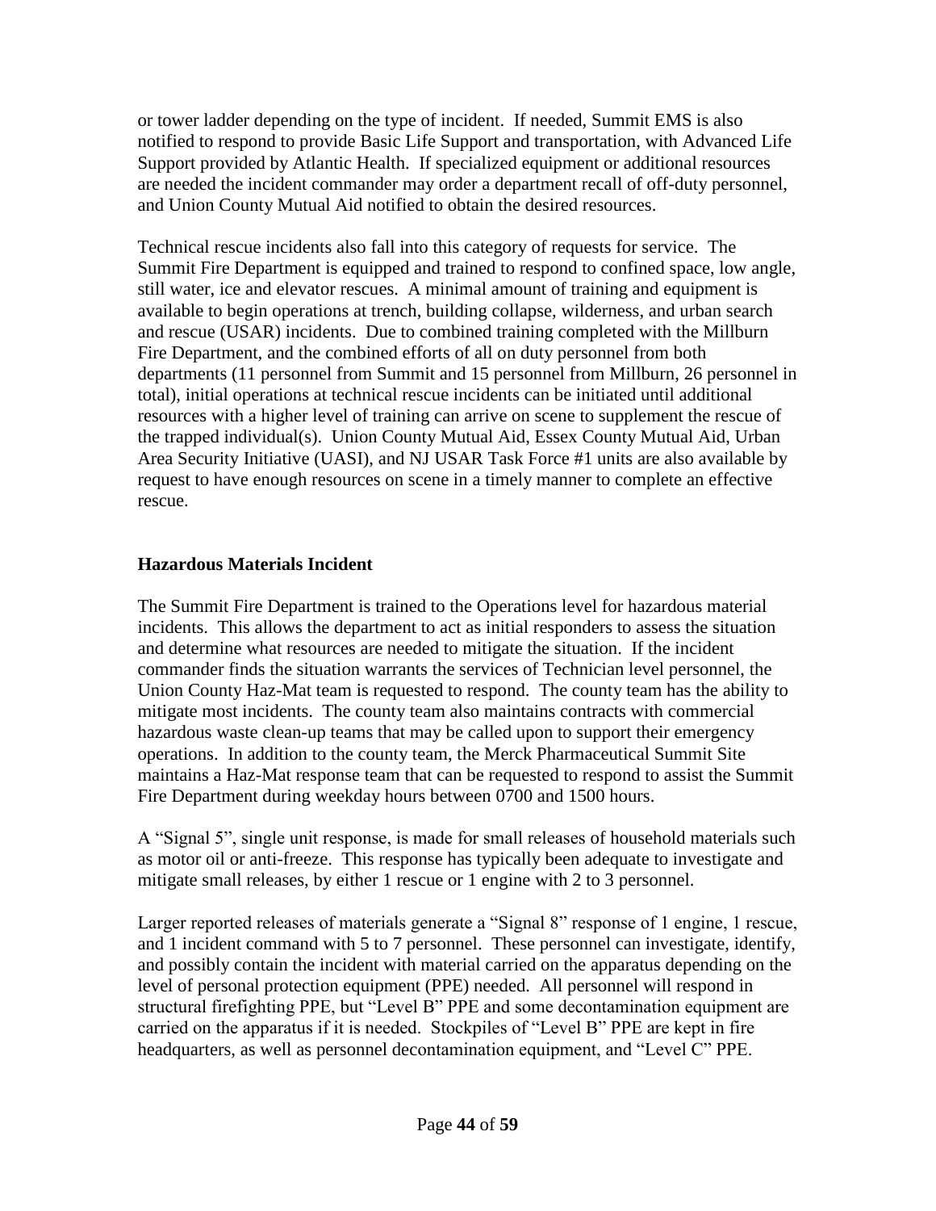or tower ladder depending on the type of incident. If needed, Summit EMS is also notified to respond to provide Basic Life Support and transportation, with Advanced Life Support provided by Atlantic Health. If specialized equipment or additional resources are needed the incident commander may order a department recall of off-duty personnel, and Union County Mutual Aid notified to obtain the desired resources.

Technical rescue incidents also fall into this category of requests for service. The Summit Fire Department is equipped and trained to respond to confined space, low angle, still water, ice and elevator rescues. A minimal amount of training and equipment is available to begin operations at trench, building collapse, wilderness, and urban search and rescue (USAR) incidents. Due to combined training completed with the Millburn Fire Department, and the combined efforts of all on duty personnel from both departments (11 personnel from Summit and 15 personnel from Millburn, 26 personnel in total), initial operations at technical rescue incidents can be initiated until additional resources with a higher level of training can arrive on scene to supplement the rescue of the trapped individual(s). Union County Mutual Aid, Essex County Mutual Aid, Urban Area Security Initiative (UASI), and NJ USAR Task Force #1 units are also available by request to have enough resources on scene in a timely manner to complete an effective rescue.

## Hazardous Materials Incident

The Summit Fire Department is trained to the Operations level for hazardous material incidents. This allows the department to act as initial responders to assess the situation and determine what resources are needed to mitigate the situation. If the incident commander finds the situation warrants the services of Technician level personnel, the Union County Haz-Mat team is requested to respond. The county team has the ability to mitigate most incidents. The county team also maintains contracts with commercial hazardous waste clean-up teams that may be called upon to support their emergency operations. In addition to the county team, the Merck Pharmaceutical Summit Site maintains a Haz-Mat response team that can be requested to respond to assist the Summit Fire Department during weekday hours between 0700 and 1500 hours.

A "Signal 5", single unit response, is made for small releases of household materials such as motor oil or anti-freeze. This response has typically been adequate to investigate and mitigate small releases, by either 1 rescue or 1 engine with 2 to 3 personnel.

Larger reported releases of materials generate a "Signal 8" response of 1 engine, 1 rescue, and 1 incident command with 5 to 7 personnel. These personnel can investigate, identify, and possibly contain the incident with material carried on the apparatus depending on the level of personal protection equipment (PPE) needed. All personnel will respond in structural firefighting PPE, but "Level B" PPE and some decontamination equipment are carried on the apparatus if it is needed. Stockpiles of "Level B" PPE are kept in fire headquarters, as well as personnel decontamination equipment, and "Level C" PPE.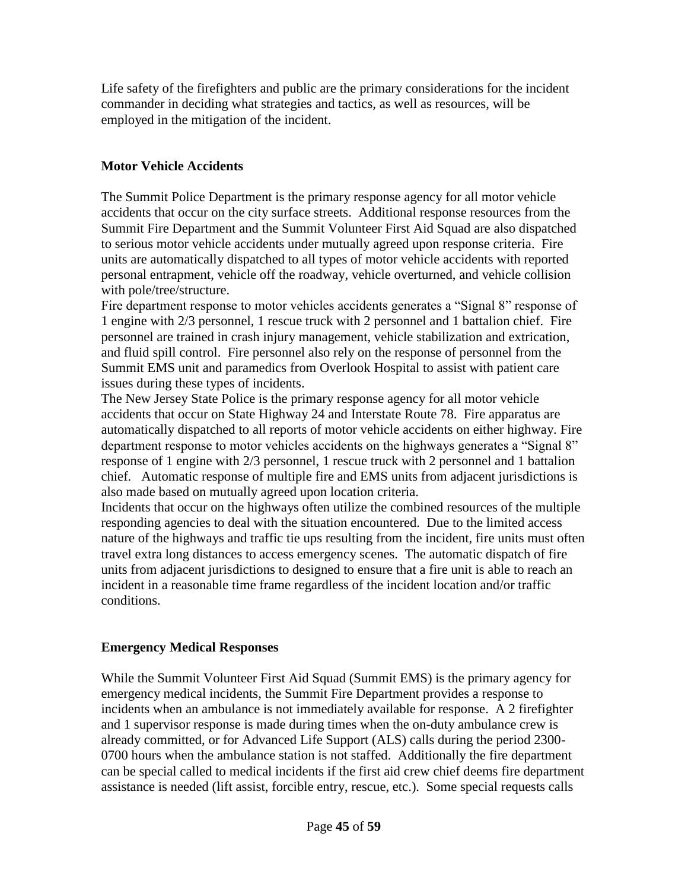Life safety of the firefighters and public are the primary considerations for the incident commander in deciding what strategies and tactics, as well as resources, will be employed in the mitigation of the incident.

### Motor Vehicle Accidents

The Summit Police Department is the primary response agency for all motor vehicle accidents that occur on the city surface streets. Additional response resources from the Summit Fire Department and the Summit Volunteer First Aid Squad are also dispatched to serious motor vehicle accidents under mutually agreed upon response criteria. Fire units are automatically dispatched to all types of motor vehicle accidents with reported personal entrapment, vehicle off the roadway, vehicle overturned, and vehicle collision with pole/tree/structure.

Fire department response to motor vehicles accidents generates a "Signal 8" response of 1 engine with 2/3 personnel, 1 rescue truck with 2 personnel and 1 battalion chief. Fire personnel are trained in crash injury management, vehicle stabilization and extrication, and fluid spill control. Fire personnel also rely on the response of personnel from the Summit EMS unit and paramedics from Overlook Hospital to assist with patient care issues during these types of incidents.

The New Jersey State Police is the primary response agency for all motor vehicle accidents that occur on State Highway 24 and Interstate Route 78. Fire apparatus are automatically dispatched to all reports of motor vehicle accidents on either highway. Fire department response to motor vehicles accidents on the highways generates a "Signal 8" response of 1 engine with 2/3 personnel, 1 rescue truck with 2 personnel and 1 battalion chief. Automatic response of multiple fire and EMS units from adjacent jurisdictions is also made based on mutually agreed upon location criteria.

Incidents that occur on the highways often utilize the combined resources of the multiple responding agencies to deal with the situation encountered. Due to the limited access nature of the highways and traffic tie ups resulting from the incident, fire units must often travel extra long distances to access emergency scenes. The automatic dispatch of fire units from adjacent jurisdictions to designed to ensure that a fire unit is able to reach an incident in a reasonable time frame regardless of the incident location and/or traffic conditions.

### Emergency Medical Responses

While the Summit Volunteer First Aid Squad (Summit EMS) is the primary agency for emergency medical incidents, the Summit Fire Department provides a response to incidents when an ambulance is not immediately available for response. A 2 firefighter and 1 supervisor response is made during times when the on-duty ambulance crew is already committed, or for Advanced Life Support (ALS) calls during the period 2300-0700 hours when the ambulance station is not staffed. Additionally the fire department can be special called to medical incidents if the first aid crew chief deems fire department assistance is needed (lift assist, forcible entry, rescue, etc.). Some special requests calls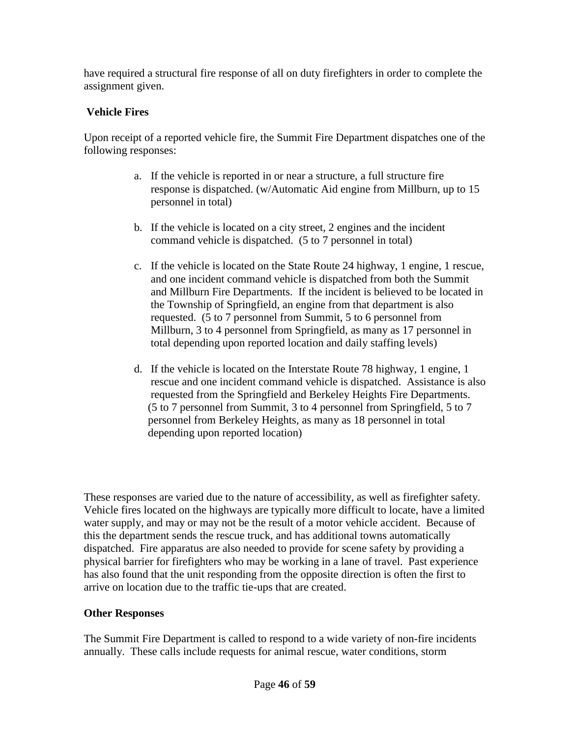have required a structural fire response of all on duty firefighters in order to complete the assignment given.

**Vehicle Fires**

Upon receipt of a reported vehicle fire, the Summit Fire Department dispatches one of the following responses:

a. If the vehicle is reported in or near a structure, a full structure fire response is dispatched. (w/Automatic Aid engine from Millburn, up to 15 personnel in total)

b. If the vehicle is located on a city street, 2 engines and the incident command vehicle is dispatched. (5 to 7 personnel in total)

c. If the vehicle is located on the State Route 24 highway, 1 engine, 1 rescue, and one incident command vehicle is dispatched from both the Summit and Millburn Fire Departments. If the incident is believed to be located in the Township of Springfield, an engine from that department is also requested. (5 to 7 personnel from Summit, 5 to 6 personnel from Millburn, 3 to 4 personnel from Springfield, as many as 17 personnel in total depending upon reported location and daily staffing levels)

d. If the vehicle is located on the Interstate Route 78 highway, 1 engine, 1 rescue and one incident command vehicle is dispatched. Assistance is also requested from the Springfield and Berkeley Heights Fire Departments. (5 to 7 personnel from Summit, 3 to 4 personnel from Springfield, 5 to 7 personnel from Berkeley Heights, as many as 18 personnel in total depending upon reported location)

These responses are varied due to the nature of accessibility, as well as firefighter safety. Vehicle fires located on the highways are typically more difficult to locate, have a limited water supply, and may or may not be the result of a motor vehicle accident. Because of this the department sends the rescue truck, and has additional towns automatically dispatched. Fire apparatus are also needed to provide for scene safety by providing a physical barrier for firefighters who may be working in a lane of travel. Past experience has also found that the unit responding from the opposite direction is often the first to arrive on location due to the traffic tie-ups that are created.

**Other Responses**

The Summit Fire Department is called to respond to a wide variety of non-fire incidents annually. These calls include requests for animal rescue, water conditions, storm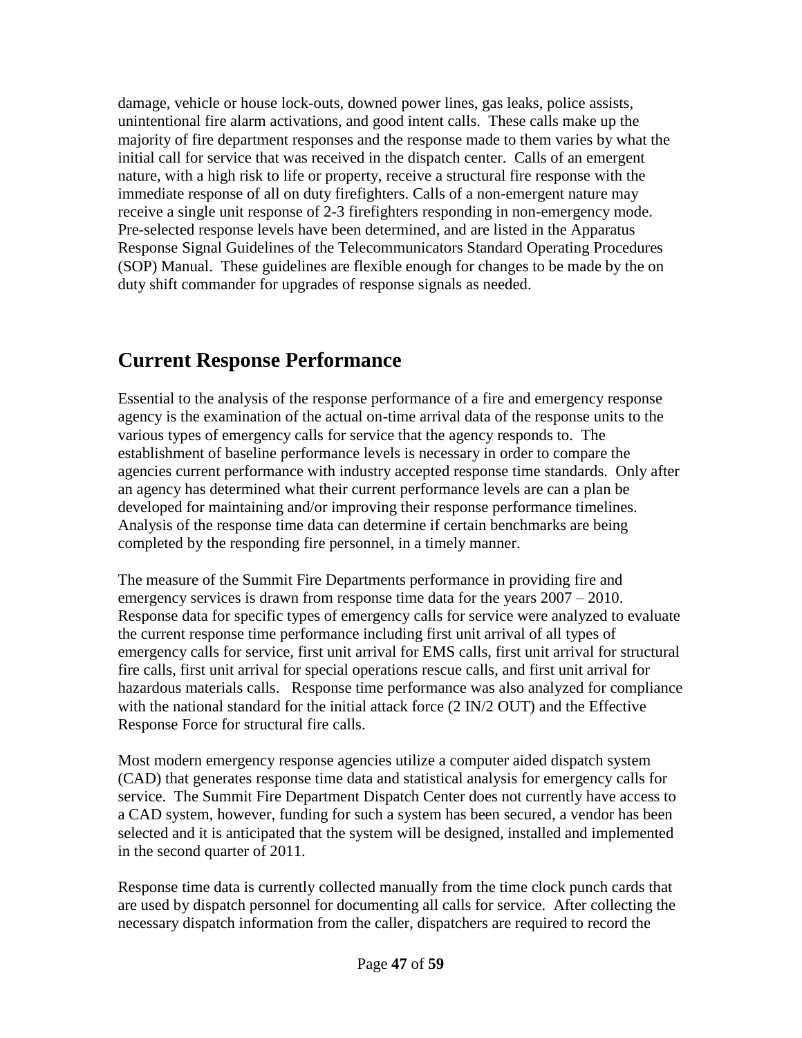damage, vehicle or house lock-outs, downed power lines, gas leaks, police assists, unintentional fire alarm activations, and good intent calls. These calls make up the majority of fire department responses and the response made to them varies by what the initial call for service that was received in the dispatch center. Calls of an emergent nature, with a high risk to life or property, receive a structural fire response with the immediate response of all on duty firefighters. Calls of a non-emergent nature may receive a single unit response of 2-3 firefighters responding in non-emergency mode. Pre-selected response levels have been determined, and are listed in the Apparatus Response Signal Guidelines of the Telecommunicators Standard Operating Procedures (SOP) Manual. These guidelines are flexible enough for changes to be made by the on duty shift commander for upgrades of response signals as needed.

## Current Response Performance

Essential to the analysis of the response performance of a fire and emergency response agency is the examination of the actual on-time arrival data of the response units to the various types of emergency calls for service that the agency responds to. The establishment of baseline performance levels is necessary in order to compare the agencies current performance with industry accepted response time standards. Only after an agency has determined what their current performance levels are can a plan be developed for maintaining and/or improving their response performance timelines. Analysis of the response time data can determine if certain benchmarks are being completed by the responding fire personnel, in a timely manner.

The measure of the Summit Fire Departments performance in providing fire and emergency services is drawn from response time data for the years 2007 – 2010. Response data for specific types of emergency calls for service were analyzed to evaluate the current response time performance including first unit arrival of all types of emergency calls for service, first unit arrival for EMS calls, first unit arrival for structural fire calls, first unit arrival for special operations rescue calls, and first unit arrival for hazardous materials calls. Response time performance was also analyzed for compliance with the national standard for the initial attack force (2 IN/2 OUT) and the Effective Response Force for structural fire calls.

Most modern emergency response agencies utilize a computer aided dispatch system (CAD) that generates response time data and statistical analysis for emergency calls for service. The Summit Fire Department Dispatch Center does not currently have access to a CAD system, however, funding for such a system has been secured, a vendor has been selected and it is anticipated that the system will be designed, installed and implemented in the second quarter of 2011.

Response time data is currently collected manually from the time clock punch cards that are used by dispatch personnel for documenting all calls for service. After collecting the necessary dispatch information from the caller, dispatchers are required to record the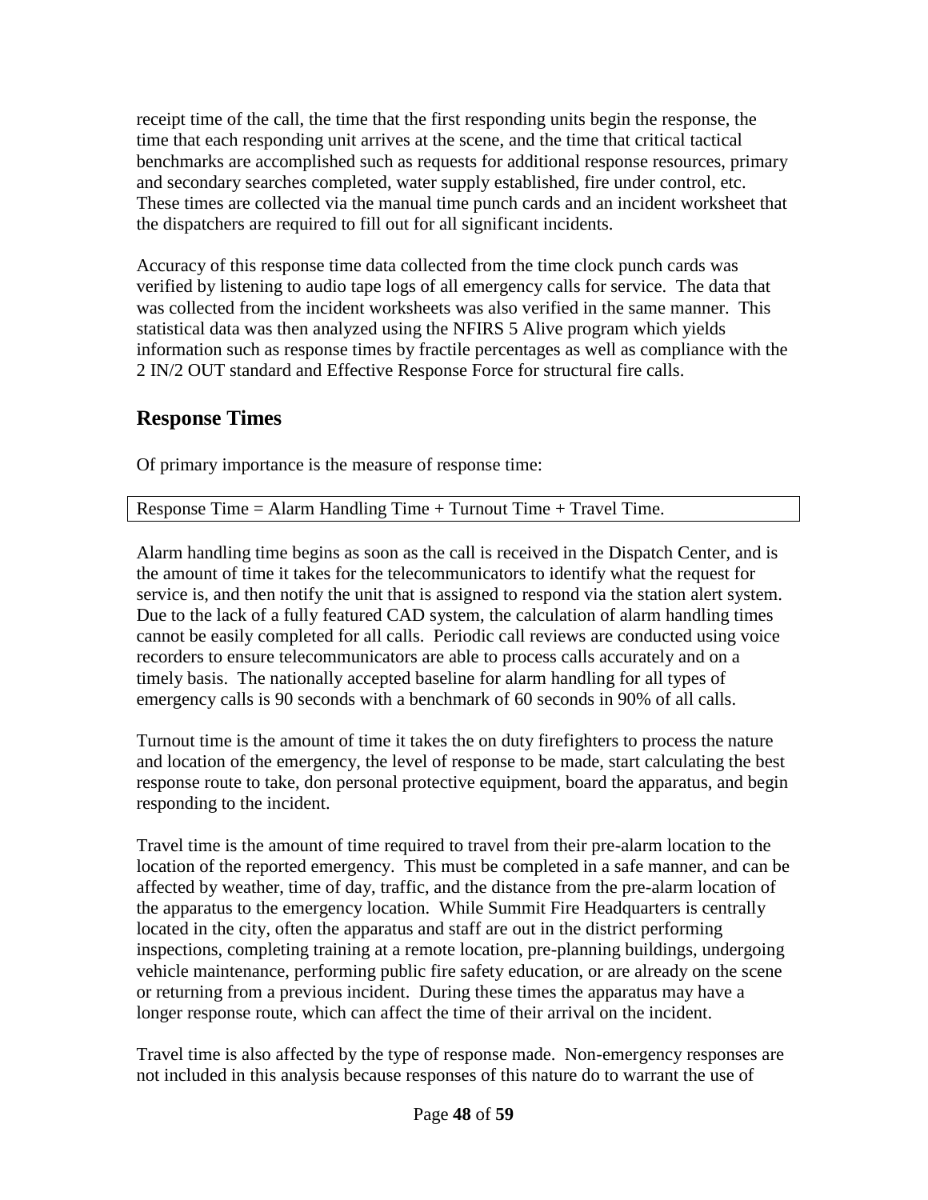receipt time of the call, the time that the first responding units begin the response, the time that each responding unit arrives at the scene, and the time that critical tactical benchmarks are accomplished such as requests for additional response resources, primary and secondary searches completed, water supply established, fire under control, etc. These times are collected via the manual time punch cards and an incident worksheet that the dispatchers are required to fill out for all significant incidents.

Accuracy of this response time data collected from the time clock punch cards was verified by listening to audio tape logs of all emergency calls for service. The data that was collected from the incident worksheets was also verified in the same manner. This statistical data was then analyzed using the NFIRS 5 Alive program which yields information such as response times by fractile percentages as well as compliance with the 2 IN/2 OUT standard and Effective Response Force for structural fire calls.

## Response Times

Of primary importance is the measure of response time:

| Response Time = Alarm Handling Time + Turnout Time + Travel Time. |
|---|

Alarm handling time begins as soon as the call is received in the Dispatch Center, and is the amount of time it takes for the telecommunicators to identify what the request for service is, and then notify the unit that is assigned to respond via the station alert system. Due to the lack of a fully featured CAD system, the calculation of alarm handling times cannot be easily completed for all calls. Periodic call reviews are conducted using voice recorders to ensure telecommunicators are able to process calls accurately and on a timely basis. The nationally accepted baseline for alarm handling for all types of emergency calls is 90 seconds with a benchmark of 60 seconds in 90% of all calls.

Turnout time is the amount of time it takes the on duty firefighters to process the nature and location of the emergency, the level of response to be made, start calculating the best response route to take, don personal protective equipment, board the apparatus, and begin responding to the incident.

Travel time is the amount of time required to travel from their pre-alarm location to the location of the reported emergency. This must be completed in a safe manner, and can be affected by weather, time of day, traffic, and the distance from the pre-alarm location of the apparatus to the emergency location. While Summit Fire Headquarters is centrally located in the city, often the apparatus and staff are out in the district performing inspections, completing training at a remote location, pre-planning buildings, undergoing vehicle maintenance, performing public fire safety education, or are already on the scene or returning from a previous incident. During these times the apparatus may have a longer response route, which can affect the time of their arrival on the incident.

Travel time is also affected by the type of response made. Non-emergency responses are not included in this analysis because responses of this nature do to warrant the use of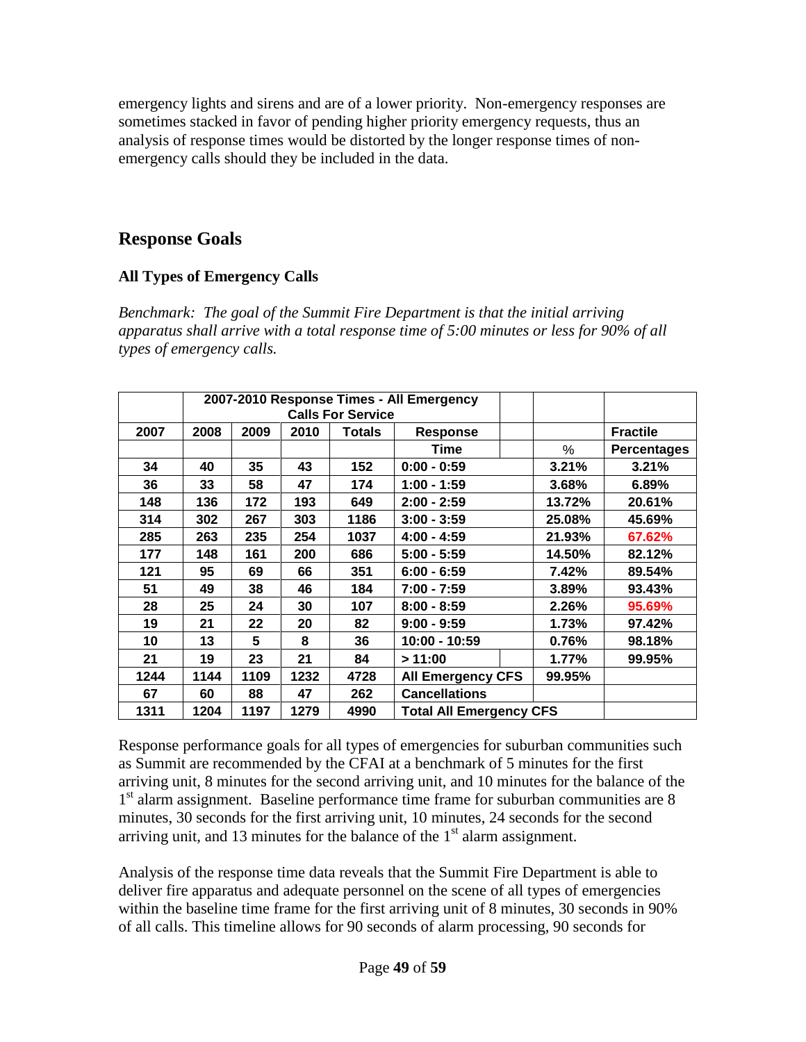emergency lights and sirens and are of a lower priority. Non-emergency responses are sometimes stacked in favor of pending higher priority emergency requests, thus an analysis of response times would be distorted by the longer response times of non-emergency calls should they be included in the data.

## Response Goals

### All Types of Emergency Calls

*Benchmark: The goal of the Summit Fire Department is that the initial arriving apparatus shall arrive with a total response time of 5:00 minutes or less for 90% of all types of emergency calls.*

| | 2007-2010 Response Times - All Emergency Calls For Service | | | | | | |
|---|---|---|---|---|---|---|---|
| 2007 | 2008 | 2009 | 2010 | Totals | Response | | Fractile |
| | | | | | Time | % | Percentages |
| 34 | 40 | 35 | 43 | 152 | 0:00 - 0:59 | 3.21% | 3.21% |
| 36 | 33 | 58 | 47 | 174 | 1:00 - 1:59 | 3.68% | 6.89% |
| 148 | 136 | 172 | 193 | 649 | 2:00 - 2:59 | 13.72% | 20.61% |
| 314 | 302 | 267 | 303 | 1186 | 3:00 - 3:59 | 25.08% | 45.69% |
| 285 | 263 | 235 | 254 | 1037 | 4:00 - 4:59 | 21.93% | 67.62% |
| 177 | 148 | 161 | 200 | 686 | 5:00 - 5:59 | 14.50% | 82.12% |
| 121 | 95 | 69 | 66 | 351 | 6:00 - 6:59 | 7.42% | 89.54% |
| 51 | 49 | 38 | 46 | 184 | 7:00 - 7:59 | 3.89% | 93.43% |
| 28 | 25 | 24 | 30 | 107 | 8:00 - 8:59 | 2.26% | 95.69% |
| 19 | 21 | 22 | 20 | 82 | 9:00 - 9:59 | 1.73% | 97.42% |
| 10 | 13 | 5 | 8 | 36 | 10:00 - 10:59 | 0.76% | 98.18% |
| 21 | 19 | 23 | 21 | 84 | > 11:00 | 1.77% | 99.95% |
| 1244 | 1144 | 1109 | 1232 | 4728 | All Emergency CFS | 99.95% | |
| 67 | 60 | 88 | 47 | 262 | Cancellations | | |
| 1311 | 1204 | 1197 | 1279 | 4990 | Total All Emergency CFS | | |

Response performance goals for all types of emergencies for suburban communities such as Summit are recommended by the CFAI at a benchmark of 5 minutes for the first arriving unit, 8 minutes for the second arriving unit, and 10 minutes for the balance of the 1st alarm assignment. Baseline performance time frame for suburban communities are 8 minutes, 30 seconds for the first arriving unit, 10 minutes, 24 seconds for the second arriving unit, and 13 minutes for the balance of the 1st alarm assignment.

Analysis of the response time data reveals that the Summit Fire Department is able to deliver fire apparatus and adequate personnel on the scene of all types of emergencies within the baseline time frame for the first arriving unit of 8 minutes, 30 seconds in 90% of all calls. This timeline allows for 90 seconds of alarm processing, 90 seconds for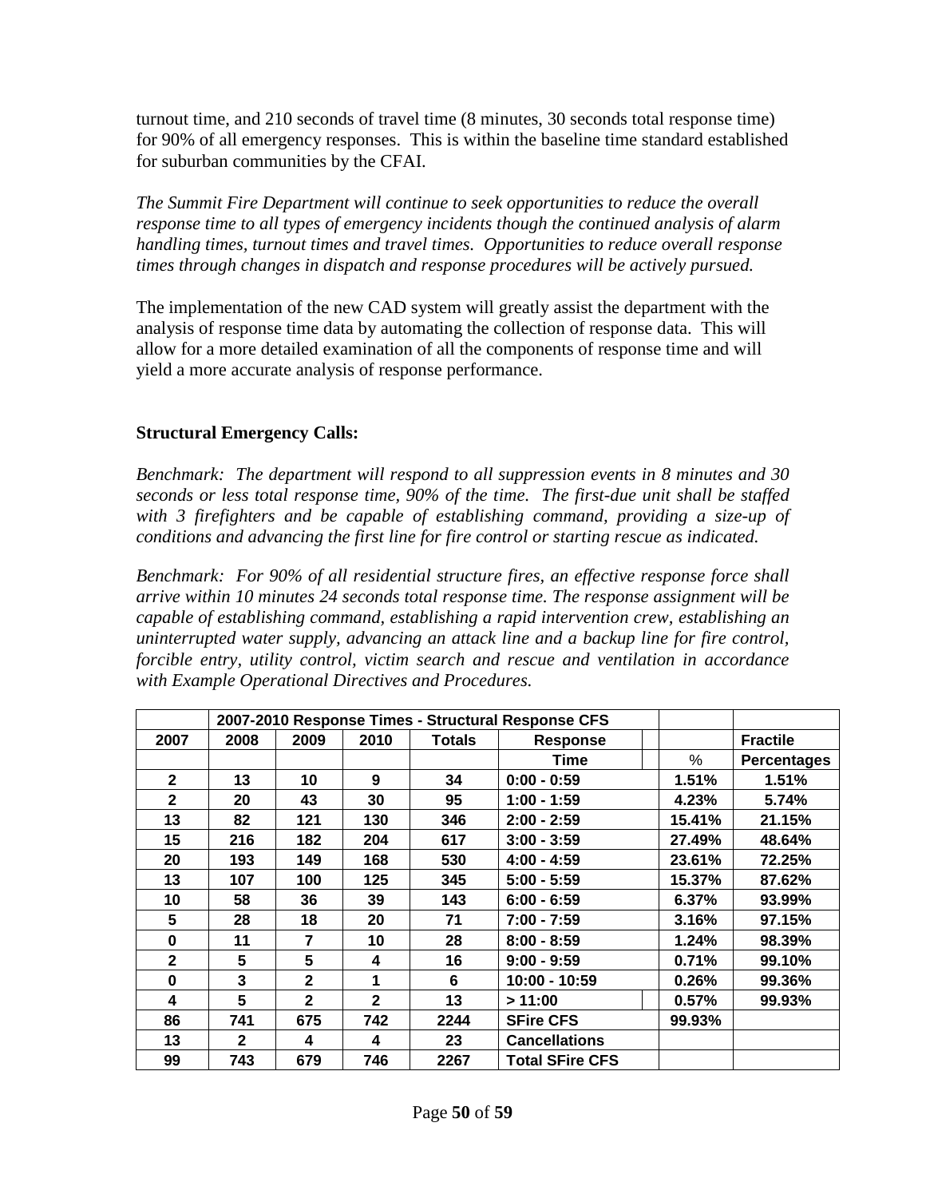turnout time, and 210 seconds of travel time (8 minutes, 30 seconds total response time) for 90% of all emergency responses. This is within the baseline time standard established for suburban communities by the CFAI.

*The Summit Fire Department will continue to seek opportunities to reduce the overall response time to all types of emergency incidents though the continued analysis of alarm handling times, turnout times and travel times. Opportunities to reduce overall response times through changes in dispatch and response procedures will be actively pursued.*

The implementation of the new CAD system will greatly assist the department with the analysis of response time data by automating the collection of response data. This will allow for a more detailed examination of all the components of response time and will yield a more accurate analysis of response performance.

**Structural Emergency Calls:**

*Benchmark: The department will respond to all suppression events in 8 minutes and 30 seconds or less total response time, 90% of the time. The first-due unit shall be staffed with 3 firefighters and be capable of establishing command, providing a size-up of conditions and advancing the first line for fire control or starting rescue as indicated.*

*Benchmark: For 90% of all residential structure fires, an effective response force shall arrive within 10 minutes 24 seconds total response time. The response assignment will be capable of establishing command, establishing a rapid intervention crew, establishing an uninterrupted water supply, advancing an attack line and a backup line for fire control, forcible entry, utility control, victim search and rescue and ventilation in accordance with Example Operational Directives and Procedures.*

| | 2007-2010 Response Times - Structural Response CFS | | | | | | |
|---|---|---|---|---|---|---|---|
| **2007** | **2008** | **2009** | **2010** | **Totals** | **Response** | | **Fractile** |
| | | | | | **Time** | % | **Percentages** |
| **2** | **13** | **10** | **9** | **34** | **0:00 - 0:59** | **1.51%** | **1.51%** |
| **2** | **20** | **43** | **30** | **95** | **1:00 - 1:59** | **4.23%** | **5.74%** |
| **13** | **82** | **121** | **130** | **346** | **2:00 - 2:59** | **15.41%** | **21.15%** |
| **15** | **216** | **182** | **204** | **617** | **3:00 - 3:59** | **27.49%** | **48.64%** |
| **20** | **193** | **149** | **168** | **530** | **4:00 - 4:59** | **23.61%** | **72.25%** |
| **13** | **107** | **100** | **125** | **345** | **5:00 - 5:59** | **15.37%** | **87.62%** |
| **10** | **58** | **36** | **39** | **143** | **6:00 - 6:59** | **6.37%** | **93.99%** |
| **5** | **28** | **18** | **20** | **71** | **7:00 - 7:59** | **3.16%** | **97.15%** |
| **0** | **11** | **7** | **10** | **28** | **8:00 - 8:59** | **1.24%** | **98.39%** |
| **2** | **5** | **5** | **4** | **16** | **9:00 - 9:59** | **0.71%** | **99.10%** |
| **0** | **3** | **2** | **1** | **6** | **10:00 - 10:59** | **0.26%** | **99.36%** |
| **4** | **5** | **2** | **2** | **13** | **> 11:00** | **0.57%** | **99.93%** |
| **86** | **741** | **675** | **742** | **2244** | **SFire CFS** | **99.93%** | |
| **13** | **2** | **4** | **4** | **23** | **Cancellations** | | |
| **99** | **743** | **679** | **746** | **2267** | **Total SFire CFS** | | |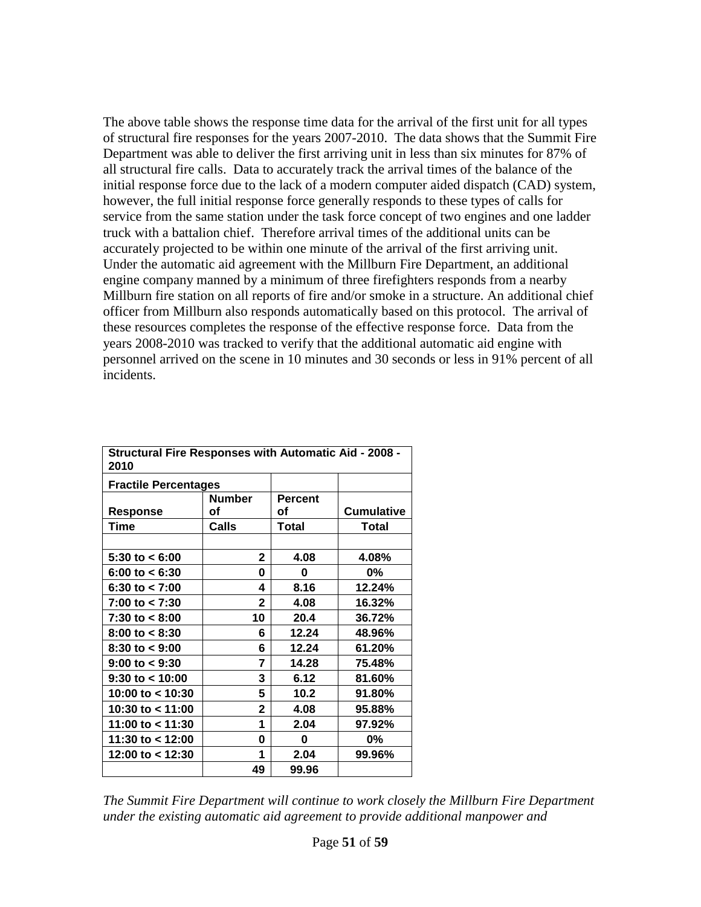The above table shows the response time data for the arrival of the first unit for all types of structural fire responses for the years 2007-2010. The data shows that the Summit Fire Department was able to deliver the first arriving unit in less than six minutes for 87% of all structural fire calls. Data to accurately track the arrival times of the balance of the initial response force due to the lack of a modern computer aided dispatch (CAD) system, however, the full initial response force generally responds to these types of calls for service from the same station under the task force concept of two engines and one ladder truck with a battalion chief. Therefore arrival times of the additional units can be accurately projected to be within one minute of the arrival of the first arriving unit. Under the automatic aid agreement with the Millburn Fire Department, an additional engine company manned by a minimum of three firefighters responds from a nearby Millburn fire station on all reports of fire and/or smoke in a structure. An additional chief officer from Millburn also responds automatically based on this protocol. The arrival of these resources completes the response of the effective response force. Data from the years 2008-2010 was tracked to verify that the additional automatic aid engine with personnel arrived on the scene in 10 minutes and 30 seconds or less in 91% percent of all incidents.

| **Structural Fire Responses with Automatic Aid - 2008 - 2010** | | | |
|---|---|---|---|
| **Fractile Percentages** | | | |
| **Response Time** | **Number of Calls** | **Percent of Total** | **Cumulative Total** |
| | | | |
| **5:30 to < 6:00** | **2** | **4.08** | **4.08%** |
| **6:00 to < 6:30** | **0** | **0** | **0%** |
| **6:30 to < 7:00** | **4** | **8.16** | **12.24%** |
| **7:00 to < 7:30** | **2** | **4.08** | **16.32%** |
| **7:30 to < 8:00** | **10** | **20.4** | **36.72%** |
| **8:00 to < 8:30** | **6** | **12.24** | **48.96%** |
| **8:30 to < 9:00** | **6** | **12.24** | **61.20%** |
| **9:00 to < 9:30** | **7** | **14.28** | **75.48%** |
| **9:30 to < 10:00** | **3** | **6.12** | **81.60%** |
| **10:00 to < 10:30** | **5** | **10.2** | **91.80%** |
| **10:30 to < 11:00** | **2** | **4.08** | **95.88%** |
| **11:00 to < 11:30** | **1** | **2.04** | **97.92%** |
| **11:30 to < 12:00** | **0** | **0** | **0%** |
| **12:00 to < 12:30** | **1** | **2.04** | **99.96%** |
| | **49** | **99.96** | |

*The Summit Fire Department will continue to work closely the Millburn Fire Department under the existing automatic aid agreement to provide additional manpower and*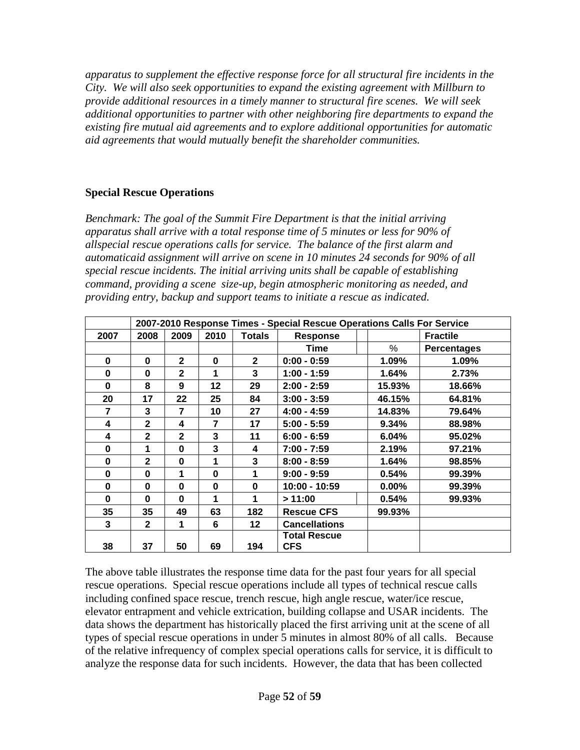*apparatus to supplement the effective response force for all structural fire incidents in the City. We will also seek opportunities to expand the existing agreement with Millburn to provide additional resources in a timely manner to structural fire scenes. We will seek additional opportunities to partner with other neighboring fire departments to expand the existing fire mutual aid agreements and to explore additional opportunities for automatic aid agreements that would mutually benefit the shareholder communities.*

### Special Rescue Operations

*Benchmark: The goal of the Summit Fire Department is that the initial arriving apparatus shall arrive with a total response time of 5 minutes or less for 90% of allspecial rescue operations calls for service. The balance of the first alarm and automaticaid assignment will arrive on scene in 10 minutes 24 seconds for 90% of all special rescue incidents. The initial arriving units shall be capable of establishing command, providing a scene size-up, begin atmospheric monitoring as needed, and providing entry, backup and support teams to initiate a rescue as indicated.*

| | 2007-2010 Response Times - Special Rescue Operations Calls For Service | | | | | | |
|---|---|---|---|---|---|---|---|
| 2007 | 2008 | 2009 | 2010 | Totals | Response | | Fractile |
| | | | | | Time | % | Percentages |
| 0 | 0 | 2 | 0 | 2 | 0:00 - 0:59 | 1.09% | 1.09% |
| 0 | 0 | 2 | 1 | 3 | 1:00 - 1:59 | 1.64% | 2.73% |
| 0 | 8 | 9 | 12 | 29 | 2:00 - 2:59 | 15.93% | 18.66% |
| 20 | 17 | 22 | 25 | 84 | 3:00 - 3:59 | 46.15% | 64.81% |
| 7 | 3 | 7 | 10 | 27 | 4:00 - 4:59 | 14.83% | 79.64% |
| 4 | 2 | 4 | 7 | 17 | 5:00 - 5:59 | 9.34% | 88.98% |
| 4 | 2 | 2 | 3 | 11 | 6:00 - 6:59 | 6.04% | 95.02% |
| 0 | 1 | 0 | 3 | 4 | 7:00 - 7:59 | 2.19% | 97.21% |
| 0 | 2 | 0 | 1 | 3 | 8:00 - 8:59 | 1.64% | 98.85% |
| 0 | 0 | 1 | 0 | 1 | 9:00 - 9:59 | 0.54% | 99.39% |
| 0 | 0 | 0 | 0 | 0 | 10:00 - 10:59 | 0.00% | 99.39% |
| 0 | 0 | 0 | 1 | 1 | > 11:00 | 0.54% | 99.93% |
| 35 | 35 | 49 | 63 | 182 | Rescue CFS | 99.93% | |
| 3 | 2 | 1 | 6 | 12 | Cancellations | | |
| 38 | 37 | 50 | 69 | 194 | Total Rescue CFS | | |

The above table illustrates the response time data for the past four years for all special rescue operations. Special rescue operations include all types of technical rescue calls including confined space rescue, trench rescue, high angle rescue, water/ice rescue, elevator entrapment and vehicle extrication, building collapse and USAR incidents. The data shows the department has historically placed the first arriving unit at the scene of all types of special rescue operations in under 5 minutes in almost 80% of all calls. Because of the relative infrequency of complex special operations calls for service, it is difficult to analyze the response data for such incidents. However, the data that has been collected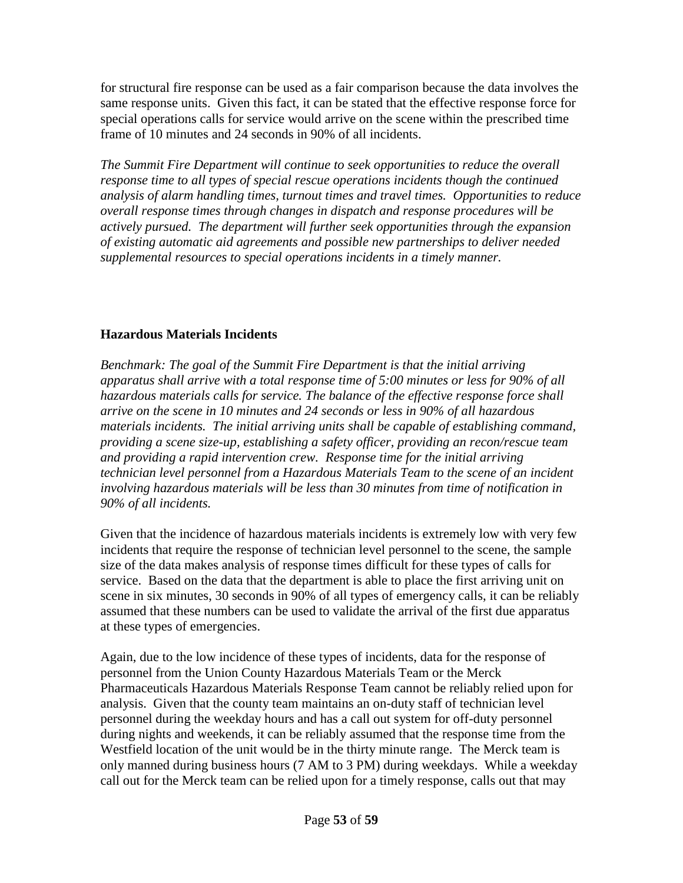for structural fire response can be used as a fair comparison because the data involves the same response units. Given this fact, it can be stated that the effective response force for special operations calls for service would arrive on the scene within the prescribed time frame of 10 minutes and 24 seconds in 90% of all incidents.

*The Summit Fire Department will continue to seek opportunities to reduce the overall response time to all types of special rescue operations incidents though the continued analysis of alarm handling times, turnout times and travel times. Opportunities to reduce overall response times through changes in dispatch and response procedures will be actively pursued. The department will further seek opportunities through the expansion of existing automatic aid agreements and possible new partnerships to deliver needed supplemental resources to special operations incidents in a timely manner.*

### Hazardous Materials Incidents

*Benchmark: The goal of the Summit Fire Department is that the initial arriving apparatus shall arrive with a total response time of 5:00 minutes or less for 90% of all hazardous materials calls for service. The balance of the effective response force shall arrive on the scene in 10 minutes and 24 seconds or less in 90% of all hazardous materials incidents. The initial arriving units shall be capable of establishing command, providing a scene size-up, establishing a safety officer, providing an recon/rescue team and providing a rapid intervention crew. Response time for the initial arriving technician level personnel from a Hazardous Materials Team to the scene of an incident involving hazardous materials will be less than 30 minutes from time of notification in 90% of all incidents.*

Given that the incidence of hazardous materials incidents is extremely low with very few incidents that require the response of technician level personnel to the scene, the sample size of the data makes analysis of response times difficult for these types of calls for service. Based on the data that the department is able to place the first arriving unit on scene in six minutes, 30 seconds in 90% of all types of emergency calls, it can be reliably assumed that these numbers can be used to validate the arrival of the first due apparatus at these types of emergencies.

Again, due to the low incidence of these types of incidents, data for the response of personnel from the Union County Hazardous Materials Team or the Merck Pharmaceuticals Hazardous Materials Response Team cannot be reliably relied upon for analysis. Given that the county team maintains an on-duty staff of technician level personnel during the weekday hours and has a call out system for off-duty personnel during nights and weekends, it can be reliably assumed that the response time from the Westfield location of the unit would be in the thirty minute range. The Merck team is only manned during business hours (7 AM to 3 PM) during weekdays. While a weekday call out for the Merck team can be relied upon for a timely response, calls out that may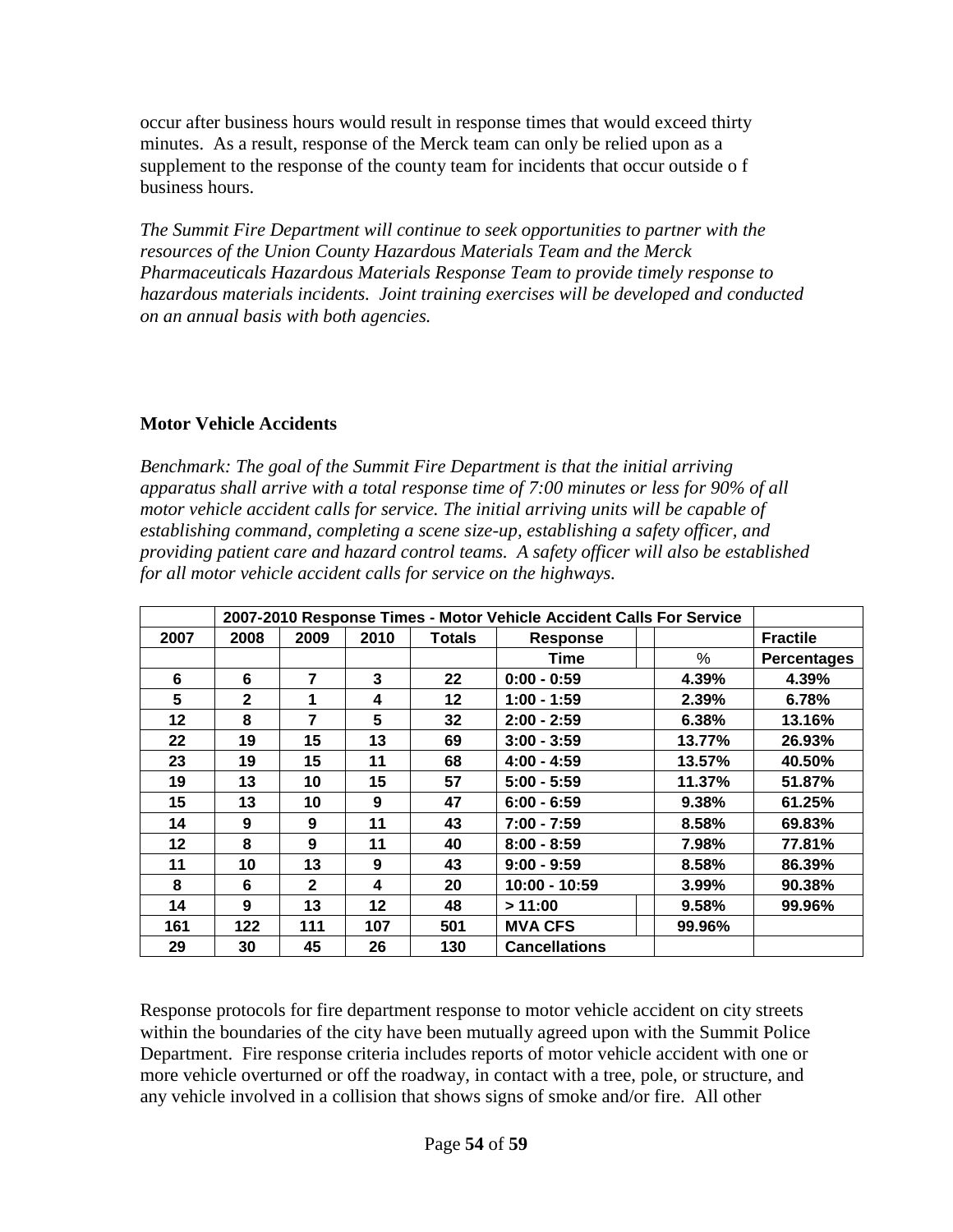occur after business hours would result in response times that would exceed thirty minutes. As a result, response of the Merck team can only be relied upon as a supplement to the response of the county team for incidents that occur outside o f business hours.

*The Summit Fire Department will continue to seek opportunities to partner with the resources of the Union County Hazardous Materials Team and the Merck Pharmaceuticals Hazardous Materials Response Team to provide timely response to hazardous materials incidents. Joint training exercises will be developed and conducted on an annual basis with both agencies.*

**Motor Vehicle Accidents**

*Benchmark: The goal of the Summit Fire Department is that the initial arriving apparatus shall arrive with a total response time of 7:00 minutes or less for 90% of all motor vehicle accident calls for service. The initial arriving units will be capable of establishing command, completing a scene size-up, establishing a safety officer, and providing patient care and hazard control teams. A safety officer will also be established for all motor vehicle accident calls for service on the highways.*

| | 2007-2010 Response Times - Motor Vehicle Accident Calls For Service | | | | | | |
|---|---|---|---|---|---|---|---|
| **2007** | **2008** | **2009** | **2010** | **Totals** | **Response** | | **Fractile** |
| | | | | | **Time** | % | **Percentages** |
| **6** | **6** | **7** | **3** | **22** | **0:00 - 0:59** | **4.39%** | **4.39%** |
| **5** | **2** | **1** | **4** | **12** | **1:00 - 1:59** | **2.39%** | **6.78%** |
| **12** | **8** | **7** | **5** | **32** | **2:00 - 2:59** | **6.38%** | **13.16%** |
| **22** | **19** | **15** | **13** | **69** | **3:00 - 3:59** | **13.77%** | **26.93%** |
| **23** | **19** | **15** | **11** | **68** | **4:00 - 4:59** | **13.57%** | **40.50%** |
| **19** | **13** | **10** | **15** | **57** | **5:00 - 5:59** | **11.37%** | **51.87%** |
| **15** | **13** | **10** | **9** | **47** | **6:00 - 6:59** | **9.38%** | **61.25%** |
| **14** | **9** | **9** | **11** | **43** | **7:00 - 7:59** | **8.58%** | **69.83%** |
| **12** | **8** | **9** | **11** | **40** | **8:00 - 8:59** | **7.98%** | **77.81%** |
| **11** | **10** | **13** | **9** | **43** | **9:00 - 9:59** | **8.58%** | **86.39%** |
| **8** | **6** | **2** | **4** | **20** | **10:00 - 10:59** | **3.99%** | **90.38%** |
| **14** | **9** | **13** | **12** | **48** | **> 11:00** | **9.58%** | **99.96%** |
| **161** | **122** | **111** | **107** | **501** | **MVA CFS** | **99.96%** | |
| **29** | **30** | **45** | **26** | **130** | **Cancellations** | | |

Response protocols for fire department response to motor vehicle accident on city streets within the boundaries of the city have been mutually agreed upon with the Summit Police Department. Fire response criteria includes reports of motor vehicle accident with one or more vehicle overturned or off the roadway, in contact with a tree, pole, or structure, and any vehicle involved in a collision that shows signs of smoke and/or fire. All other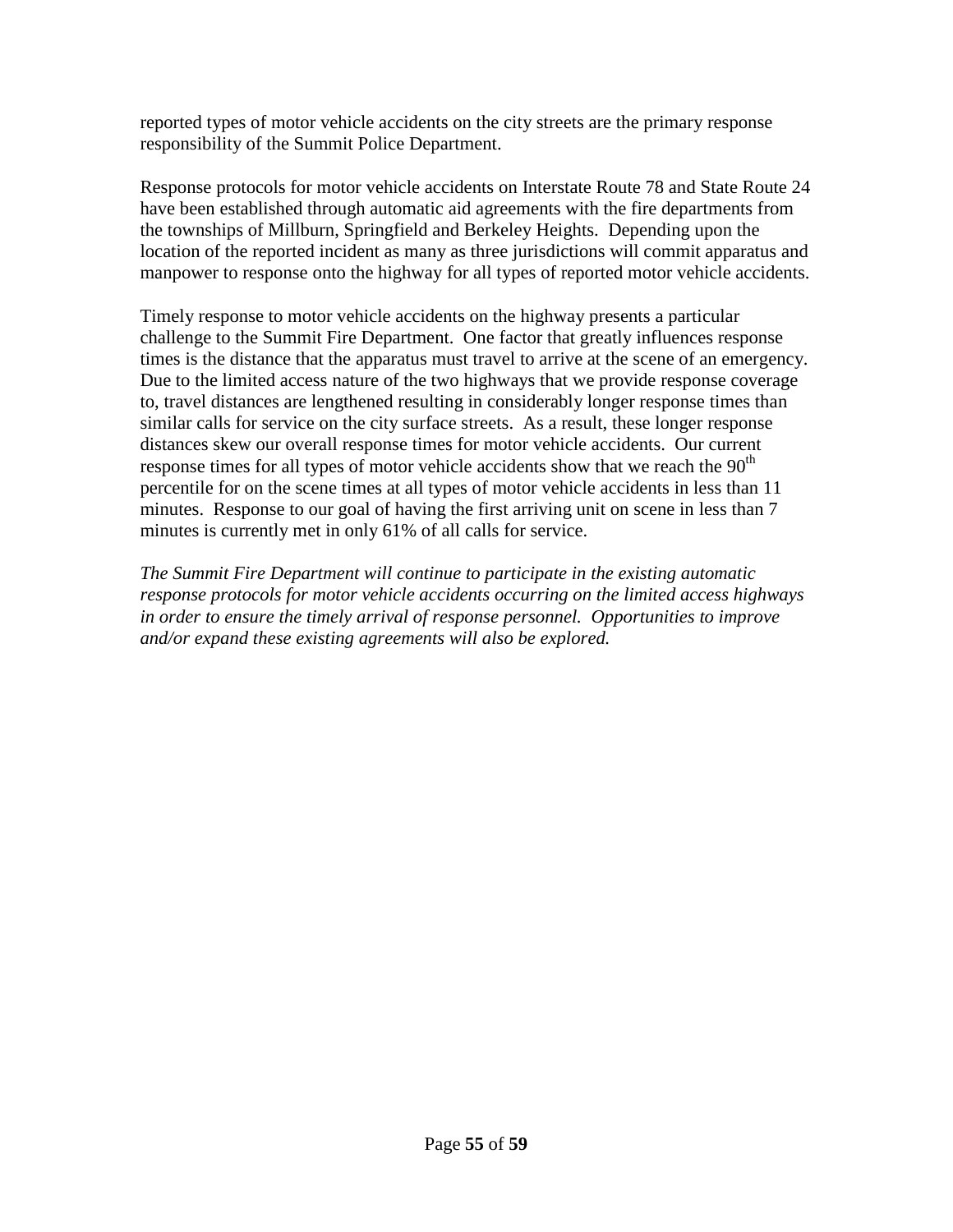reported types of motor vehicle accidents on the city streets are the primary response responsibility of the Summit Police Department.

Response protocols for motor vehicle accidents on Interstate Route 78 and State Route 24 have been established through automatic aid agreements with the fire departments from the townships of Millburn, Springfield and Berkeley Heights. Depending upon the location of the reported incident as many as three jurisdictions will commit apparatus and manpower to response onto the highway for all types of reported motor vehicle accidents.

Timely response to motor vehicle accidents on the highway presents a particular challenge to the Summit Fire Department. One factor that greatly influences response times is the distance that the apparatus must travel to arrive at the scene of an emergency. Due to the limited access nature of the two highways that we provide response coverage to, travel distances are lengthened resulting in considerably longer response times than similar calls for service on the city surface streets. As a result, these longer response distances skew our overall response times for motor vehicle accidents. Our current response times for all types of motor vehicle accidents show that we reach the 90th percentile for on the scene times at all types of motor vehicle accidents in less than 11 minutes. Response to our goal of having the first arriving unit on scene in less than 7 minutes is currently met in only 61% of all calls for service.

*The Summit Fire Department will continue to participate in the existing automatic response protocols for motor vehicle accidents occurring on the limited access highways in order to ensure the timely arrival of response personnel. Opportunities to improve and/or expand these existing agreements will also be explored.*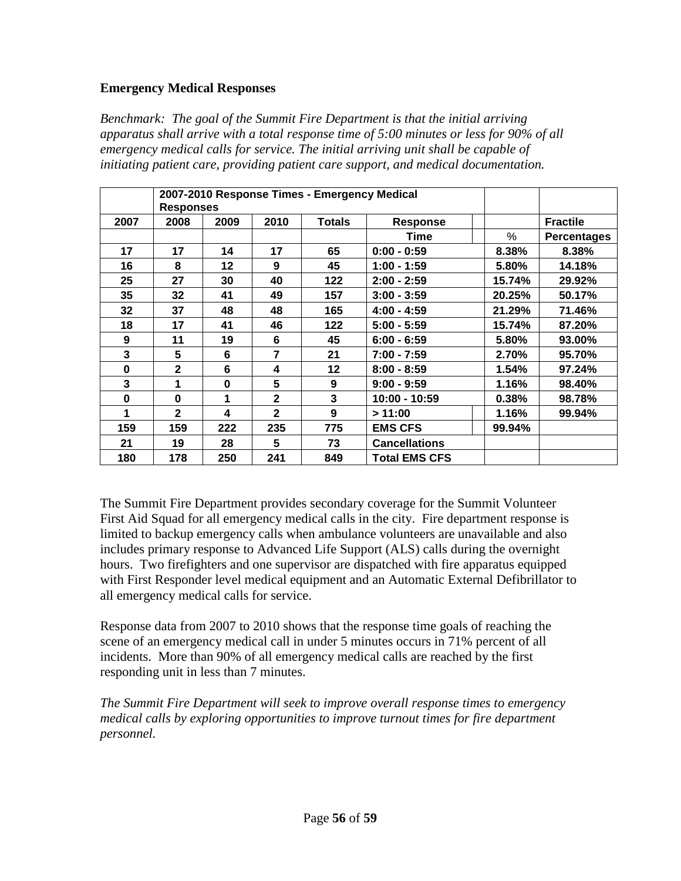**Emergency Medical Responses**

*Benchmark: The goal of the Summit Fire Department is that the initial arriving apparatus shall arrive with a total response time of 5:00 minutes or less for 90% of all emergency medical calls for service. The initial arriving unit shall be capable of initiating patient care, providing patient care support, and medical documentation.*

| | 2007-2010 Response Times - Emergency Medical Responses | | | | | | |
|---|---|---|---|---|---|---|---|
| 2007 | 2008 | 2009 | 2010 | Totals | Response | | Fractile |
| | | | | | Time | % | Percentages |
| 17 | 17 | 14 | 17 | 65 | 0:00 - 0:59 | 8.38% | 8.38% |
| 16 | 8 | 12 | 9 | 45 | 1:00 - 1:59 | 5.80% | 14.18% |
| 25 | 27 | 30 | 40 | 122 | 2:00 - 2:59 | 15.74% | 29.92% |
| 35 | 32 | 41 | 49 | 157 | 3:00 - 3:59 | 20.25% | 50.17% |
| 32 | 37 | 48 | 48 | 165 | 4:00 - 4:59 | 21.29% | 71.46% |
| 18 | 17 | 41 | 46 | 122 | 5:00 - 5:59 | 15.74% | 87.20% |
| 9 | 11 | 19 | 6 | 45 | 6:00 - 6:59 | 5.80% | 93.00% |
| 3 | 5 | 6 | 7 | 21 | 7:00 - 7:59 | 2.70% | 95.70% |
| 0 | 2 | 6 | 4 | 12 | 8:00 - 8:59 | 1.54% | 97.24% |
| 3 | 1 | 0 | 5 | 9 | 9:00 - 9:59 | 1.16% | 98.40% |
| 0 | 0 | 1 | 2 | 3 | 10:00 - 10:59 | 0.38% | 98.78% |
| 1 | 2 | 4 | 2 | 9 | > 11:00 | 1.16% | 99.94% |
| 159 | 159 | 222 | 235 | 775 | EMS CFS | 99.94% | |
| 21 | 19 | 28 | 5 | 73 | Cancellations | | |
| 180 | 178 | 250 | 241 | 849 | Total EMS CFS | | |

The Summit Fire Department provides secondary coverage for the Summit Volunteer First Aid Squad for all emergency medical calls in the city. Fire department response is limited to backup emergency calls when ambulance volunteers are unavailable and also includes primary response to Advanced Life Support (ALS) calls during the overnight hours. Two firefighters and one supervisor are dispatched with fire apparatus equipped with First Responder level medical equipment and an Automatic External Defibrillator to all emergency medical calls for service.

Response data from 2007 to 2010 shows that the response time goals of reaching the scene of an emergency medical call in under 5 minutes occurs in 71% percent of all incidents. More than 90% of all emergency medical calls are reached by the first responding unit in less than 7 minutes.

*The Summit Fire Department will seek to improve overall response times to emergency medical calls by exploring opportunities to improve turnout times for fire department personnel.*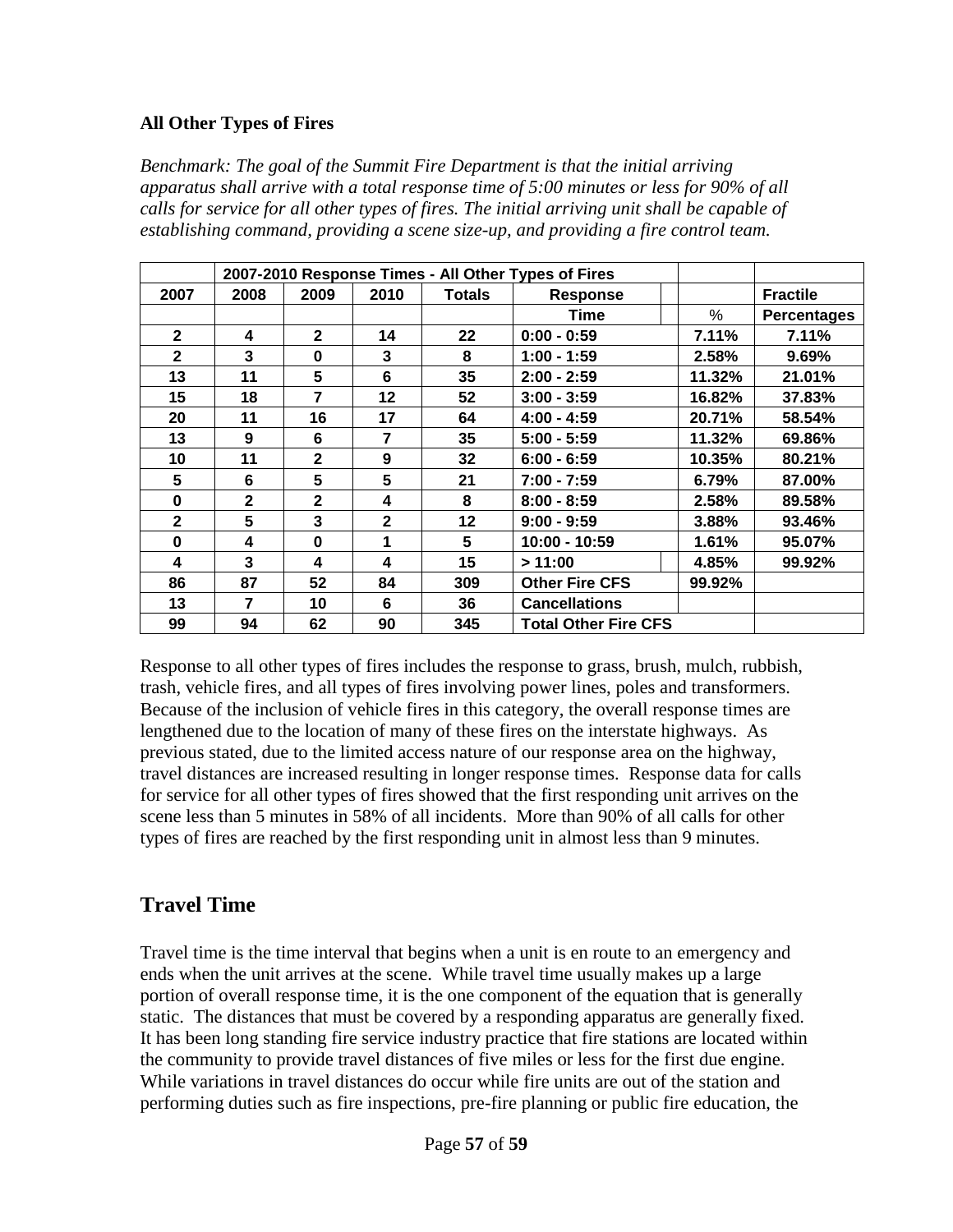**All Other Types of Fires**

*Benchmark: The goal of the Summit Fire Department is that the initial arriving apparatus shall arrive with a total response time of 5:00 minutes or less for 90% of all calls for service for all other types of fires. The initial arriving unit shall be capable of establishing command, providing a scene size-up, and providing a fire control team.*

| | 2007-2010 Response Times - All Other Types of Fires | | | | | | |
|---|---|---|---|---|---|---|---|
| 2007 | 2008 | 2009 | 2010 | Totals | Response | | Fractile |
| | | | | | Time | % | Percentages |
| 2 | 4 | 2 | 14 | 22 | 0:00 - 0:59 | 7.11% | 7.11% |
| 2 | 3 | 0 | 3 | 8 | 1:00 - 1:59 | 2.58% | 9.69% |
| 13 | 11 | 5 | 6 | 35 | 2:00 - 2:59 | 11.32% | 21.01% |
| 15 | 18 | 7 | 12 | 52 | 3:00 - 3:59 | 16.82% | 37.83% |
| 20 | 11 | 16 | 17 | 64 | 4:00 - 4:59 | 20.71% | 58.54% |
| 13 | 9 | 6 | 7 | 35 | 5:00 - 5:59 | 11.32% | 69.86% |
| 10 | 11 | 2 | 9 | 32 | 6:00 - 6:59 | 10.35% | 80.21% |
| 5 | 6 | 5 | 5 | 21 | 7:00 - 7:59 | 6.79% | 87.00% |
| 0 | 2 | 2 | 4 | 8 | 8:00 - 8:59 | 2.58% | 89.58% |
| 2 | 5 | 3 | 2 | 12 | 9:00 - 9:59 | 3.88% | 93.46% |
| 0 | 4 | 0 | 1 | 5 | 10:00 - 10:59 | 1.61% | 95.07% |
| 4 | 3 | 4 | 4 | 15 | > 11:00 | 4.85% | 99.92% |
| 86 | 87 | 52 | 84 | 309 | Other Fire CFS | 99.92% | |
| 13 | 7 | 10 | 6 | 36 | Cancellations | | |
| 99 | 94 | 62 | 90 | 345 | Total Other Fire CFS | | |

Response to all other types of fires includes the response to grass, brush, mulch, rubbish, trash, vehicle fires, and all types of fires involving power lines, poles and transformers. Because of the inclusion of vehicle fires in this category, the overall response times are lengthened due to the location of many of these fires on the interstate highways. As previous stated, due to the limited access nature of our response area on the highway, travel distances are increased resulting in longer response times. Response data for calls for service for all other types of fires showed that the first responding unit arrives on the scene less than 5 minutes in 58% of all incidents. More than 90% of all calls for other types of fires are reached by the first responding unit in almost less than 9 minutes.

## Travel Time

Travel time is the time interval that begins when a unit is en route to an emergency and ends when the unit arrives at the scene. While travel time usually makes up a large portion of overall response time, it is the one component of the equation that is generally static. The distances that must be covered by a responding apparatus are generally fixed. It has been long standing fire service industry practice that fire stations are located within the community to provide travel distances of five miles or less for the first due engine. While variations in travel distances do occur while fire units are out of the station and performing duties such as fire inspections, pre-fire planning or public fire education, the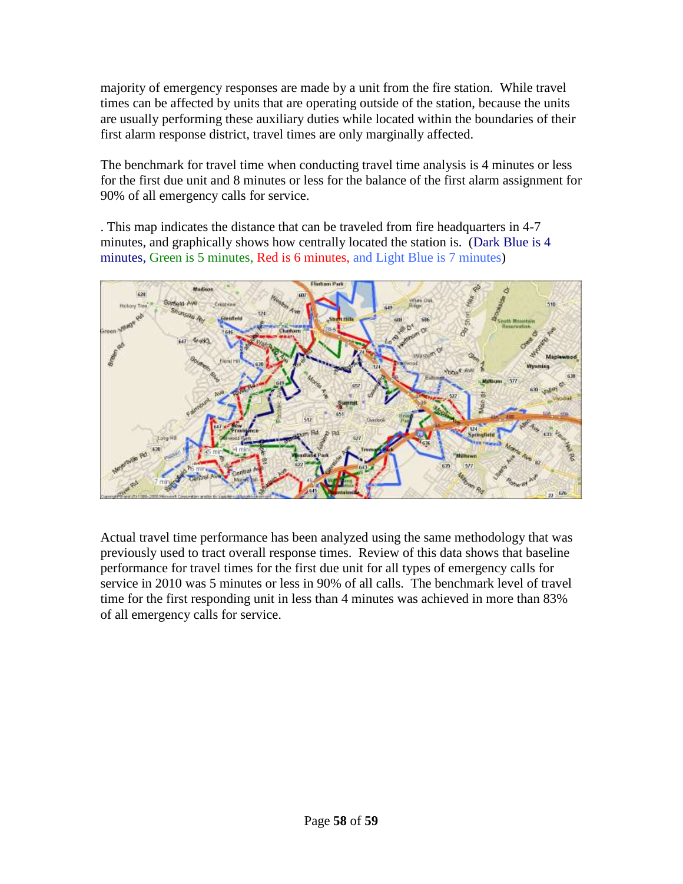majority of emergency responses are made by a unit from the fire station. While travel times can be affected by units that are operating outside of the station, because the units are usually performing these auxiliary duties while located within the boundaries of their first alarm response district, travel times are only marginally affected.

The benchmark for travel time when conducting travel time analysis is 4 minutes or less for the first due unit and 8 minutes or less for the balance of the first alarm assignment for 90% of all emergency calls for service.

. This map indicates the distance that can be traveled from fire headquarters in 4-7 minutes, and graphically shows how centrally located the station is. (Dark Blue is 4 minutes, Green is 5 minutes, Red is 6 minutes, and Light Blue is 7 minutes)

Actual travel time performance has been analyzed using the same methodology that was previously used to tract overall response times. Review of this data shows that baseline performance for travel times for the first due unit for all types of emergency calls for service in 2010 was 5 minutes or less in 90% of all calls. The benchmark level of travel time for the first responding unit in less than 4 minutes was achieved in more than 83% of all emergency calls for service.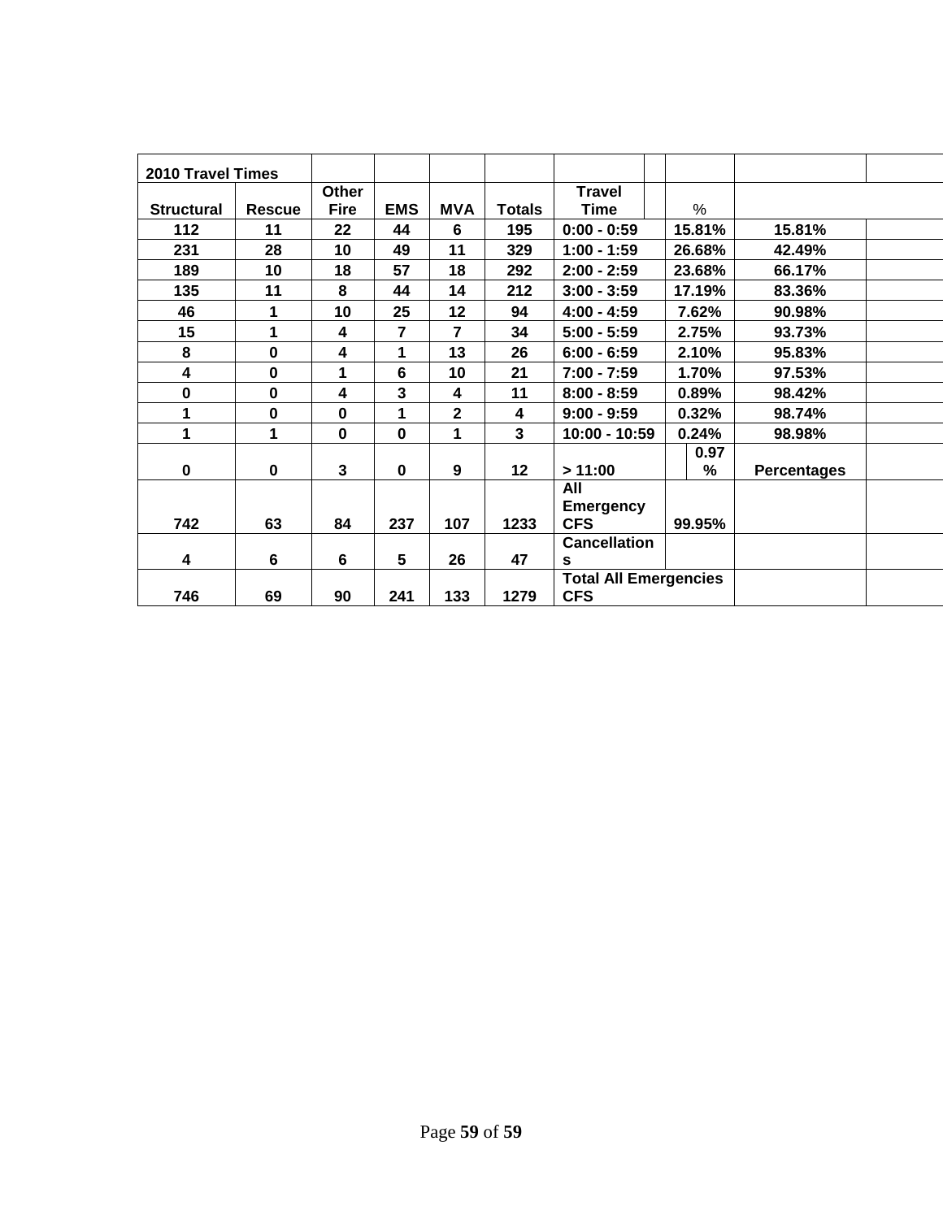| 2010 Travel Times | | | | | | | | |
|---|---|---|---|---|---|---|---|---|
| Structural | Rescue | Other Fire | EMS | MVA | Totals | Travel Time | % | |
| 112 | 11 | 22 | 44 | 6 | 195 | 0:00 - 0:59 | 15.81% | 15.81% |
| 231 | 28 | 10 | 49 | 11 | 329 | 1:00 - 1:59 | 26.68% | 42.49% |
| 189 | 10 | 18 | 57 | 18 | 292 | 2:00 - 2:59 | 23.68% | 66.17% |
| 135 | 11 | 8 | 44 | 14 | 212 | 3:00 - 3:59 | 17.19% | 83.36% |
| 46 | 1 | 10 | 25 | 12 | 94 | 4:00 - 4:59 | 7.62% | 90.98% |
| 15 | 1 | 4 | 7 | 7 | 34 | 5:00 - 5:59 | 2.75% | 93.73% |
| 8 | 0 | 4 | 1 | 13 | 26 | 6:00 - 6:59 | 2.10% | 95.83% |
| 4 | 0 | 1 | 6 | 10 | 21 | 7:00 - 7:59 | 1.70% | 97.53% |
| 0 | 0 | 4 | 3 | 4 | 11 | 8:00 - 8:59 | 0.89% | 98.42% |
| 1 | 0 | 0 | 1 | 2 | 4 | 9:00 - 9:59 | 0.32% | 98.74% |
| 1 | 1 | 0 | 0 | 1 | 3 | 10:00 - 10:59 | 0.24% | 98.98% |
| 0 | 0 | 3 | 0 | 9 | 12 | > 11:00 | 0.97 % | Percentages |
| 742 | 63 | 84 | 237 | 107 | 1233 | All Emergency CFS | 99.95% | |
| 4 | 6 | 6 | 5 | 26 | 47 | Cancellations | | |
| 746 | 69 | 90 | 241 | 133 | 1279 | Total All Emergencies CFS | | |